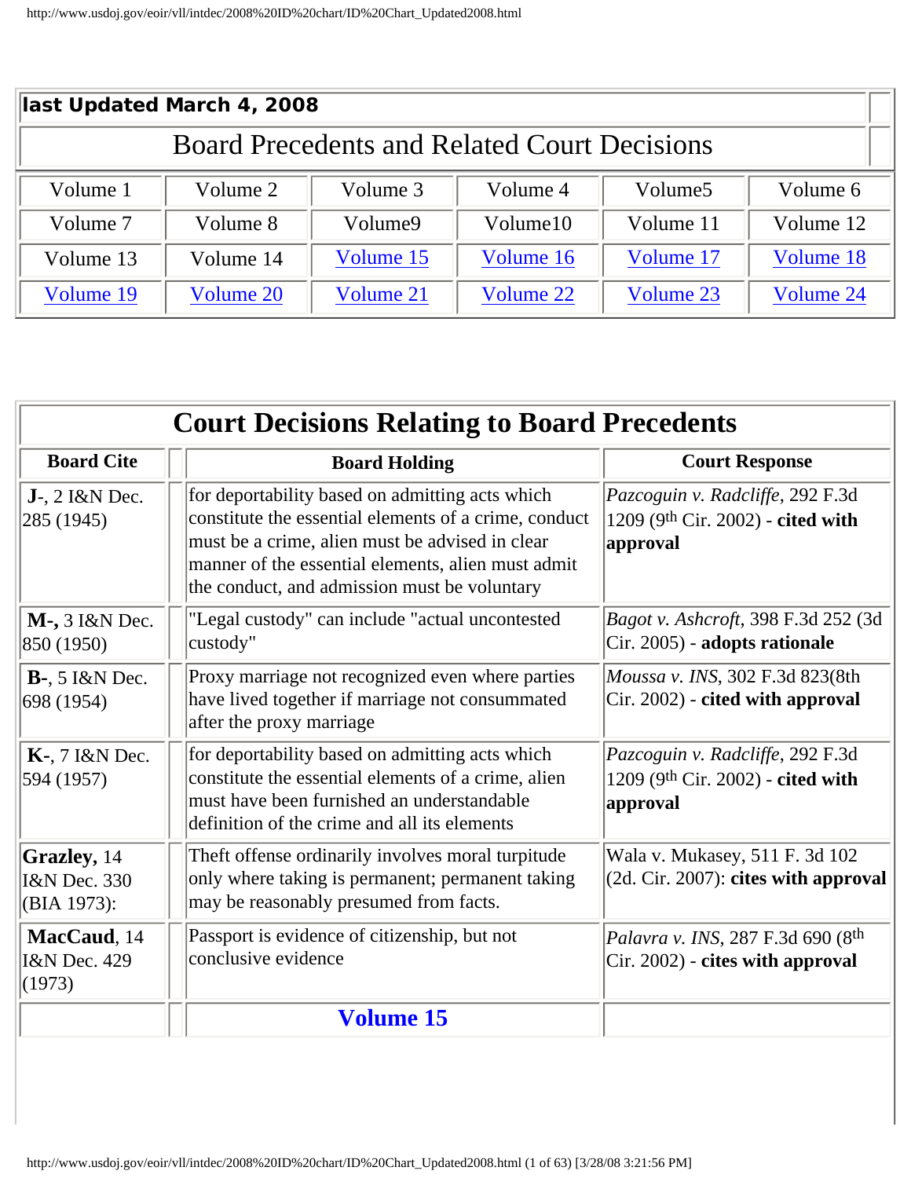| last Updated March 4, 2008 | | | | | |
|---|---|---|---|---|---|
| Board Precedents and Related Court Decisions | | | | | |
| Volume 1 | Volume 2 | Volume 3 | Volume 4 | Volume5 | Volume 6 |
| Volume 7 | Volume 8 | Volume9 | Volume10 | Volume 11 | Volume 12 |
| Volume 13 | Volume 14 | Volume 15 | Volume 16 | Volume 17 | Volume 18 |
| Volume 19 | Volume 20 | Volume 21 | Volume 22 | Volume 23 | Volume 24 |

# Court Decisions Relating to Board Precedents

| Board Cite | | Board Holding | Court Response |
|---|---|---|---|
| **J-**, 2 I&N Dec. 285 (1945) | | for deportability based on admitting acts which constitute the essential elements of a crime, conduct must be a crime, alien must be advised in clear manner of the essential elements, alien must admit the conduct, and admission must be voluntary | *Pazcoguin v. Radcliffe*, 292 F.3d 1209 (9th Cir. 2002) - **cited with approval** |
| **M-,** 3 I&N Dec. 850 (1950) | | "Legal custody" can include "actual uncontested custody" | *Bagot v. Ashcroft*, 398 F.3d 252 (3d Cir. 2005) - **adopts rationale** |
| **B-**, 5 I&N Dec. 698 (1954) | | Proxy marriage not recognized even where parties have lived together if marriage not consummated after the proxy marriage | *Moussa v. INS*, 302 F.3d 823(8th Cir. 2002) - **cited with approval** |
| **K-**, 7 I&N Dec. 594 (1957) | | for deportability based on admitting acts which constitute the essential elements of a crime, alien must have been furnished an understandable definition of the crime and all its elements | *Pazcoguin v. Radcliffe*, 292 F.3d 1209 (9th Cir. 2002) - **cited with approval** |
| **Grazley,** 14 I&N Dec. 330 (BIA 1973): | | Theft offense ordinarily involves moral turpitude only where taking is permanent; permanent taking may be reasonably presumed from facts. | Wala v. Mukasey, 511 F. 3d 102 (2d. Cir. 2007): **cites with approval** |
| **MacCaud**, 14 I&N Dec. 429 (1973) | | Passport is evidence of citizenship, but not conclusive evidence | *Palavra v. INS*, 287 F.3d 690 (8th Cir. 2002) - **cites with approval** |
| | | **Volume 15** | |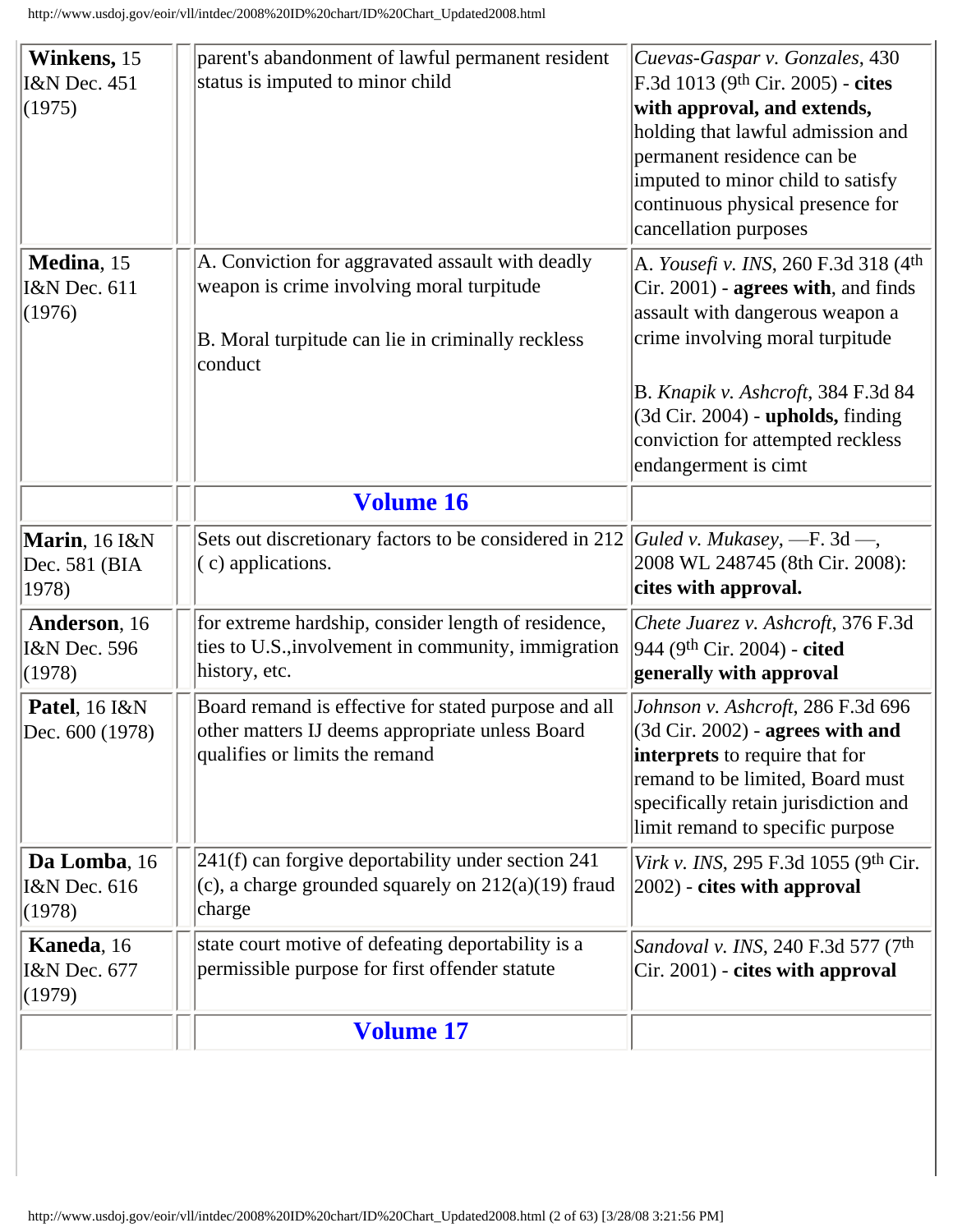| | | | |
|---|---|---|---|
| **Winkens**, 15 I&N Dec. 451 (1975) | | parent's abandonment of lawful permanent resident status is imputed to minor child | *Cuevas-Gaspar v. Gonzales*, 430 F.3d 1013 (9th Cir. 2005) - **cites with approval, and extends,** holding that lawful admission and permanent residence can be imputed to minor child to satisfy continuous physical presence for cancellation purposes |
| **Medina**, 15 I&N Dec. 611 (1976) | | A. Conviction for aggravated assault with deadly weapon is crime involving moral turpitude<br><br>B. Moral turpitude can lie in criminally reckless conduct | A. *Yousefi v. INS*, 260 F.3d 318 (4th Cir. 2001) - **agrees with**, and finds assault with dangerous weapon a crime involving moral turpitude<br><br>B. *Knapik v. Ashcroft*, 384 F.3d 84 (3d Cir. 2004) - **upholds,** finding conviction for attempted reckless endangerment is cimt |
| | | **Volume 16** | |
| **Marin**, 16 I&N Dec. 581 (BIA 1978) | | Sets out discretionary factors to be considered in 212 ( c) applications. | *Guled v. Mukasey*, —F. 3d —, 2008 WL 248745 (8th Cir. 2008): **cites with approval.** |
| **Anderson**, 16 I&N Dec. 596 (1978) | | for extreme hardship, consider length of residence, ties to U.S.,involvement in community, immigration history, etc. | *Chete Juarez v. Ashcroft*, 376 F.3d 944 (9th Cir. 2004) - **cited generally with approval** |
| **Patel**, 16 I&N Dec. 600 (1978) | | Board remand is effective for stated purpose and all other matters IJ deems appropriate unless Board qualifies or limits the remand | *Johnson v. Ashcroft*, 286 F.3d 696 (3d Cir. 2002) - **agrees with and interprets** to require that for remand to be limited, Board must specifically retain jurisdiction and limit remand to specific purpose |
| **Da Lomba**, 16 I&N Dec. 616 (1978) | | 241(f) can forgive deportability under section 241 (c), a charge grounded squarely on 212(a)(19) fraud charge | *Virk v. INS*, 295 F.3d 1055 (9th Cir. 2002) - **cites with approval** |
| **Kaneda**, 16 I&N Dec. 677 (1979) | | state court motive of defeating deportability is a permissible purpose for first offender statute | *Sandoval v. INS*, 240 F.3d 577 (7th Cir. 2001) - **cites with approval** |
| | | **Volume 17** | |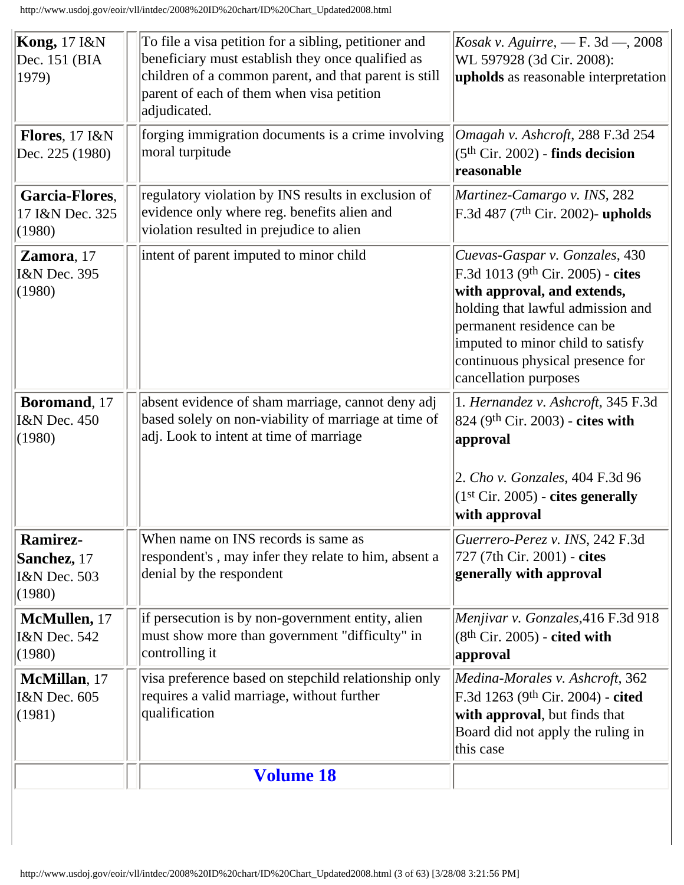| | | | |
|---|---|---|---|
| **Kong,** 17 I&N Dec. 151 (BIA 1979) | | To file a visa petition for a sibling, petitioner and beneficiary must establish they once qualified as children of a common parent, and that parent is still parent of each of them when visa petition adjudicated. | *Kosak v. Aguirre*, — F. 3d —, 2008 WL 597928 (3d Cir. 2008): **upholds** as reasonable interpretation |
| **Flores**, 17 I&N Dec. 225 (1980) | | forging immigration documents is a crime involving moral turpitude | *Omagah v. Ashcroft*, 288 F.3d 254 (5th Cir. 2002) - **finds decision reasonable** |
| **Garcia-Flores**, 17 I&N Dec. 325 (1980) | | regulatory violation by INS results in exclusion of evidence only where reg. benefits alien and violation resulted in prejudice to alien | *Martinez-Camargo v. INS*, 282 F.3d 487 (7th Cir. 2002)- **upholds** |
| **Zamora**, 17 I&N Dec. 395 (1980) | | intent of parent imputed to minor child | *Cuevas-Gaspar v. Gonzales*, 430 F.3d 1013 (9th Cir. 2005) - **cites with approval, and extends,** holding that lawful admission and permanent residence can be imputed to minor child to satisfy continuous physical presence for cancellation purposes |
| **Boromand**, 17 I&N Dec. 450 (1980) | | absent evidence of sham marriage, cannot deny adj based solely on non-viability of marriage at time of adj. Look to intent at time of marriage | 1. *Hernandez v. Ashcroft*, 345 F.3d 824 (9th Cir. 2003) - **cites with approval**<br><br>2. *Cho v. Gonzales*, 404 F.3d 96 (1st Cir. 2005) - **cites generally with approval** |
| **Ramirez-Sanchez,** 17 I&N Dec. 503 (1980) | | When name on INS records is same as respondent's , may infer they relate to him, absent a denial by the respondent | *Guerrero-Perez v. INS*, 242 F.3d 727 (7th Cir. 2001) - **cites generally with approval** |
| **McMullen,** 17 I&N Dec. 542 (1980) | | if persecution is by non-government entity, alien must show more than government "difficulty" in controlling it | *Menjivar v. Gonzales*,416 F.3d 918 (8th Cir. 2005) - **cited with approval** |
| **McMillan**, 17 I&N Dec. 605 (1981) | | visa preference based on stepchild relationship only requires a valid marriage, without further qualification | *Medina-Morales v. Ashcroft*, 362 F.3d 1263 (9th Cir. 2004) - **cited with approval**, but finds that Board did not apply the ruling in this case |
| | | **Volume 18** | |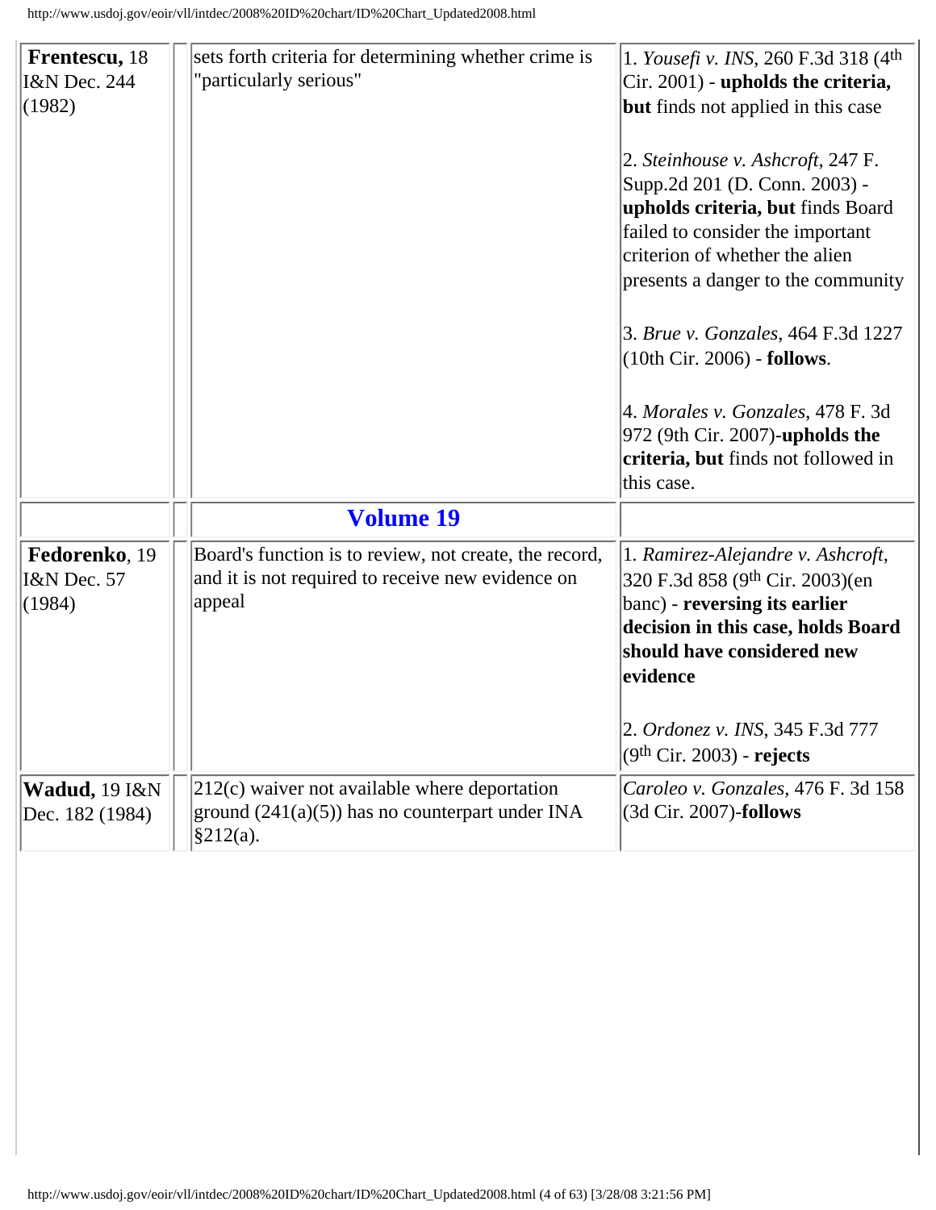| | | | |
|---|---|---|---|
| **Frentescu,** 18 I&N Dec. 244 (1982) | | sets forth criteria for determining whether crime is "particularly serious" | 1. *Yousefi v. INS*, 260 F.3d 318 (4th Cir. 2001) - **upholds the criteria, but** finds not applied in this case<br><br>2. *Steinhouse v. Ashcroft*, 247 F. Supp.2d 201 (D. Conn. 2003) - **upholds criteria, but** finds Board failed to consider the important criterion of whether the alien presents a danger to the community<br><br>3. *Brue v. Gonzales*, 464 F.3d 1227 (10th Cir. 2006) - **follows**.<br><br>4. *Morales v. Gonzales*, 478 F. 3d 972 (9th Cir. 2007)-**upholds the criteria, but** finds not followed in this case. |
| | | **Volume 19** | |
| **Fedorenko**, 19 I&N Dec. 57 (1984) | | Board's function is to review, not create, the record, and it is not required to receive new evidence on appeal | 1. *Ramirez-Alejandre v. Ashcroft*, 320 F.3d 858 (9th Cir. 2003)(en banc) - **reversing its earlier decision in this case, holds Board should have considered new evidence**<br><br>2. *Ordonez v. INS*, 345 F.3d 777 (9th Cir. 2003) - **rejects** |
| **Wadud,** 19 I&N Dec. 182 (1984) | | 212(c) waiver not available where deportation ground (241(a)(5)) has no counterpart under INA §212(a). | *Caroleo v. Gonzales*, 476 F. 3d 158 (3d Cir. 2007)-**follows** |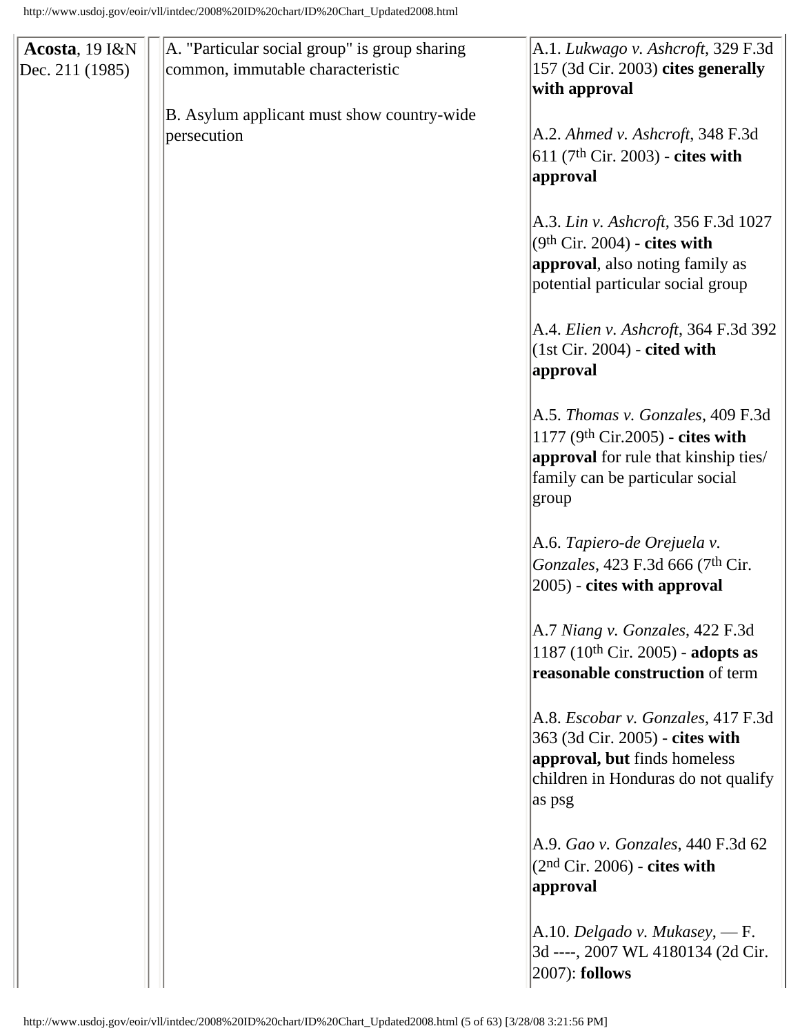| | | | |
|---|---|---|---|
| **Acosta**, 19 I&N Dec. 211 (1985) | | A. "Particular social group" is group sharing common, immutable characteristic<br><br>B. Asylum applicant must show country-wide persecution | A.1. *Lukwago v. Ashcroft*, 329 F.3d 157 (3d Cir. 2003) **cites generally with approval**<br><br>A.2. *Ahmed v. Ashcroft*, 348 F.3d 611 (7th Cir. 2003) - **cites with approval**<br><br>A.3. *Lin v. Ashcroft*, 356 F.3d 1027 (9th Cir. 2004) - **cites with approval**, also noting family as potential particular social group<br><br>A.4. *Elien v. Ashcroft*, 364 F.3d 392 (1st Cir. 2004) - **cited with approval**<br><br>A.5. *Thomas v. Gonzales*, 409 F.3d 1177 (9th Cir.2005) - **cites with approval** for rule that kinship ties/ family can be particular social group<br><br>A.6. *Tapiero-de Orejuela v. Gonzales*, 423 F.3d 666 (7th Cir. 2005) - **cites with approval**<br><br>A.7 *Niang v. Gonzales*, 422 F.3d 1187 (10th Cir. 2005) - **adopts as reasonable construction** of term<br><br>A.8. *Escobar v. Gonzales*, 417 F.3d 363 (3d Cir. 2005) - **cites with approval, but** finds homeless children in Honduras do not qualify as psg<br><br>A.9. *Gao v. Gonzales*, 440 F.3d 62 (2nd Cir. 2006) - **cites with approval**<br><br>A.10. *Delgado v. Mukasey*, — F. 3d ----, 2007 WL 4180134 (2d Cir. 2007): **follows** |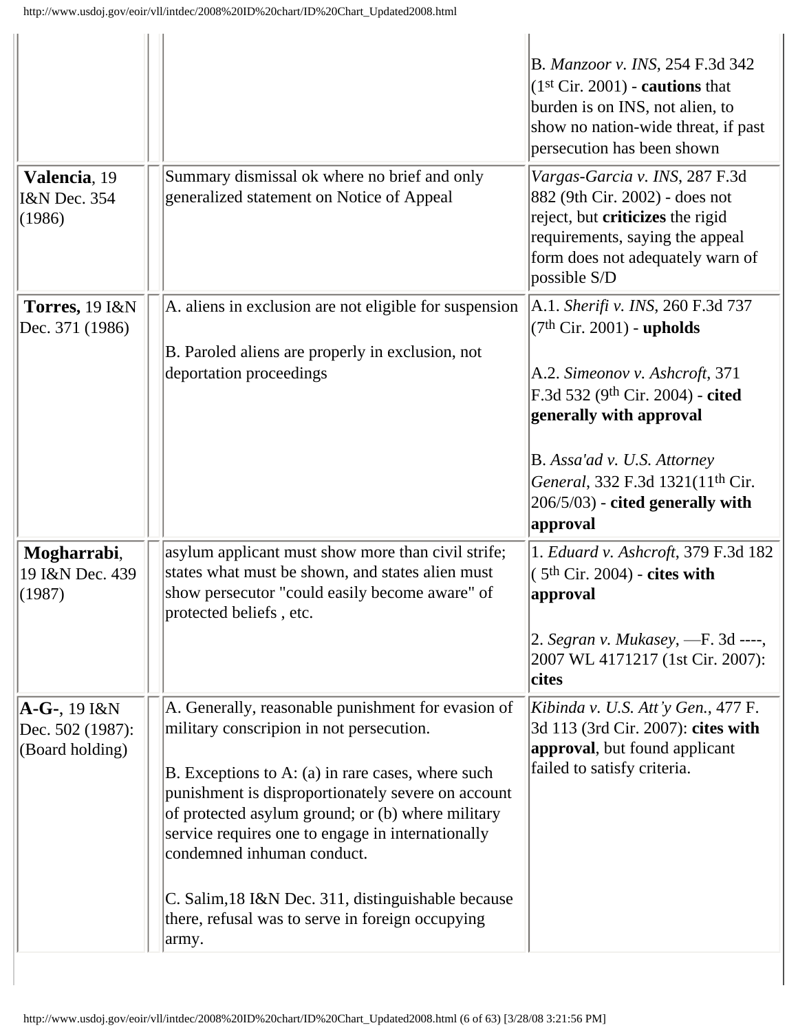| | | | |
|---|---|---|---|
| | | | B. *Manzoor v. INS*, 254 F.3d 342 (1st Cir. 2001) - **cautions** that burden is on INS, not alien, to show no nation-wide threat, if past persecution has been shown |
| **Valencia**, 19 I&N Dec. 354 (1986) | | Summary dismissal ok where no brief and only generalized statement on Notice of Appeal | *Vargas-Garcia v. INS*, 287 F.3d 882 (9th Cir. 2002) - does not reject, but **criticizes** the rigid requirements, saying the appeal form does not adequately warn of possible S/D |
| **Torres,** 19 I&N Dec. 371 (1986) | | A. aliens in exclusion are not eligible for suspension<br><br>B. Paroled aliens are properly in exclusion, not deportation proceedings | A.1. *Sherifi v. INS*, 260 F.3d 737 (7th Cir. 2001) - **upholds**<br><br>A.2. *Simeonov v. Ashcroft*, 371 F.3d 532 (9th Cir. 2004) - **cited generally with approval**<br><br>B. *Assa'ad v. U.S. Attorney General*, 332 F.3d 1321(11th Cir. 206/5/03) - **cited generally with approval** |
| **Mogharrabi**, 19 I&N Dec. 439 (1987) | | asylum applicant must show more than civil strife; states what must be shown, and states alien must show persecutor "could easily become aware" of protected beliefs , etc. | 1. *Eduard v. Ashcroft*, 379 F.3d 182 ( 5th Cir. 2004) - **cites with approval**<br><br>2. *Segran v. Mukasey*, —F. 3d ----, 2007 WL 4171217 (1st Cir. 2007): **cites** |
| **A-G-**, 19 I&N Dec. 502 (1987): (Board holding) | | A. Generally, reasonable punishment for evasion of military conscripion in not persecution.<br><br>B. Exceptions to A: (a) in rare cases, where such punishment is disproportionately severe on account of protected asylum ground; or (b) where military service requires one to engage in internationally condemned inhuman conduct.<br><br>C. Salim,18 I&N Dec. 311, distinguishable because there, refusal was to serve in foreign occupying army. | *Kibinda v. U.S. Att'y Gen.*, 477 F. 3d 113 (3rd Cir. 2007): **cites with approval**, but found applicant failed to satisfy criteria. |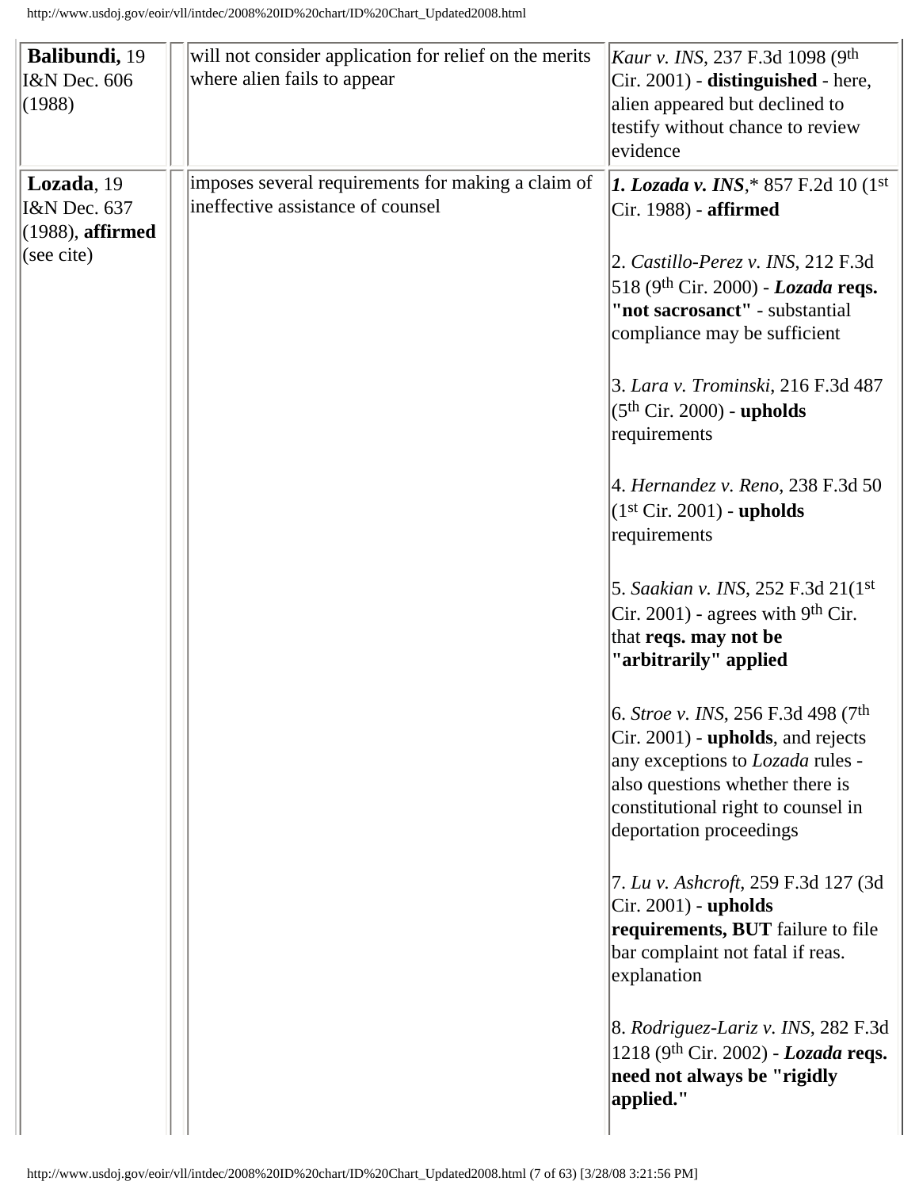| | | | |
|---|---|---|---|
| **Balibundi,** 19 I&N Dec. 606 (1988) | | will not consider application for relief on the merits where alien fails to appear | *Kaur v. INS*, 237 F.3d 1098 (9th Cir. 2001) - **distinguished** - here, alien appeared but declined to testify without chance to review evidence |
| **Lozada**, 19 I&N Dec. 637 (1988), **affirmed** (see cite) | | imposes several requirements for making a claim of ineffective assistance of counsel | ***1. Lozada v. INS***,* 857 F.2d 10 (1st Cir. 1988) - **affirmed**<br><br>2. *Castillo-Perez v. INS*, 212 F.3d 518 (9th Cir. 2000) - ***Lozada* reqs. "not sacrosanct"** - substantial compliance may be sufficient<br><br>3. *Lara v. Trominski*, 216 F.3d 487 (5th Cir. 2000) - **upholds** requirements<br><br>4. *Hernandez v. Reno*, 238 F.3d 50 (1st Cir. 2001) - **upholds** requirements<br><br>5. *Saakian v. INS*, 252 F.3d 21(1st Cir. 2001) - agrees with 9th Cir. that **reqs. may not be "arbitrarily" applied**<br><br>6. *Stroe v. INS*, 256 F.3d 498 (7th Cir. 2001) - **upholds**, and rejects any exceptions to *Lozada* rules - also questions whether there is constitutional right to counsel in deportation proceedings<br><br>7. *Lu v. Ashcroft*, 259 F.3d 127 (3d Cir. 2001) - **upholds requirements, BUT** failure to file bar complaint not fatal if reas. explanation<br><br>8. *Rodriguez-Lariz v. INS*, 282 F.3d 1218 (9th Cir. 2002) - ***Lozada* reqs. need not always be "rigidly applied."** |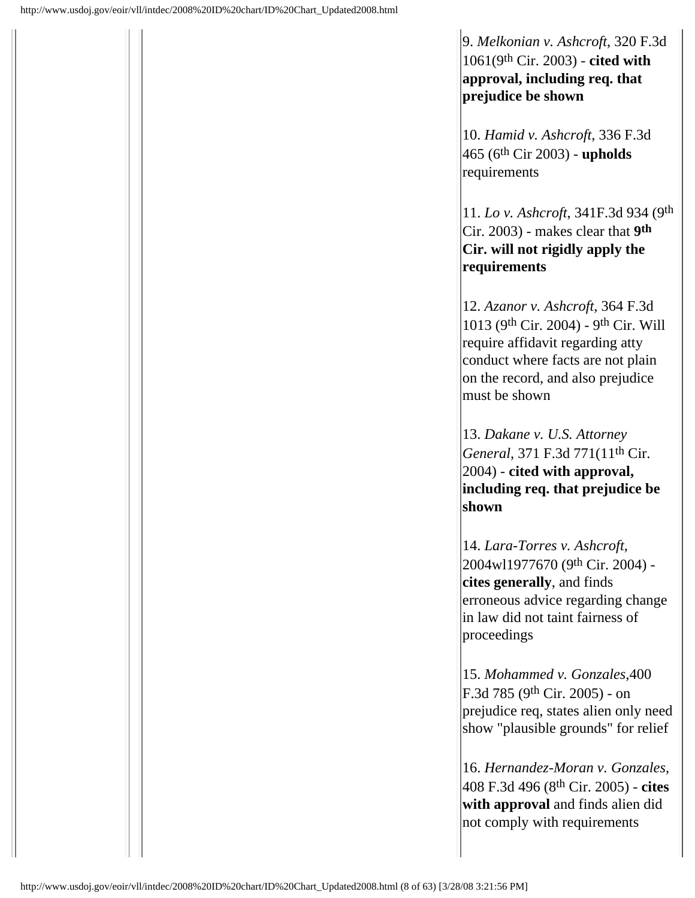| | | | |
|---|---|---|---|
| | | | 9. *Melkonian v. Ashcroft*, 320 F.3d 1061(9th Cir. 2003) - **cited with approval, including req. that prejudice be shown**<br><br>10. *Hamid v. Ashcroft*, 336 F.3d 465 (6th Cir 2003) - **upholds** requirements<br><br>11. *Lo v. Ashcroft*, 341F.3d 934 (9th Cir. 2003) - makes clear that **9th Cir. will not rigidly apply the requirements**<br><br>12. *Azanor v. Ashcroft*, 364 F.3d 1013 (9th Cir. 2004) - 9th Cir. Will require affidavit regarding atty conduct where facts are not plain on the record, and also prejudice must be shown<br><br>13. *Dakane v. U.S. Attorney General*, 371 F.3d 771(11th Cir. 2004) - **cited with approval, including req. that prejudice be shown**<br><br>14. *Lara-Torres v. Ashcroft*, 2004wl1977670 (9th Cir. 2004) - **cites generally**, and finds erroneous advice regarding change in law did not taint fairness of proceedings<br><br>15. *Mohammed v. Gonzales*,400 F.3d 785 (9th Cir. 2005) - on prejudice req, states alien only need show "plausible grounds" for relief<br><br>16. *Hernandez-Moran v. Gonzales*, 408 F.3d 496 (8th Cir. 2005) - **cites with approval** and finds alien did not comply with requirements |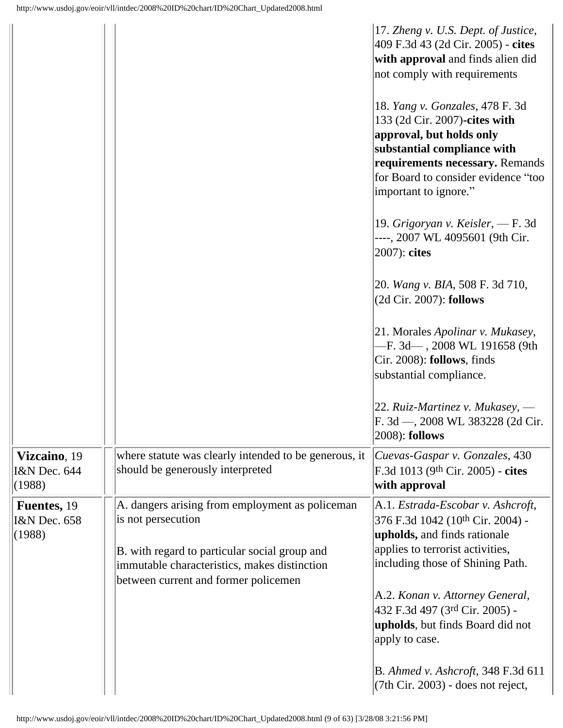| | | | |
|---|---|---|---|
| | | | 17. *Zheng v. U.S. Dept. of Justice*, 409 F.3d 43 (2d Cir. 2005) - **cites with approval** and finds alien did not comply with requirements<br><br>18. *Yang v. Gonzales*, 478 F. 3d 133 (2d Cir. 2007)-**cites with approval, but holds only substantial compliance with requirements necessary.** Remands for Board to consider evidence "too important to ignore."<br><br>19. *Grigoryan v. Keisler*, — F. 3d ----, 2007 WL 4095601 (9th Cir. 2007): **cites**<br><br>20. *Wang v. BIA*, 508 F. 3d 710, (2d Cir. 2007): **follows**<br><br>21. Morales *Apolinar v. Mukasey*, —F. 3d— , 2008 WL 191658 (9th Cir. 2008): **follows**, finds substantial compliance.<br><br>22. *Ruiz-Martinez v. Mukasey*, — F. 3d —, 2008 WL 383228 (2d Cir. 2008): **follows** |
| **Vizcaino**, 19 I&N Dec. 644 (1988) | | where statute was clearly intended to be generous, it should be generously interpreted | *Cuevas-Gaspar v. Gonzales*, 430 F.3d 1013 (9th Cir. 2005) - **cites with approval** |
| **Fuentes,** 19 I&N Dec. 658 (1988) | | A. dangers arising from employment as policeman is not persecution<br><br>B. with regard to particular social group and immutable characteristics, makes distinction between current and former policemen | A.1. *Estrada-Escobar v. Ashcroft*, 376 F.3d 1042 (10th Cir. 2004) - **upholds,** and finds rationale applies to terrorist activities, including those of Shining Path.<br><br>A.2. *Konan v. Attorney General*, 432 F.3d 497 (3rd Cir. 2005) - **upholds**, but finds Board did not apply to case.<br><br>B. *Ahmed v. Ashcroft*, 348 F.3d 611 (7th Cir. 2003) - does not reject, |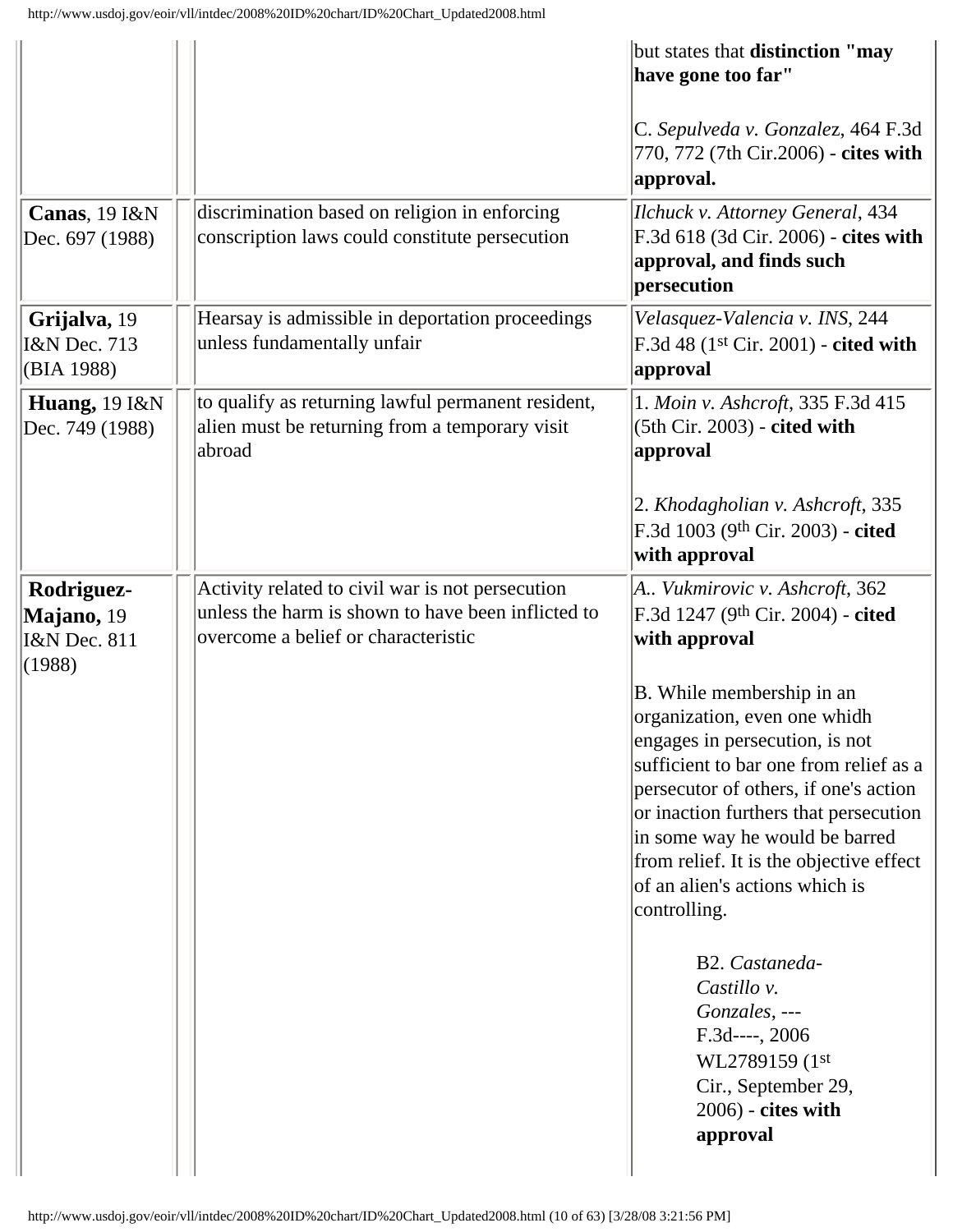| | | | |
|---|---|---|---|
| | | | but states that **distinction "may have gone too far"**<br><br>C. *Sepulveda v. Gonzalez*, 464 F.3d 770, 772 (7th Cir.2006) - **cites with approval.** |
| **Canas**, 19 I&N Dec. 697 (1988) | | discrimination based on religion in enforcing conscription laws could constitute persecution | *Ilchuck v. Attorney General*, 434 F.3d 618 (3d Cir. 2006) - **cites with approval, and finds such persecution** |
| **Grijalva,** 19 I&N Dec. 713 (BIA 1988) | | Hearsay is admissible in deportation proceedings unless fundamentally unfair | *Velasquez-Valencia v. INS*, 244 F.3d 48 (1st Cir. 2001) - **cited with approval** |
| **Huang,** 19 I&N Dec. 749 (1988) | | to qualify as returning lawful permanent resident, alien must be returning from a temporary visit abroad | 1. *Moin v. Ashcroft*, 335 F.3d 415 (5th Cir. 2003) - **cited with approval**<br><br>2. *Khodagholian v. Ashcroft*, 335 F.3d 1003 (9th Cir. 2003) - **cited with approval** |
| **Rodriguez-Majano,** 19 I&N Dec. 811 (1988) | | Activity related to civil war is not persecution unless the harm is shown to have been inflicted to overcome a belief or characteristic | *A.. Vukmirovic v. Ashcroft*, 362 F.3d 1247 (9th Cir. 2004) - **cited with approval**<br><br>B. While membership in an organization, even one whidh engages in persecution, is not sufficient to bar one from relief as a persecutor of others, if one's action or inaction furthers that persecution in some way he would be barred from relief. It is the objective effect of an alien's actions which is controlling.<br><br>B2. *Castaneda-Castillo v. Gonzales*, ---F.3d----, 2006 WL2789159 (1st Cir., September 29, 2006) - **cites with approval** |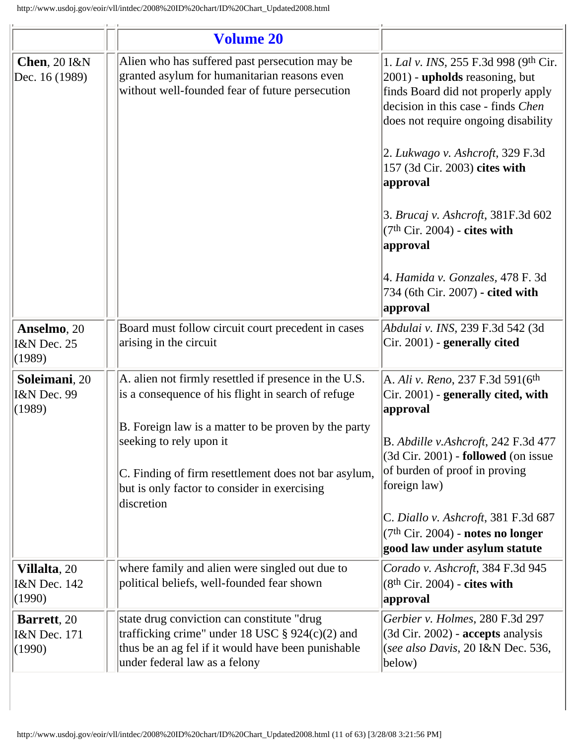| | | | |
|---|---|---|---|
| | | **Volume 20** | |
| **Chen**, 20 I&N Dec. 16 (1989) | | Alien who has suffered past persecution may be granted asylum for humanitarian reasons even without well-founded fear of future persecution | 1. *Lal v. INS*, 255 F.3d 998 (9th Cir. 2001) - **upholds** reasoning, but finds Board did not properly apply decision in this case - finds *Chen* does not require ongoing disability<br><br>2. *Lukwago v. Ashcroft*, 329 F.3d 157 (3d Cir. 2003) **cites with approval**<br><br>3. *Brucaj v. Ashcroft*, 381F.3d 602 (7th Cir. 2004) - **cites with approval**<br><br>4. *Hamida v. Gonzales*, 478 F. 3d 734 (6th Cir. 2007) **- cited with approval** |
| **Anselmo**, 20 I&N Dec. 25 (1989) | | Board must follow circuit court precedent in cases arising in the circuit | *Abdulai v. INS*, 239 F.3d 542 (3d Cir. 2001) - **generally cited** |
| **Soleimani**, 20 I&N Dec. 99 (1989) | | A. alien not firmly resettled if presence in the U.S. is a consequence of his flight in search of refuge<br><br>B. Foreign law is a matter to be proven by the party seeking to rely upon it<br><br>C. Finding of firm resettlement does not bar asylum, but is only factor to consider in exercising discretion | A. *Ali v. Reno*, 237 F.3d 591(6th Cir. 2001) - **generally cited, with approval**<br><br>B. *Abdille v.Ashcroft*, 242 F.3d 477 (3d Cir. 2001) - **followed** (on issue of burden of proof in proving foreign law)<br><br>C. *Diallo v. Ashcroft*, 381 F.3d 687 (7th Cir. 2004) - **notes no longer good law under asylum statute** |
| **Villalta**, 20 I&N Dec. 142 (1990) | | where family and alien were singled out due to political beliefs, well-founded fear shown | *Corado v. Ashcroft*, 384 F.3d 945 (8th Cir. 2004) - **cites with approval** |
| **Barrett**, 20 I&N Dec. 171 (1990) | | state drug conviction can constitute "drug trafficking crime" under 18 USC § 924(c)(2) and thus be an ag fel if it would have been punishable under federal law as a felony | *Gerbier v. Holmes*, 280 F.3d 297 (3d Cir. 2002) - **accepts** analysis (*see also Davis*, 20 I&N Dec. 536, below) |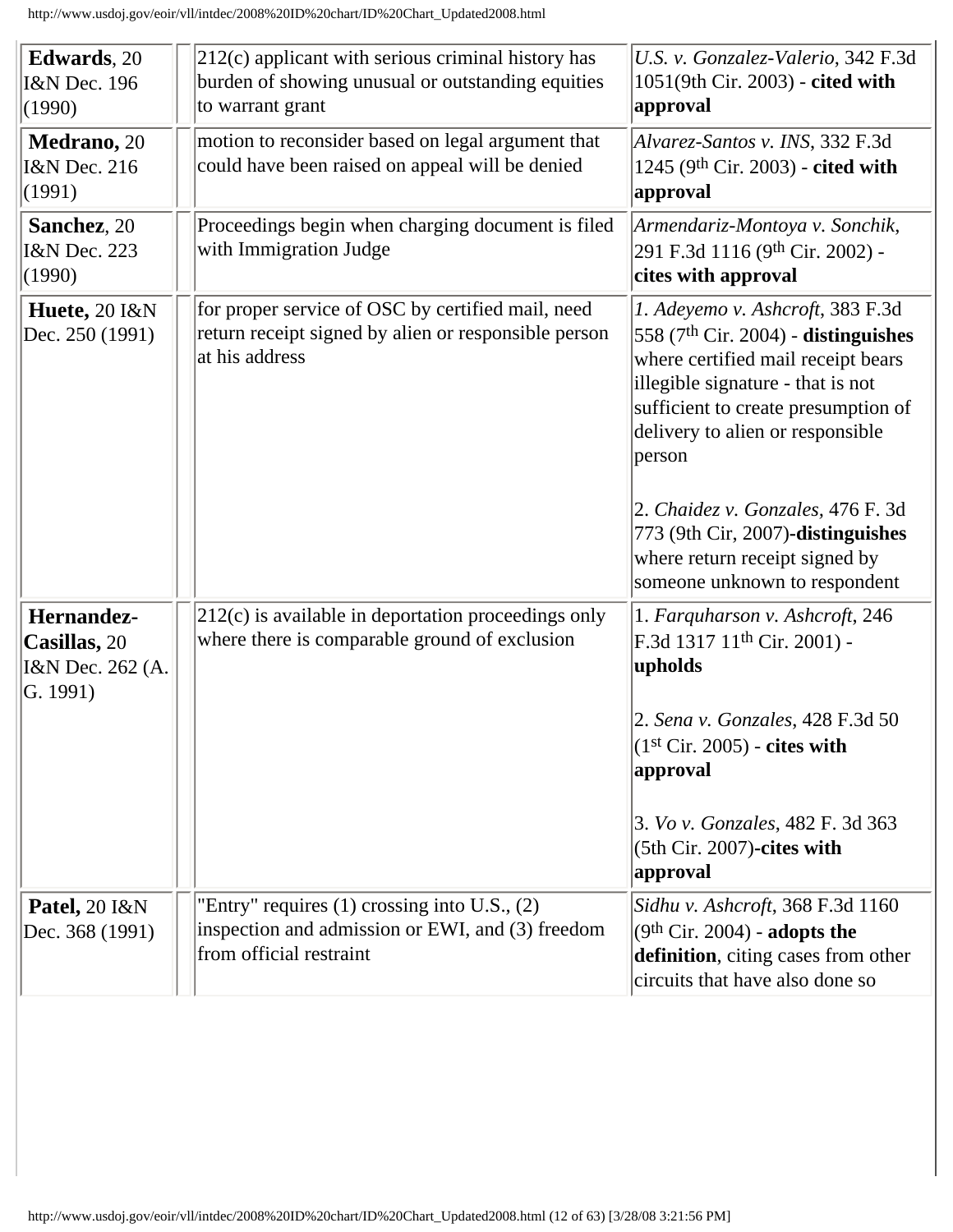| | | | |
|---|---|---|---|
| **Edwards**, 20 I&N Dec. 196 (1990) | | 212(c) applicant with serious criminal history has burden of showing unusual or outstanding equities to warrant grant | *U.S. v. Gonzalez-Valerio*, 342 F.3d 1051(9th Cir. 2003) - **cited with approval** |
| **Medrano,** 20 I&N Dec. 216 (1991) | | motion to reconsider based on legal argument that could have been raised on appeal will be denied | *Alvarez-Santos v. INS*, 332 F.3d 1245 (9th Cir. 2003) - **cited with approval** |
| **Sanchez**, 20 I&N Dec. 223 (1990) | | Proceedings begin when charging document is filed with Immigration Judge | *Armendariz-Montoya v. Sonchik*, 291 F.3d 1116 (9th Cir. 2002) - **cites with approval** |
| **Huete,** 20 I&N Dec. 250 (1991) | | for proper service of OSC by certified mail, need return receipt signed by alien or responsible person at his address | *1. Adeyemo v. Ashcroft*, 383 F.3d 558 (7th Cir. 2004) - **distinguishes** where certified mail receipt bears illegible signature - that is not sufficient to create presumption of delivery to alien or responsible person<br><br>2. *Chaidez v. Gonzales*, 476 F. 3d 773 (9th Cir, 2007)-**distinguishes** where return receipt signed by someone unknown to respondent |
| **Hernandez-Casillas,** 20 I&N Dec. 262 (A. G. 1991) | | 212(c) is available in deportation proceedings only where there is comparable ground of exclusion | 1. *Farquharson v. Ashcroft*, 246 F.3d 1317 11th Cir. 2001) - **upholds**<br><br>2. *Sena v. Gonzales*, 428 F.3d 50 (1st Cir. 2005) - **cites with approval**<br><br>3. *Vo v. Gonzales*, 482 F. 3d 363 (5th Cir. 2007)-**cites with approval** |
| **Patel,** 20 I&N Dec. 368 (1991) | | "Entry" requires (1) crossing into U.S., (2) inspection and admission or EWI, and (3) freedom from official restraint | *Sidhu v. Ashcroft*, 368 F.3d 1160 (9th Cir. 2004) - **adopts the definition**, citing cases from other circuits that have also done so |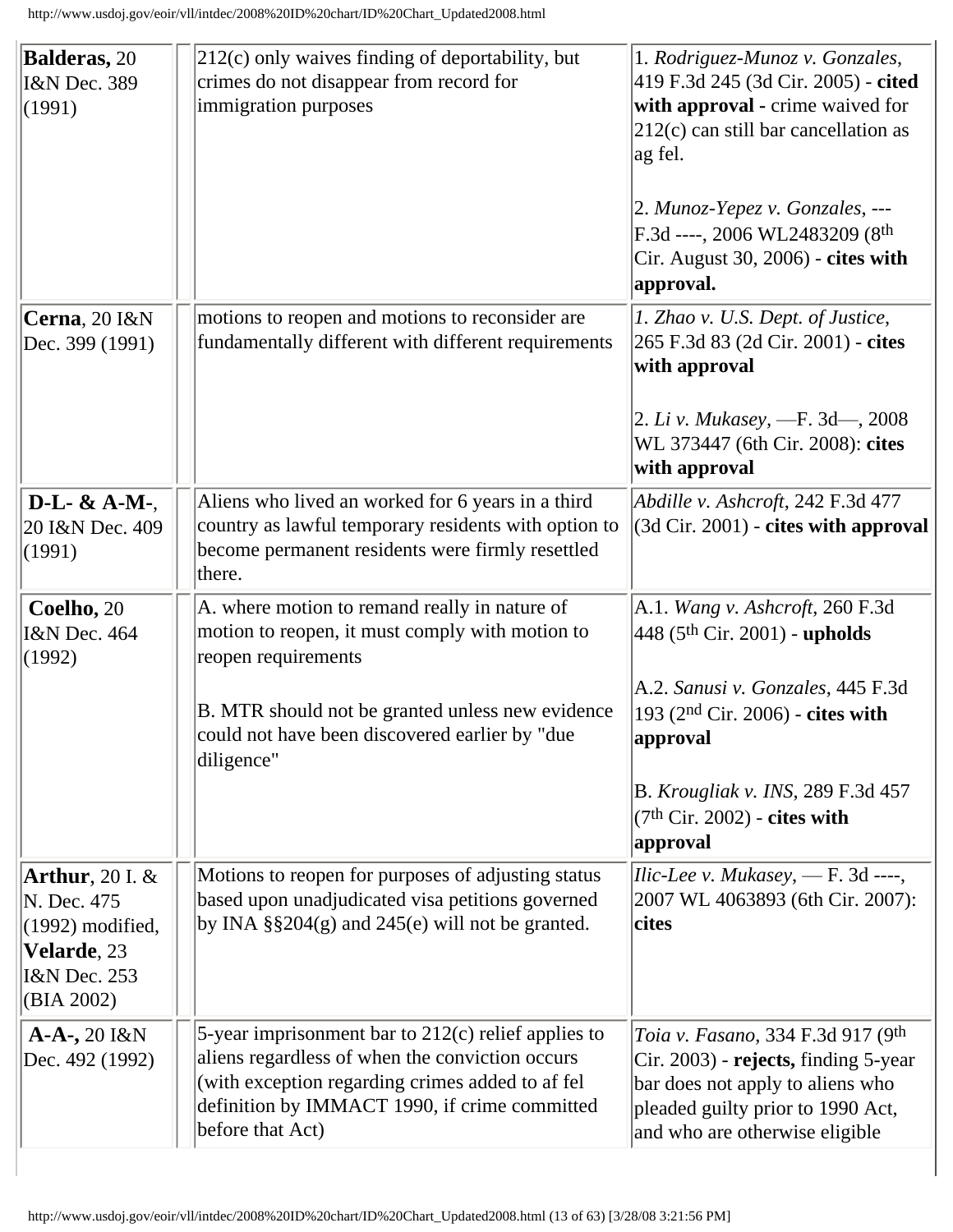| | | | |
|---|---|---|---|
| **Balderas,** 20 I&N Dec. 389 (1991) | | 212(c) only waives finding of deportability, but crimes do not disappear from record for immigration purposes | 1. *Rodriguez-Munoz v. Gonzales*, 419 F.3d 245 (3d Cir. 2005) - **cited with approval -** crime waived for 212(c) can still bar cancellation as ag fel.<br><br>2. *Munoz-Yepez v. Gonzales*, --- F.3d ----, 2006 WL2483209 (8th Cir. August 30, 2006) - **cites with approval.** |
| **Cerna**, 20 I&N Dec. 399 (1991) | | motions to reopen and motions to reconsider are fundamentally different with different requirements | *1. Zhao v. U.S. Dept. of Justice*, 265 F.3d 83 (2d Cir. 2001) - **cites with approval**<br><br>2. *Li v. Mukasey*, —F. 3d—, 2008 WL 373447 (6th Cir. 2008): **cites with approval** |
| **D-L- & A-M-**, 20 I&N Dec. 409 (1991) | | Aliens who lived an worked for 6 years in a third country as lawful temporary residents with option to become permanent residents were firmly resettled there. | *Abdille v. Ashcroft*, 242 F.3d 477 (3d Cir. 2001) - **cites with approval** |
| **Coelho,** 20 I&N Dec. 464 (1992) | | A. where motion to remand really in nature of motion to reopen, it must comply with motion to reopen requirements<br><br>B. MTR should not be granted unless new evidence could not have been discovered earlier by "due diligence" | A.1. *Wang v. Ashcroft*, 260 F.3d 448 (5th Cir. 2001) - **upholds**<br><br>A.2. *Sanusi v. Gonzales*, 445 F.3d 193 (2nd Cir. 2006) - **cites with approval**<br><br>B. *Krougliak v. INS*, 289 F.3d 457 (7th Cir. 2002) - **cites with approval** |
| **Arthur**, 20 I. & N. Dec. 475 (1992) modified, **Velarde**, 23 I&N Dec. 253 (BIA 2002) | | Motions to reopen for purposes of adjusting status based upon unadjudicated visa petitions governed by INA §§204(g) and 245(e) will not be granted. | *Ilic-Lee v. Mukasey*, — F. 3d ----, 2007 WL 4063893 (6th Cir. 2007): **cites** |
| **A-A-,** 20 I&N Dec. 492 (1992) | | 5-year imprisonment bar to 212(c) relief applies to aliens regardless of when the conviction occurs (with exception regarding crimes added to af fel definition by IMMACT 1990, if crime committed before that Act) | *Toia v. Fasano*, 334 F.3d 917 (9th Cir. 2003) - **rejects,** finding 5-year bar does not apply to aliens who pleaded guilty prior to 1990 Act, and who are otherwise eligible |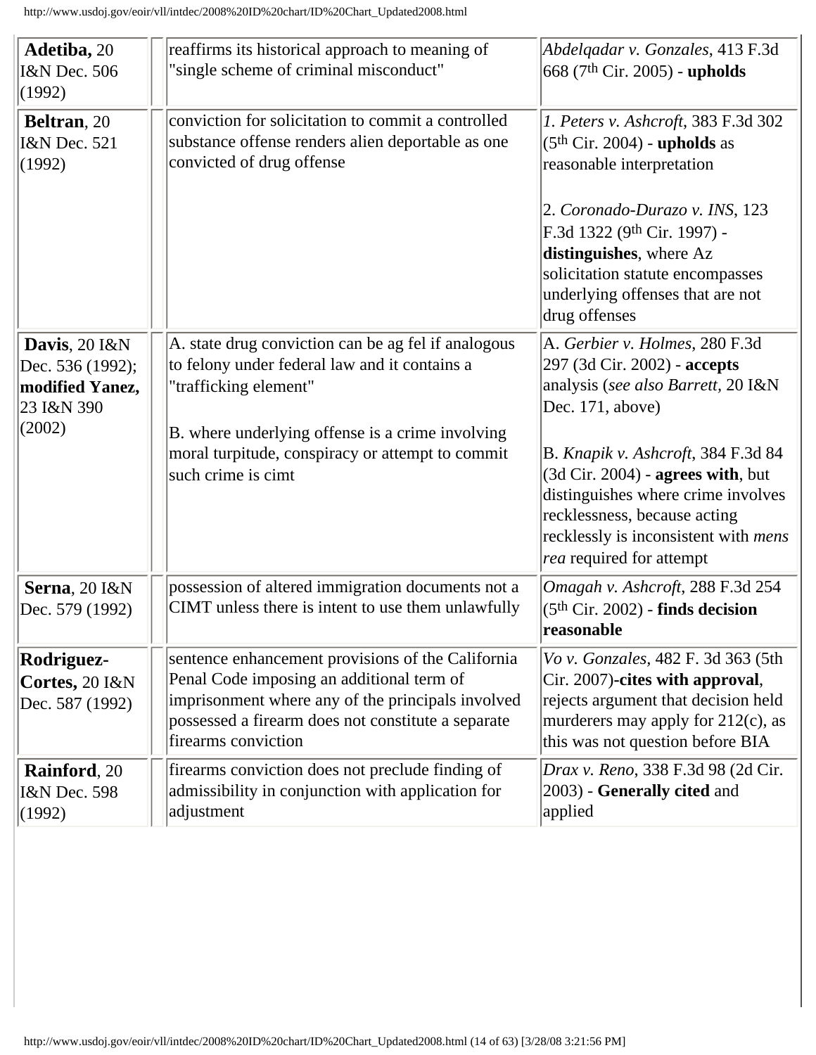| | | | |
|---|---|---|---|
| **Adetiba,** 20 I&N Dec. 506 (1992) | | reaffirms its historical approach to meaning of "single scheme of criminal misconduct" | *Abdelqadar v. Gonzales*, 413 F.3d 668 (7th Cir. 2005) - **upholds** |
| **Beltran**, 20 I&N Dec. 521 (1992) | | conviction for solicitation to commit a controlled substance offense renders alien deportable as one convicted of drug offense | *1. Peters v. Ashcroft*, 383 F.3d 302 (5th Cir. 2004) - **upholds** as reasonable interpretation<br><br>2. *Coronado-Durazo v. INS*, 123 F.3d 1322 (9th Cir. 1997) - **distinguishes**, where Az solicitation statute encompasses underlying offenses that are not drug offenses |
| **Davis**, 20 I&N Dec. 536 (1992); **modified Yanez,** 23 I&N 390 (2002) | | A. state drug conviction can be ag fel if analogous to felony under federal law and it contains a "trafficking element"<br><br>B. where underlying offense is a crime involving moral turpitude, conspiracy or attempt to commit such crime is cimt | A. *Gerbier v. Holmes*, 280 F.3d 297 (3d Cir. 2002) - **accepts** analysis (*see also Barrett*, 20 I&N Dec. 171, above)<br><br>B. *Knapik v. Ashcroft*, 384 F.3d 84 (3d Cir. 2004) - **agrees with**, but distinguishes where crime involves recklessness, because acting recklessly is inconsistent with *mens rea* required for attempt |
| **Serna**, 20 I&N Dec. 579 (1992) | | possession of altered immigration documents not a CIMT unless there is intent to use them unlawfully | *Omagah v. Ashcroft*, 288 F.3d 254 (5th Cir. 2002) - **finds decision reasonable** |
| **Rodriguez-Cortes,** 20 I&N Dec. 587 (1992) | | sentence enhancement provisions of the California Penal Code imposing an additional term of imprisonment where any of the principals involved possessed a firearm does not constitute a separate firearms conviction | *Vo v. Gonzales*, 482 F. 3d 363 (5th Cir. 2007)-**cites with approval**, rejects argument that decision held murderers may apply for 212(c), as this was not question before BIA |
| **Rainford**, 20 I&N Dec. 598 (1992) | | firearms conviction does not preclude finding of admissibility in conjunction with application for adjustment | *Drax v. Reno*, 338 F.3d 98 (2d Cir. 2003) - **Generally cited** and applied |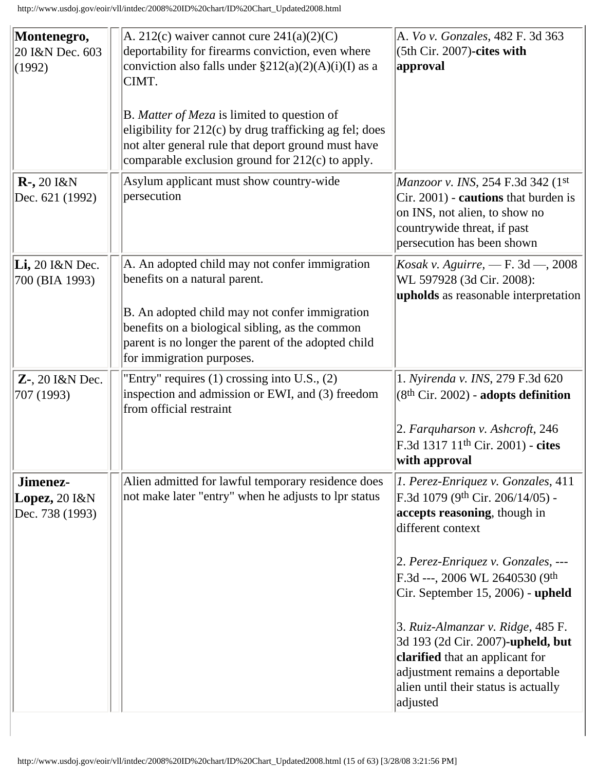| | | | |
|---|---|---|---|
| **Montenegro,** 20 I&N Dec. 603 (1992) | | A. 212(c) waiver cannot cure 241(a)(2)(C) deportability for firearms conviction, even where conviction also falls under §212(a)(2)(A)(i)(I) as a CIMT.<br><br>B. *Matter of Meza* is limited to question of eligibility for 212(c) by drug trafficking ag fel; does not alter general rule that deport ground must have comparable exclusion ground for 212(c) to apply. | A. *Vo v. Gonzales*, 482 F. 3d 363 (5th Cir. 2007)**-cites with approval** |
| **R-,** 20 I&N Dec. 621 (1992) | | Asylum applicant must show country-wide persecution | *Manzoor v. INS*, 254 F.3d 342 (1st Cir. 2001) - **cautions** that burden is on INS, not alien, to show no countrywide threat, if past persecution has been shown |
| **Li,** 20 I&N Dec. 700 (BIA 1993) | | A. An adopted child may not confer immigration benefits on a natural parent.<br><br>B. An adopted child may not confer immigration benefits on a biological sibling, as the common parent is no longer the parent of the adopted child for immigration purposes. | *Kosak v. Aguirre*, — F. 3d —, 2008 WL 597928 (3d Cir. 2008): **upholds** as reasonable interpretation |
| **Z-**, 20 I&N Dec. 707 (1993) | | "Entry" requires (1) crossing into U.S., (2) inspection and admission or EWI, and (3) freedom from official restraint | 1. *Nyirenda v. INS*, 279 F.3d 620 (8th Cir. 2002) - **adopts definition**<br><br>2. *Farquharson v. Ashcroft*, 246 F.3d 1317 11th Cir. 2001) - **cites with approval** |
| **Jimenez-Lopez,** 20 I&N Dec. 738 (1993) | | Alien admitted for lawful temporary residence does not make later "entry" when he adjusts to lpr status | *1. Perez-Enriquez v. Gonzales*, 411 F.3d 1079 (9th Cir. 206/14/05) - **accepts reasoning**, though in different context<br><br>2. *Perez-Enriquez v. Gonzales*, --- F.3d ---, 2006 WL 2640530 (9th Cir. September 15, 2006) - **upheld**<br><br>3. *Ruiz-Almanzar v. Ridge*, 485 F. 3d 193 (2d Cir. 2007)**-upheld, but clarified** that an applicant for adjustment remains a deportable alien until their status is actually adjusted |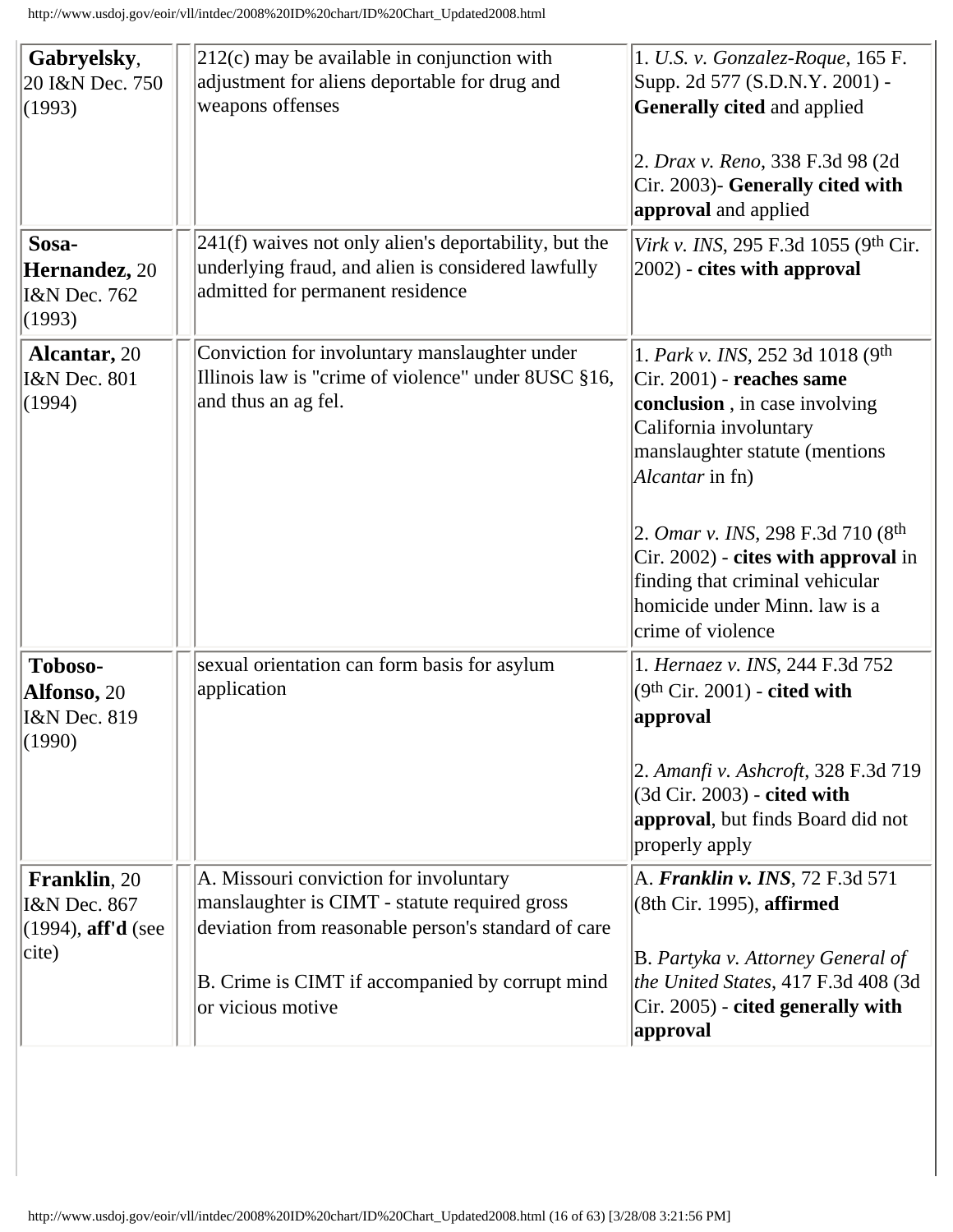| | | | |
|---|---|---|---|
| **Gabryelsky**, 20 I&N Dec. 750 (1993) | | 212(c) may be available in conjunction with adjustment for aliens deportable for drug and weapons offenses | 1. *U.S. v. Gonzalez-Roque*, 165 F. Supp. 2d 577 (S.D.N.Y. 2001) - **Generally cited** and applied<br><br>2. *Drax v. Reno*, 338 F.3d 98 (2d Cir. 2003)- **Generally cited with approval** and applied |
| **Sosa-Hernandez,** 20 I&N Dec. 762 (1993) | | 241(f) waives not only alien's deportability, but the underlying fraud, and alien is considered lawfully admitted for permanent residence | *Virk v. INS*, 295 F.3d 1055 (9th Cir. 2002) - **cites with approval** |
| **Alcantar,** 20 I&N Dec. 801 (1994) | | Conviction for involuntary manslaughter under Illinois law is "crime of violence" under 8USC §16, and thus an ag fel. | 1. *Park v. INS*, 252 3d 1018 (9th Cir. 2001) - **reaches same conclusion** , in case involving California involuntary manslaughter statute (mentions *Alcantar* in fn)<br><br>2. *Omar v. INS*, 298 F.3d 710 (8th Cir. 2002) - **cites with approval** in finding that criminal vehicular homicide under Minn. law is a crime of violence |
| **Toboso-Alfonso,** 20 I&N Dec. 819 (1990) | | sexual orientation can form basis for asylum application | 1. *Hernaez v. INS*, 244 F.3d 752 (9th Cir. 2001) - **cited with approval**<br><br>2. *Amanfi v. Ashcroft*, 328 F.3d 719 (3d Cir. 2003) - **cited with approval**, but finds Board did not properly apply |
| **Franklin**, 20 I&N Dec. 867 (1994), **aff'd** (see cite) | | A. Missouri conviction for involuntary manslaughter is CIMT - statute required gross deviation from reasonable person's standard of care<br><br>B. Crime is CIMT if accompanied by corrupt mind or vicious motive | A. ***Franklin v. INS***, 72 F.3d 571 (8th Cir. 1995), **affirmed**<br><br>B. *Partyka v. Attorney General of the United States*, 417 F.3d 408 (3d Cir. 2005) - **cited generally with approval** |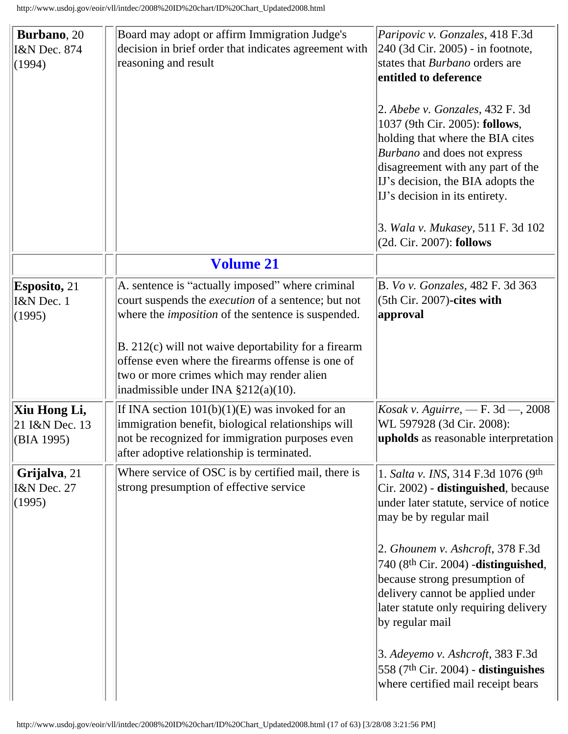| | | | |
|---|---|---|---|
| **Burbano**, 20 I&N Dec. 874 (1994) | | Board may adopt or affirm Immigration Judge's decision in brief order that indicates agreement with reasoning and result | *Paripovic v. Gonzales*, 418 F.3d 240 (3d Cir. 2005) - in footnote, states that *Burbano* orders are **entitled to deference**<br><br>2. *Abebe v. Gonzales*, 432 F. 3d 1037 (9th Cir. 2005): **follows**, holding that where the BIA cites *Burbano* and does not express disagreement with any part of the IJ's decision, the BIA adopts the IJ's decision in its entirety.<br><br>3. *Wala v. Mukasey*, 511 F. 3d 102 (2d. Cir. 2007): **follows** |
| | | **Volume 21** | |
| **Esposito,** 21 I&N Dec. 1 (1995) | | A. sentence is "actually imposed" where criminal court suspends the *execution* of a sentence; but not where the *imposition* of the sentence is suspended.<br><br>B. 212(c) will not waive deportability for a firearm offense even where the firearms offense is one of two or more crimes which may render alien inadmissible under INA §212(a)(10). | B. *Vo v. Gonzales*, 482 F. 3d 363 (5th Cir. 2007)**-cites with approval** |
| **Xiu Hong Li,** 21 I&N Dec. 13 (BIA 1995) | | If INA section 101(b)(1)(E) was invoked for an immigration benefit, biological relationships will not be recognized for immigration purposes even after adoptive relationship is terminated. | *Kosak v. Aguirre,* — F. 3d —, 2008 WL 597928 (3d Cir. 2008): **upholds** as reasonable interpretation |
| **Grijalva**, 21 I&N Dec. 27 (1995) | | Where service of OSC is by certified mail, there is strong presumption of effective service | 1. *Salta v. INS*, 314 F.3d 1076 (9th Cir. 2002) - **distinguished**, because under later statute, service of notice may be by regular mail<br><br>2. *Ghounem v. Ashcroft*, 378 F.3d 740 (8th Cir. 2004) -**distinguished**, because strong presumption of delivery cannot be applied under later statute only requiring delivery by regular mail<br><br>3. *Adeyemo v. Ashcroft*, 383 F.3d 558 (7th Cir. 2004) - **distinguishes** where certified mail receipt bears |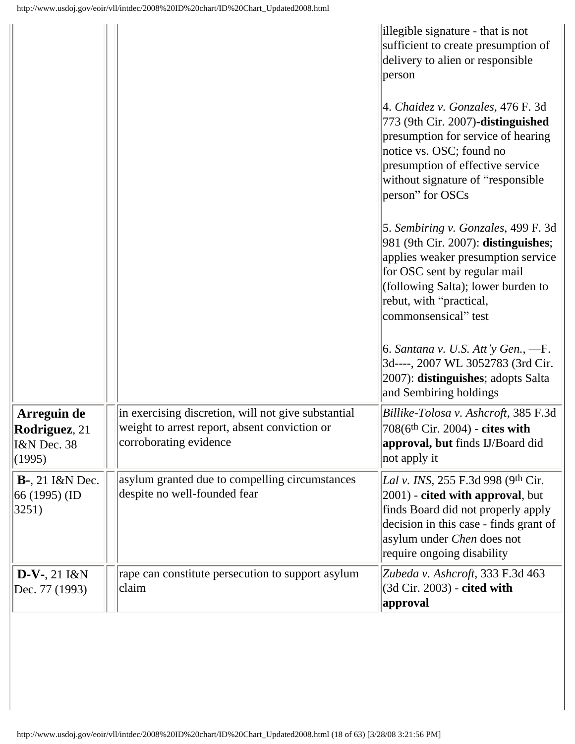| | | |
|---|---|---|
| | | illegible signature - that is not sufficient to create presumption of delivery to alien or responsible person<br><br>4. *Chaidez v. Gonzales*, 476 F. 3d 773 (9th Cir. 2007)**-distinguished** presumption for service of hearing notice vs. OSC; found no presumption of effective service without signature of "responsible person" for OSCs<br><br>5. *Sembiring v. Gonzales*, 499 F. 3d 981 (9th Cir. 2007): **distinguishes**; applies weaker presumption service for OSC sent by regular mail (following Salta); lower burden to rebut, with "practical, commonsensical" test<br><br>6. *Santana v. U.S. Att'y Gen.*, —F. 3d----, 2007 WL 3052783 (3rd Cir. 2007): **distinguishes**; adopts Salta and Sembiring holdings |
| **Arreguin de Rodriguez**, 21 I&N Dec. 38 (1995) | in exercising discretion, will not give substantial weight to arrest report, absent conviction or corroborating evidence | *Billike-Tolosa v. Ashcroft*, 385 F.3d 708(6th Cir. 2004) - **cites with approval, but** finds IJ/Board did not apply it |
| **B-**, 21 I&N Dec. 66 (1995) (ID 3251) | asylum granted due to compelling circumstances despite no well-founded fear | *Lal v. INS*, 255 F.3d 998 (9th Cir. 2001) - **cited with approval**, but finds Board did not properly apply decision in this case - finds grant of asylum under *Chen* does not require ongoing disability |
| **D-V-**, 21 I&N Dec. 77 (1993) | rape can constitute persecution to support asylum claim | *Zubeda v. Ashcroft*, 333 F.3d 463 (3d Cir. 2003) - **cited with approval** |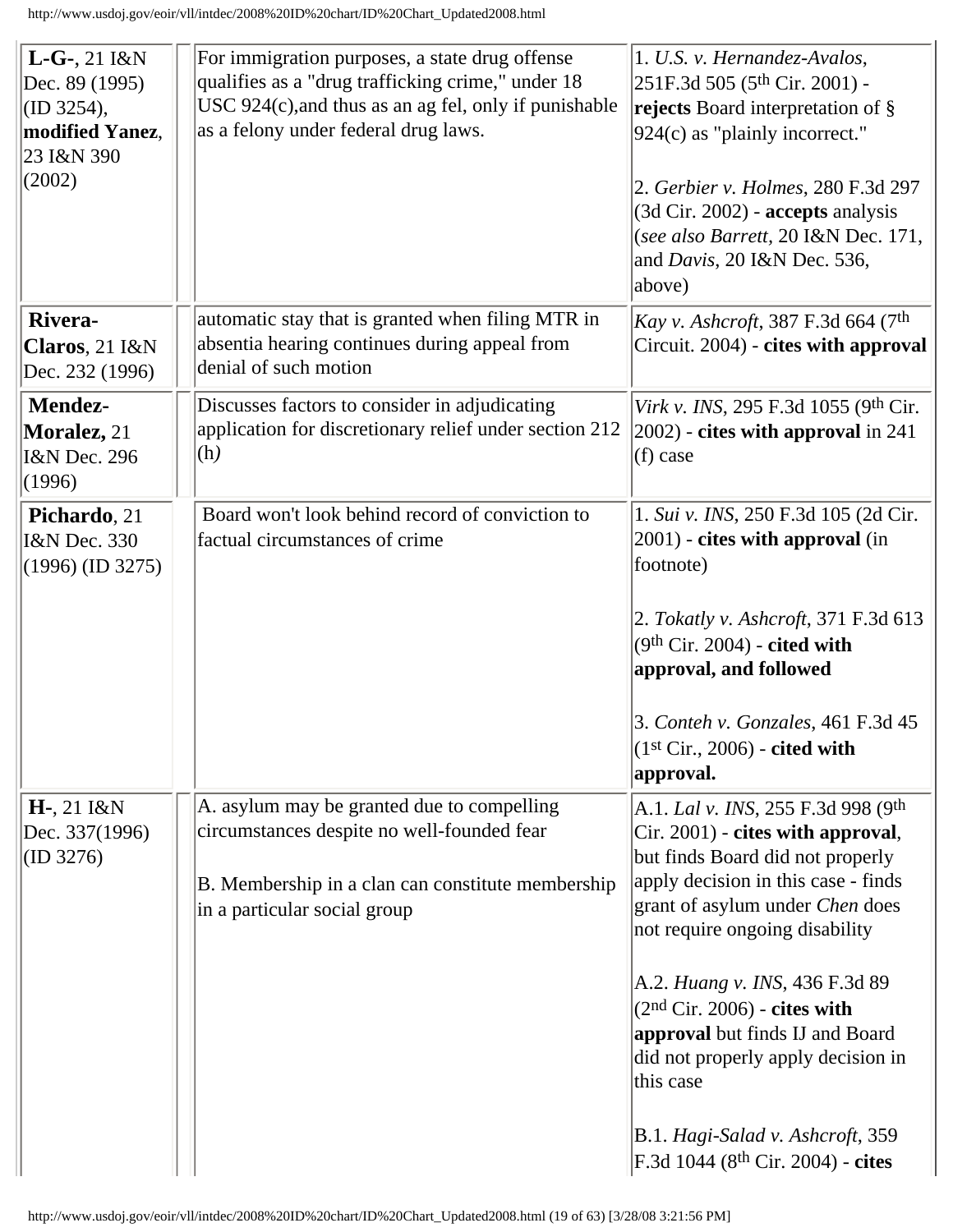| | | | |
|---|---|---|---|
| **L-G-**, 21 I&N Dec. 89 (1995) (ID 3254), **modified Yanez**, 23 I&N 390 (2002) | | For immigration purposes, a state drug offense qualifies as a "drug trafficking crime," under 18 USC 924(c),and thus as an ag fel, only if punishable as a felony under federal drug laws. | 1. *U.S. v. Hernandez-Avalos*, 251F.3d 505 (5th Cir. 2001) - **rejects** Board interpretation of § 924(c) as "plainly incorrect."<br><br>2. *Gerbier v. Holmes*, 280 F.3d 297 (3d Cir. 2002) - **accepts** analysis (*see also Barrett*, 20 I&N Dec. 171, and *Davis*, 20 I&N Dec. 536, above) |
| **Rivera-Claros**, 21 I&N Dec. 232 (1996) | | automatic stay that is granted when filing MTR in absentia hearing continues during appeal from denial of such motion | *Kay v. Ashcroft*, 387 F.3d 664 (7th Circuit. 2004) - **cites with approval** |
| **Mendez-Moralez,** 21 I&N Dec. 296 (1996) | | Discusses factors to consider in adjudicating application for discretionary relief under section 212 (h) | *Virk v. INS*, 295 F.3d 1055 (9th Cir. 2002) - **cites with approval** in 241 (f) case |
| **Pichardo**, 21 I&N Dec. 330 (1996) (ID 3275) | | Board won't look behind record of conviction to factual circumstances of crime | 1. *Sui v. INS*, 250 F.3d 105 (2d Cir. 2001) - **cites with approval** (in footnote)<br><br>2. *Tokatly v. Ashcroft*, 371 F.3d 613 (9th Cir. 2004) - **cited with approval, and followed**<br><br>3. *Conteh v. Gonzales*, 461 F.3d 45 (1st Cir., 2006) - **cited with approval.** |
| **H-**, 21 I&N Dec. 337(1996) (ID 3276) | | A. asylum may be granted due to compelling circumstances despite no well-founded fear<br><br>B. Membership in a clan can constitute membership in a particular social group | A.1. *Lal v. INS*, 255 F.3d 998 (9th Cir. 2001) - **cites with approval**, but finds Board did not properly apply decision in this case - finds grant of asylum under *Chen* does not require ongoing disability<br><br>A.2. *Huang v. INS*, 436 F.3d 89 (2nd Cir. 2006) - **cites with approval** but finds IJ and Board did not properly apply decision in this case<br><br>B.1. *Hagi-Salad v. Ashcroft*, 359 F.3d 1044 (8th Cir. 2004) - **cites** |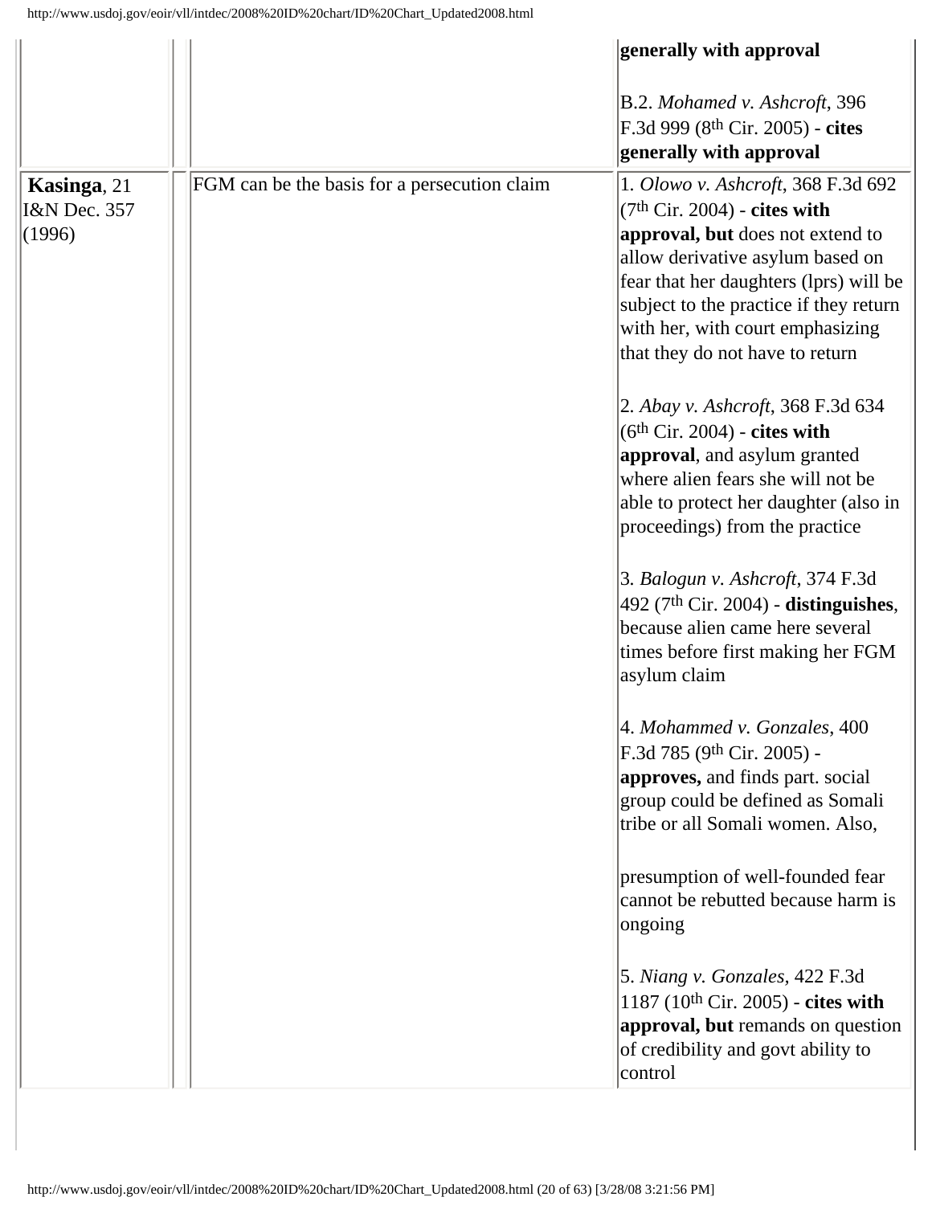| | | | |
|---|---|---|---|
| | | | **generally with approval**<br><br>B.2. *Mohamed v. Ashcroft*, 396 F.3d 999 (8th Cir. 2005) - **cites generally with approval** |
| **Kasinga**, 21 I&N Dec. 357 (1996) | | FGM can be the basis for a persecution claim | 1. *Olowo v. Ashcroft*, 368 F.3d 692 (7th Cir. 2004) - **cites with approval, but** does not extend to allow derivative asylum based on fear that her daughters (lprs) will be subject to the practice if they return with her, with court emphasizing that they do not have to return<br><br>2. *Abay v. Ashcroft*, 368 F.3d 634 (6th Cir. 2004) - **cites with approval**, and asylum granted where alien fears she will not be able to protect her daughter (also in proceedings) from the practice<br><br>3. *Balogun v. Ashcroft*, 374 F.3d 492 (7th Cir. 2004) - **distinguishes**, because alien came here several times before first making her FGM asylum claim<br><br>4. *Mohammed v. Gonzales*, 400 F.3d 785 (9th Cir. 2005) - **approves,** and finds part. social group could be defined as Somali tribe or all Somali women. Also,<br><br>presumption of well-founded fear cannot be rebutted because harm is ongoing<br><br>5. *Niang v. Gonzales*, 422 F.3d 1187 (10th Cir. 2005) - **cites with approval, but** remands on question of credibility and govt ability to control |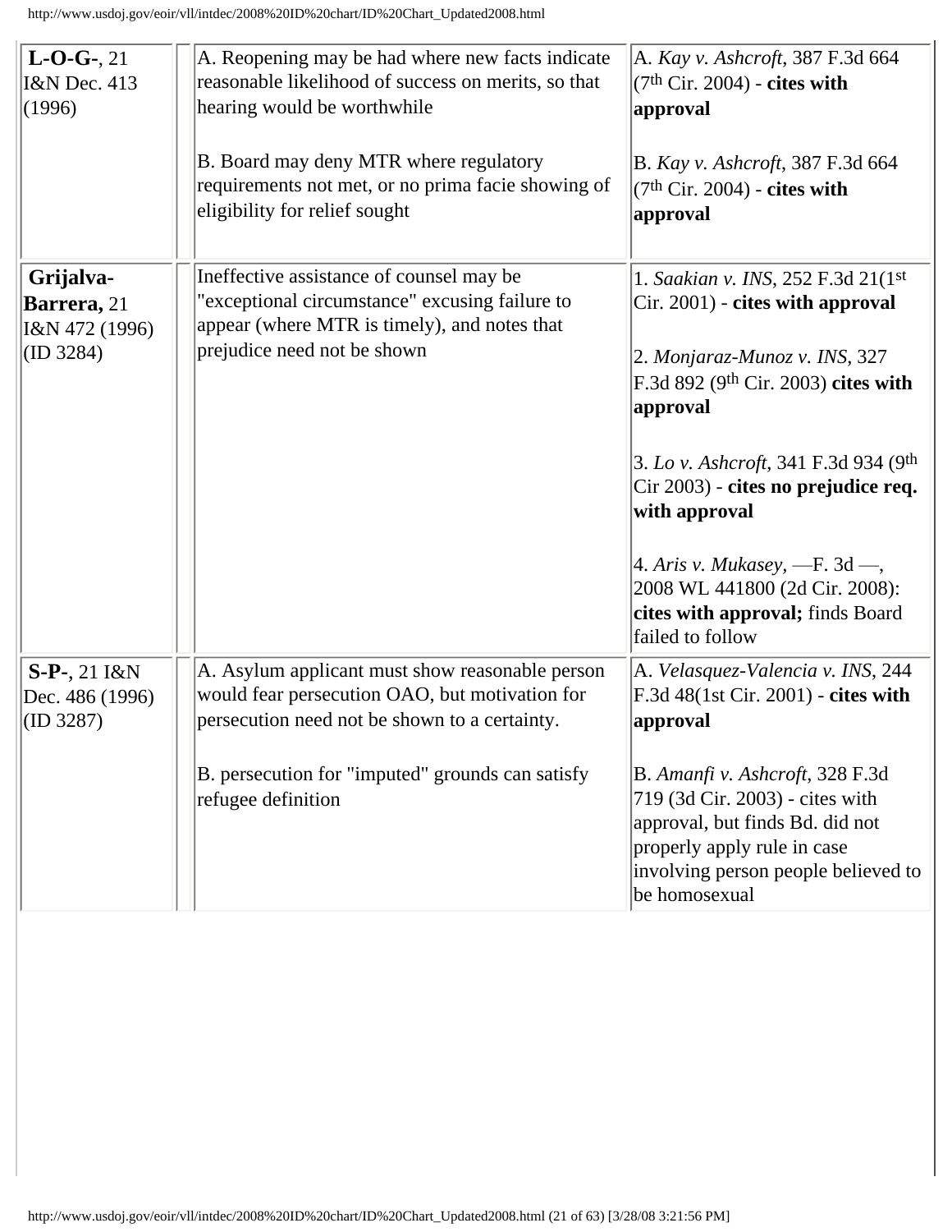| | | | |
|---|---|---|---|
| **L-O-G-**, 21 I&N Dec. 413 (1996) | | A. Reopening may be had where new facts indicate reasonable likelihood of success on merits, so that hearing would be worthwhile<br><br>B. Board may deny MTR where regulatory requirements not met, or no prima facie showing of eligibility for relief sought | A. *Kay v. Ashcroft*, 387 F.3d 664 (7th Cir. 2004) - **cites with approval**<br><br>B. *Kay v. Ashcroft*, 387 F.3d 664 (7th Cir. 2004) - **cites with approval** |
| **Grijalva-Barrera,** 21 I&N 472 (1996) (ID 3284) | | Ineffective assistance of counsel may be "exceptional circumstance" excusing failure to appear (where MTR is timely), and notes that prejudice need not be shown | 1. *Saakian v. INS*, 252 F.3d 21(1st Cir. 2001) - **cites with approval**<br><br>2. *Monjaraz-Munoz v. INS*, 327 F.3d 892 (9th Cir. 2003) **cites with approval**<br><br>3. *Lo v. Ashcroft*, 341 F.3d 934 (9th Cir 2003) - **cites no prejudice req. with approval**<br><br>4. *Aris v. Mukasey*, —F. 3d —, 2008 WL 441800 (2d Cir. 2008): **cites with approval;** finds Board failed to follow |
| **S-P-**, 21 I&N Dec. 486 (1996) (ID 3287) | | A. Asylum applicant must show reasonable person would fear persecution OAO, but motivation for persecution need not be shown to a certainty.<br><br>B. persecution for "imputed" grounds can satisfy refugee definition | A. *Velasquez-Valencia v. INS*, 244 F.3d 48(1st Cir. 2001) - **cites with approval**<br><br>B. *Amanfi v. Ashcroft*, 328 F.3d 719 (3d Cir. 2003) - cites with approval, but finds Bd. did not properly apply rule in case involving person people believed to be homosexual |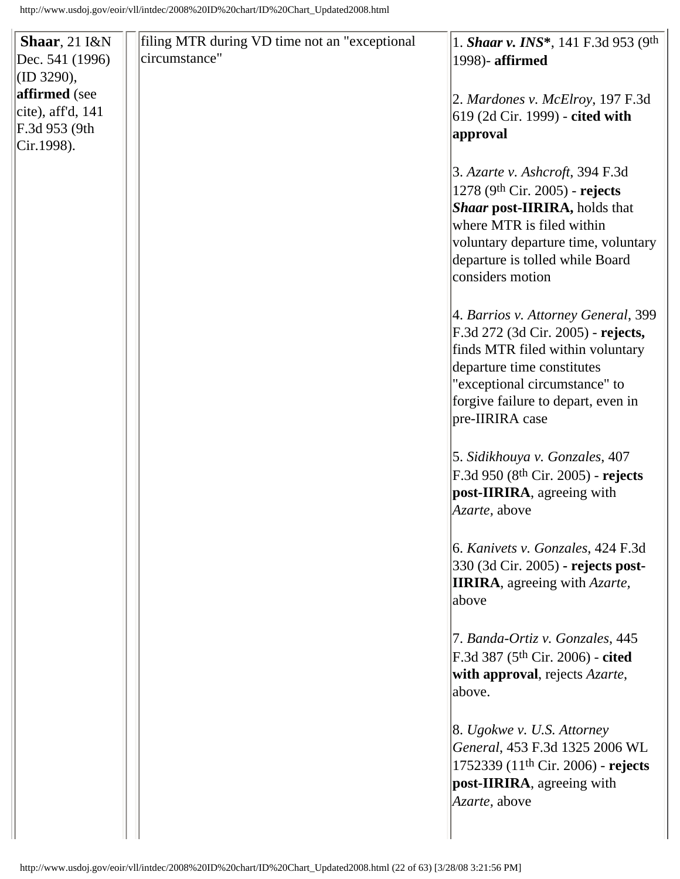| | | |
|---|---|---|
| **Shaar**, 21 I&N Dec. 541 (1996) (ID 3290), **affirmed** (see cite), aff'd, 141 F.3d 953 (9th Cir.1998). | filing MTR during VD time not an "exceptional circumstance" | 1. ***Shaar v. INS****, 141 F.3d 953 (9th 1998)- **affirmed**<br><br>2. *Mardones v. McElroy*, 197 F.3d 619 (2d Cir. 1999) - **cited with approval**<br><br>3. *Azarte v. Ashcroft*, 394 F.3d 1278 (9th Cir. 2005) - **rejects *Shaar* post-IIRIRA,** holds that where MTR is filed within voluntary departure time, voluntary departure is tolled while Board considers motion<br><br>4. *Barrios v. Attorney General*, 399 F.3d 272 (3d Cir. 2005) - **rejects,** finds MTR filed within voluntary departure time constitutes "exceptional circumstance" to forgive failure to depart, even in pre-IIRIRA case<br><br>5. *Sidikhouya v. Gonzales*, 407 F.3d 950 (8th Cir. 2005) - **rejects post-IIRIRA**, agreeing with *Azarte*, above<br><br>6. *Kanivets v. Gonzales*, 424 F.3d 330 (3d Cir. 2005) - **rejects post-IIRIRA**, agreeing with *Azarte*, above<br><br>7. *Banda-Ortiz v. Gonzales*, 445 F.3d 387 (5th Cir. 2006) - **cited with approval**, rejects *Azarte*, above.<br><br>8. *Ugokwe v. U.S. Attorney General*, 453 F.3d 1325 2006 WL 1752339 (11th Cir. 2006) - **rejects post-IIRIRA**, agreeing with *Azarte*, above |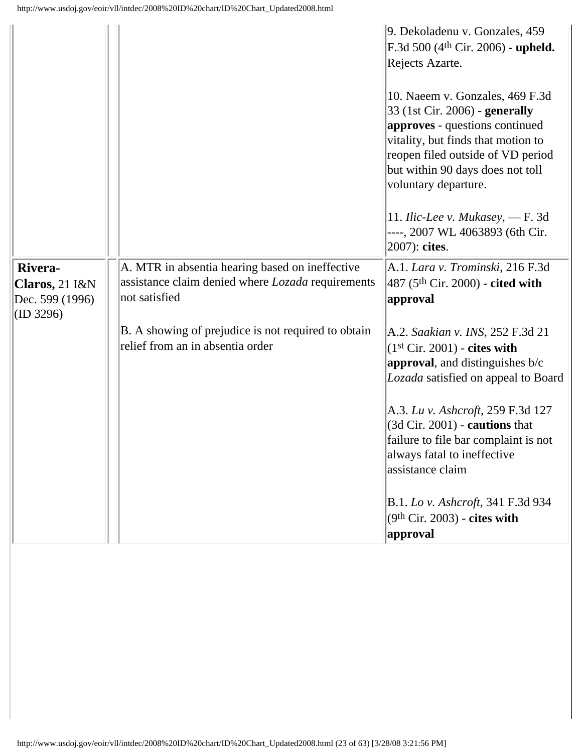| | | | |
|---|---|---|---|
| | | | 9. Dekoladenu v. Gonzales, 459 F.3d 500 (4th Cir. 2006) - **upheld.** Rejects Azarte.<br><br>10. Naeem v. Gonzales, 469 F.3d 33 (1st Cir. 2006) - **generally approves** - questions continued vitality, but finds that motion to reopen filed outside of VD period but within 90 days does not toll voluntary departure.<br><br>11. *Ilic-Lee v. Mukasey*, — F. 3d ----, 2007 WL 4063893 (6th Cir. 2007): **cites**. |
| **Rivera-Claros,** 21 I&N Dec. 599 (1996) (ID 3296) | | A. MTR in absentia hearing based on ineffective assistance claim denied where *Lozada* requirements not satisfied<br><br>B. A showing of prejudice is not required to obtain relief from an in absentia order | A.1. *Lara v. Trominski*, 216 F.3d 487 (5th Cir. 2000) - **cited with approval**<br><br>A.2. *Saakian v. INS*, 252 F.3d 21 (1st Cir. 2001) - **cites with approval**, and distinguishes b/c *Lozada* satisfied on appeal to Board<br><br>A.3. *Lu v. Ashcroft*, 259 F.3d 127 (3d Cir. 2001) - **cautions** that failure to file bar complaint is not always fatal to ineffective assistance claim<br><br>B.1. *Lo v. Ashcroft*, 341 F.3d 934 (9th Cir. 2003) - **cites with approval** |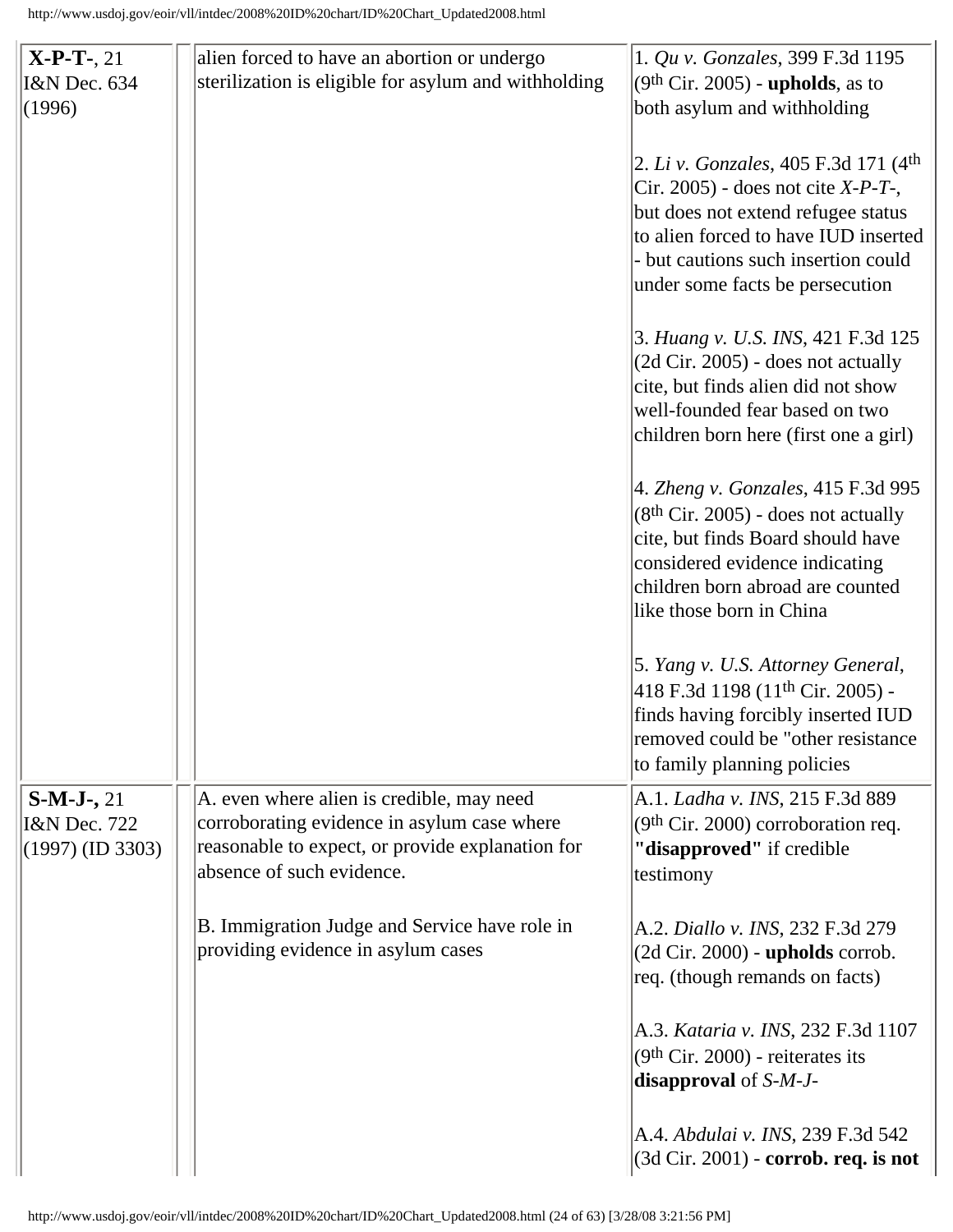| | | | |
|---|---|---|---|
| **X-P-T-**, 21 I&N Dec. 634 (1996) | | alien forced to have an abortion or undergo sterilization is eligible for asylum and withholding | 1. *Qu v. Gonzales*, 399 F.3d 1195 (9th Cir. 2005) - **upholds**, as to both asylum and withholding<br><br>2. *Li v. Gonzales*, 405 F.3d 171 (4th Cir. 2005) - does not cite *X-P-T-*, but does not extend refugee status to alien forced to have IUD inserted - but cautions such insertion could under some facts be persecution<br><br>3. *Huang v. U.S. INS*, 421 F.3d 125 (2d Cir. 2005) - does not actually cite, but finds alien did not show well-founded fear based on two children born here (first one a girl)<br><br>4. *Zheng v. Gonzales*, 415 F.3d 995 (8th Cir. 2005) - does not actually cite, but finds Board should have considered evidence indicating children born abroad are counted like those born in China<br><br>5. *Yang v. U.S. Attorney General*, 418 F.3d 1198 (11th Cir. 2005) - finds having forcibly inserted IUD removed could be "other resistance to family planning policies |
| **S-M-J-,** 21 I&N Dec. 722 (1997) (ID 3303) | | A. even where alien is credible, may need corroborating evidence in asylum case where reasonable to expect, or provide explanation for absence of such evidence.<br><br>B. Immigration Judge and Service have role in providing evidence in asylum cases | A.1. *Ladha v. INS*, 215 F.3d 889 (9th Cir. 2000) corroboration req. **"disapproved"** if credible testimony<br><br>A.2. *Diallo v. INS*, 232 F.3d 279 (2d Cir. 2000) - **upholds** corrob. req. (though remands on facts)<br><br>A.3. *Kataria v. INS*, 232 F.3d 1107 (9th Cir. 2000) - reiterates its **disapproval** of *S-M-J-*<br><br>A.4. *Abdulai v. INS*, 239 F.3d 542 (3d Cir. 2001) - **corrob. req. is not** |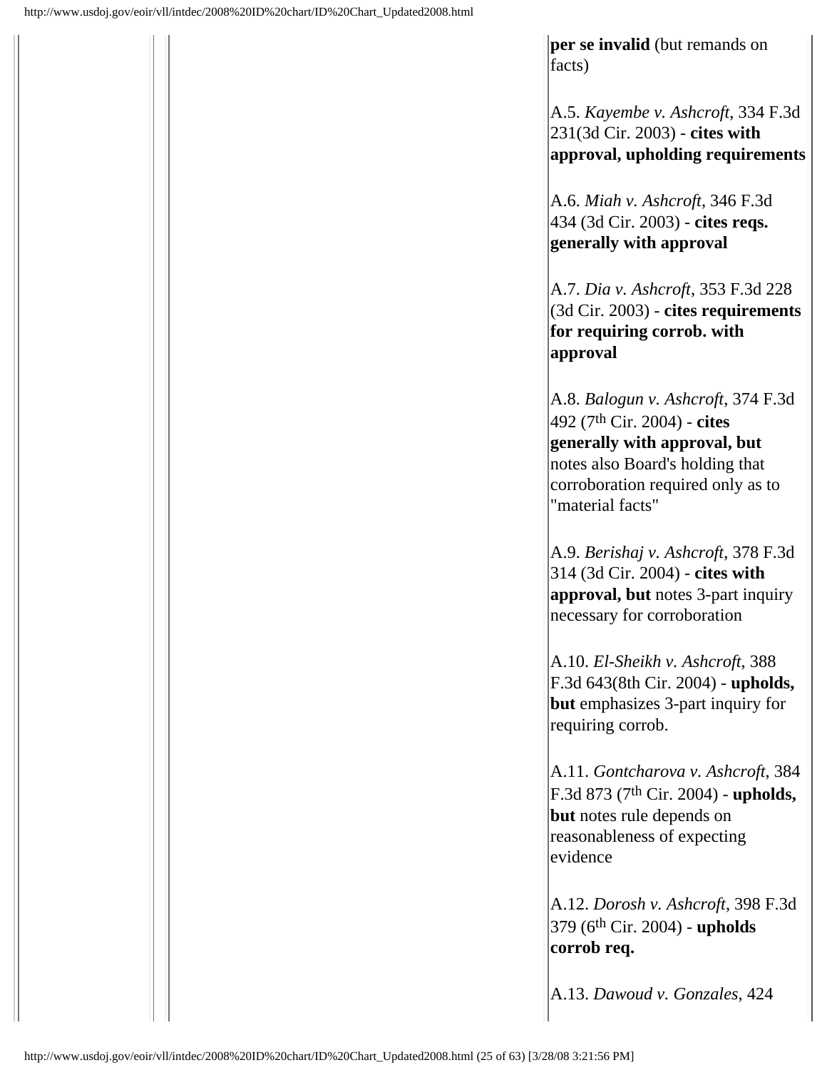| | | | |
|---|---|---|---|
| | | | **per se invalid** (but remands on facts)<br><br>A.5. *Kayembe v. Ashcroft*, 334 F.3d 231(3d Cir. 2003) - **cites with approval, upholding requirements**<br><br>A.6. *Miah v. Ashcroft*, 346 F.3d 434 (3d Cir. 2003) - **cites reqs. generally with approval**<br><br>A.7. *Dia v. Ashcroft*, 353 F.3d 228 (3d Cir. 2003) - **cites requirements for requiring corrob. with approval**<br><br>A.8. *Balogun v. Ashcroft*, 374 F.3d 492 (7th Cir. 2004) - **cites generally with approval, but** notes also Board's holding that corroboration required only as to "material facts"<br><br>A.9. *Berishaj v. Ashcroft*, 378 F.3d 314 (3d Cir. 2004) - **cites with approval, but** notes 3-part inquiry necessary for corroboration<br><br>A.10. *El-Sheikh v. Ashcroft*, 388 F.3d 643(8th Cir. 2004) - **upholds, but** emphasizes 3-part inquiry for requiring corrob.<br><br>A.11. *Gontcharova v. Ashcroft*, 384 F.3d 873 (7th Cir. 2004) - **upholds, but** notes rule depends on reasonableness of expecting evidence<br><br>A.12. *Dorosh v. Ashcroft*, 398 F.3d 379 (6th Cir. 2004) - **upholds corrob req.**<br><br>A.13. *Dawoud v. Gonzales*, 424 |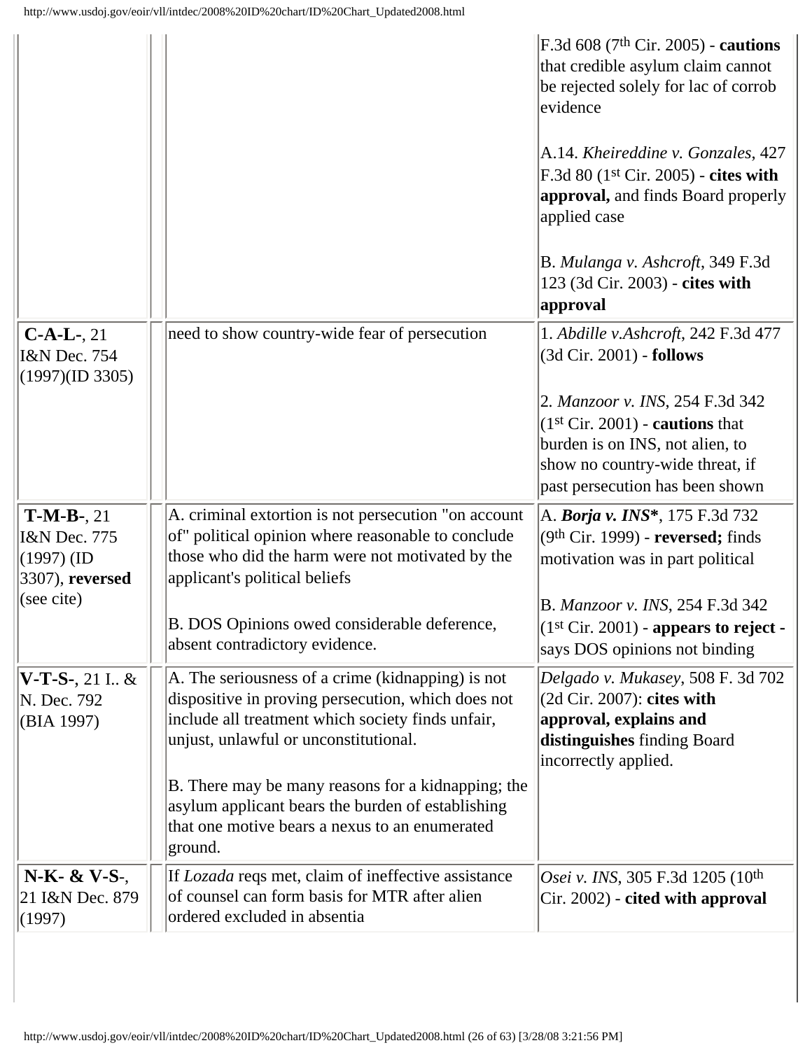| | | | |
|---|---|---|---|
| | | | F.3d 608 (7th Cir. 2005) - **cautions** that credible asylum claim cannot be rejected solely for lac of corrob evidence<br><br>A.14. *Kheireddine v. Gonzales*, 427 F.3d 80 (1st Cir. 2005) - **cites with approval,** and finds Board properly applied case<br><br>B. *Mulanga v. Ashcroft*, 349 F.3d 123 (3d Cir. 2003) - **cites with approval** |
| **C-A-L-**, 21 I&N Dec. 754 (1997)(ID 3305) | | need to show country-wide fear of persecution | 1. *Abdille v.Ashcroft*, 242 F.3d 477 (3d Cir. 2001) - **follows**<br><br>2. *Manzoor v. INS*, 254 F.3d 342 (1st Cir. 2001) - **cautions** that burden is on INS, not alien, to show no country-wide threat, if past persecution has been shown |
| **T-M-B-**, 21 I&N Dec. 775 (1997) (ID 3307), **reversed** (see cite) | | A. criminal extortion is not persecution "on account of" political opinion where reasonable to conclude those who did the harm were not motivated by the applicant's political beliefs<br><br>B. DOS Opinions owed considerable deference, absent contradictory evidence. | A. ***Borja v. INS****, 175 F.3d 732 (9th Cir. 1999) - **reversed;** finds motivation was in part political<br><br>B. *Manzoor v. INS*, 254 F.3d 342 (1st Cir. 2001) - **appears to reject -** says DOS opinions not binding |
| **V-T-S-**, 21 I.. & N. Dec. 792 (BIA 1997) | | A. The seriousness of a crime (kidnapping) is not dispositive in proving persecution, which does not include all treatment which society finds unfair, unjust, unlawful or unconstitutional.<br><br>B. There may be many reasons for a kidnapping; the asylum applicant bears the burden of establishing that one motive bears a nexus to an enumerated ground. | *Delgado v. Mukasey*, 508 F. 3d 702 (2d Cir. 2007): **cites with approval, explains and distinguishes** finding Board incorrectly applied. |
| **N-K- & V-S-**, 21 I&N Dec. 879 (1997) | | If *Lozada* reqs met, claim of ineffective assistance of counsel can form basis for MTR after alien ordered excluded in absentia | *Osei v. INS*, 305 F.3d 1205 (10th Cir. 2002) - **cited with approval** |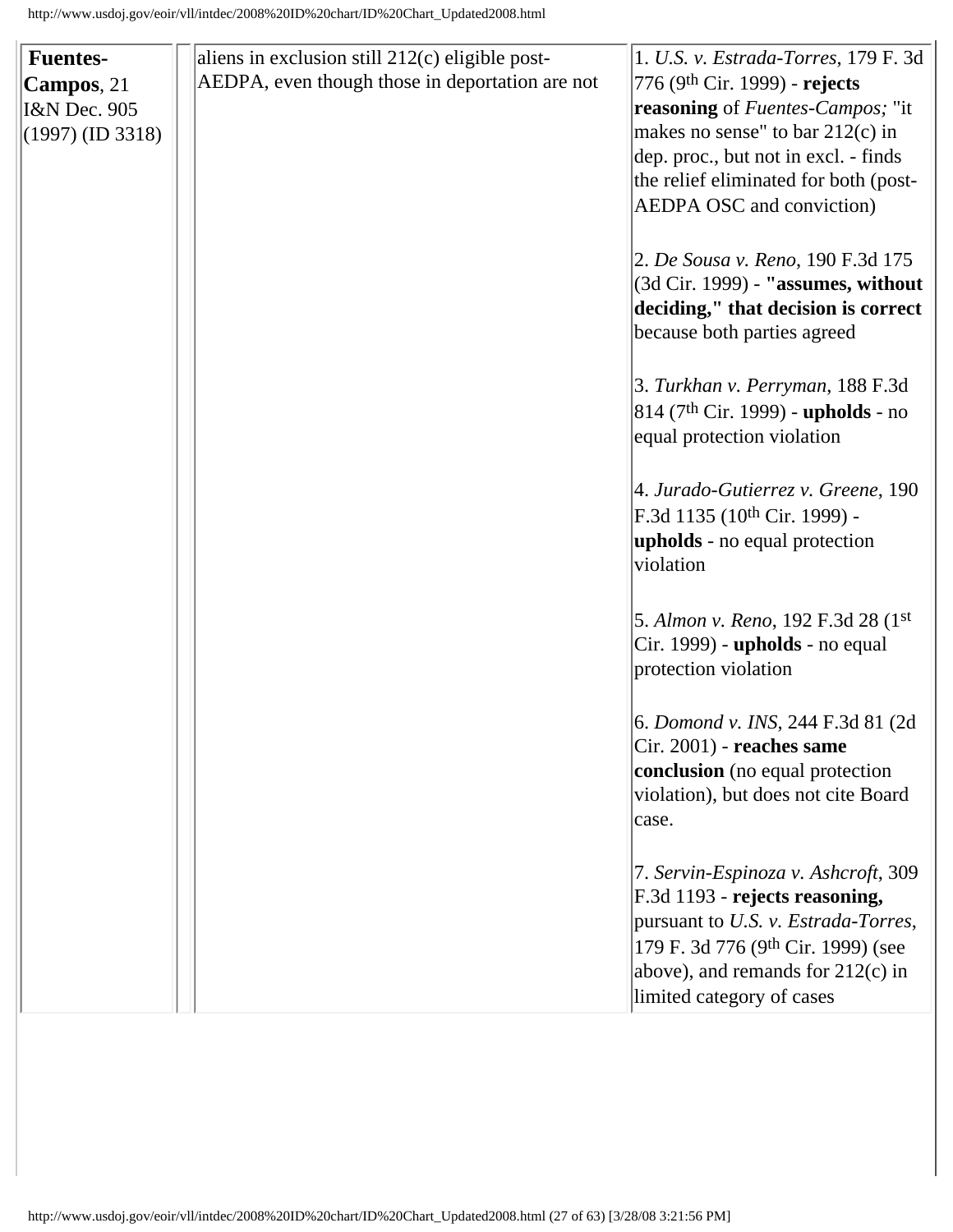| | | | |
|---|---|---|---|
| **Fuentes-Campos**, 21 I&N Dec. 905 (1997) (ID 3318) | | aliens in exclusion still 212(c) eligible post-AEDPA, even though those in deportation are not | 1. *U.S. v. Estrada-Torres*, 179 F. 3d 776 (9th Cir. 1999) - **rejects reasoning** of *Fuentes-Campos;* "it makes no sense" to bar 212(c) in dep. proc., but not in excl. - finds the relief eliminated for both (post-AEDPA OSC and conviction)<br><br>2. *De Sousa v. Reno*, 190 F.3d 175 (3d Cir. 1999) - **"assumes, without deciding," that decision is correct** because both parties agreed<br><br>3. *Turkhan v. Perryman*, 188 F.3d 814 (7th Cir. 1999) - **upholds** - no equal protection violation<br><br>4. *Jurado-Gutierrez v. Greene*, 190 F.3d 1135 (10th Cir. 1999) - **upholds** - no equal protection violation<br><br>5. *Almon v. Reno*, 192 F.3d 28 (1st Cir. 1999) - **upholds** - no equal protection violation<br><br>6. *Domond v. INS*, 244 F.3d 81 (2d Cir. 2001) - **reaches same conclusion** (no equal protection violation), but does not cite Board case.<br><br>7. *Servin-Espinoza v. Ashcroft*, 309 F.3d 1193 - **rejects reasoning,** pursuant to *U.S. v. Estrada-Torres*, 179 F. 3d 776 (9th Cir. 1999) (see above), and remands for 212(c) in limited category of cases |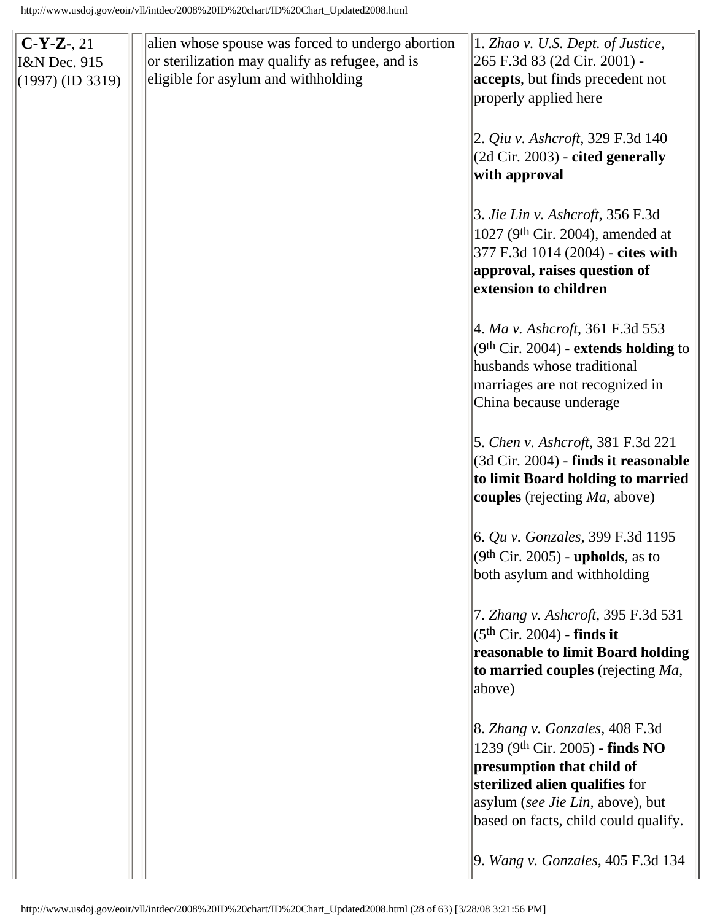| | | |
|---|---|---|
| **C-Y-Z-**, 21 I&N Dec. 915 (1997) (ID 3319) | alien whose spouse was forced to undergo abortion or sterilization may qualify as refugee, and is eligible for asylum and withholding | 1. *Zhao v. U.S. Dept. of Justice*, 265 F.3d 83 (2d Cir. 2001) - **accepts**, but finds precedent not properly applied here<br><br>2. *Qiu v. Ashcroft*, 329 F.3d 140 (2d Cir. 2003) - **cited generally with approval**<br><br>3. *Jie Lin v. Ashcroft*, 356 F.3d 1027 (9th Cir. 2004), amended at 377 F.3d 1014 (2004) - **cites with approval, raises question of extension to children**<br><br>4. *Ma v. Ashcroft*, 361 F.3d 553 (9th Cir. 2004) - **extends holding** to husbands whose traditional marriages are not recognized in China because underage<br><br>5. *Chen v. Ashcroft*, 381 F.3d 221 (3d Cir. 2004) - **finds it reasonable to limit Board holding to married couples** (rejecting *Ma*, above)<br><br>6. *Qu v. Gonzales*, 399 F.3d 1195 (9th Cir. 2005) - **upholds**, as to both asylum and withholding<br><br>7. *Zhang v. Ashcroft*, 395 F.3d 531 (5th Cir. 2004) **- finds it reasonable to limit Board holding to married couples** (rejecting *Ma*, above)<br><br>8. *Zhang v. Gonzales*, 408 F.3d 1239 (9th Cir. 2005) - **finds NO presumption that child of sterilized alien qualifies** for asylum (*see Jie Lin*, above), but based on facts, child could qualify.<br><br>9. *Wang v. Gonzales*, 405 F.3d 134 |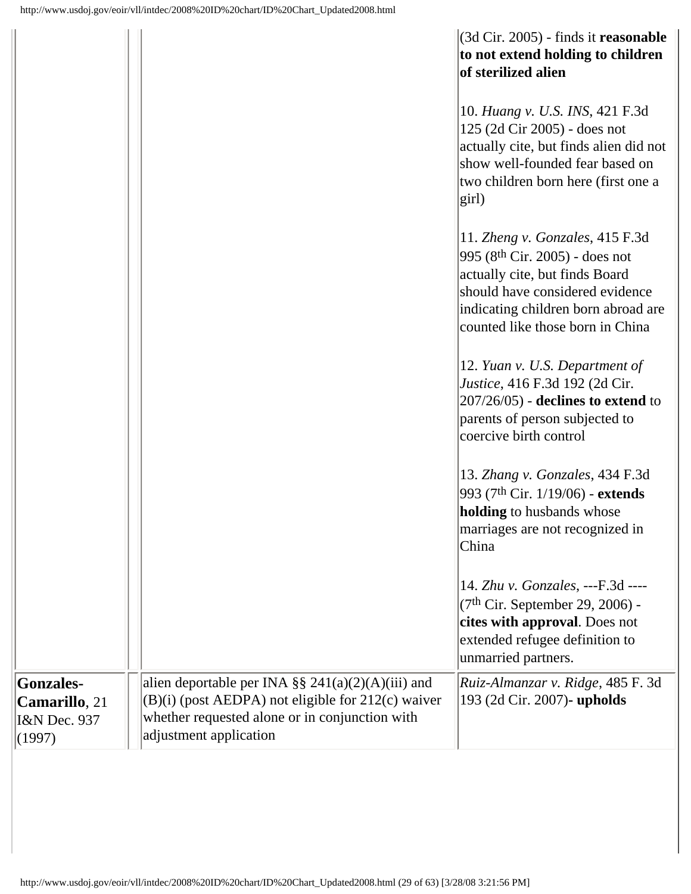| | | | |
|---|---|---|---|
| | | | (3d Cir. 2005) - finds it **reasonable to not extend holding to children of sterilized alien**<br><br>10. *Huang v. U.S. INS*, 421 F.3d 125 (2d Cir 2005) - does not actually cite, but finds alien did not show well-founded fear based on two children born here (first one a girl)<br><br>11. *Zheng v. Gonzales*, 415 F.3d 995 (8th Cir. 2005) - does not actually cite, but finds Board should have considered evidence indicating children born abroad are counted like those born in China<br><br>12. *Yuan v. U.S. Department of Justice*, 416 F.3d 192 (2d Cir. 207/26/05) - **declines to extend** to parents of person subjected to coercive birth control<br><br>13. *Zhang v. Gonzales*, 434 F.3d 993 (7th Cir. 1/19/06) - **extends holding** to husbands whose marriages are not recognized in China<br><br>14. *Zhu v. Gonzales*, ---F.3d ---- (7th Cir. September 29, 2006) - **cites with approval**. Does not extended refugee definition to unmarried partners. |
| **Gonzales-Camarillo**, 21 I&N Dec. 937 (1997) | | alien deportable per INA §§ 241(a)(2)(A)(iii) and (B)(i) (post AEDPA) not eligible for 212(c) waiver whether requested alone or in conjunction with adjustment application | *Ruiz-Almanzar v. Ridge*, 485 F. 3d 193 (2d Cir. 2007)**- upholds** |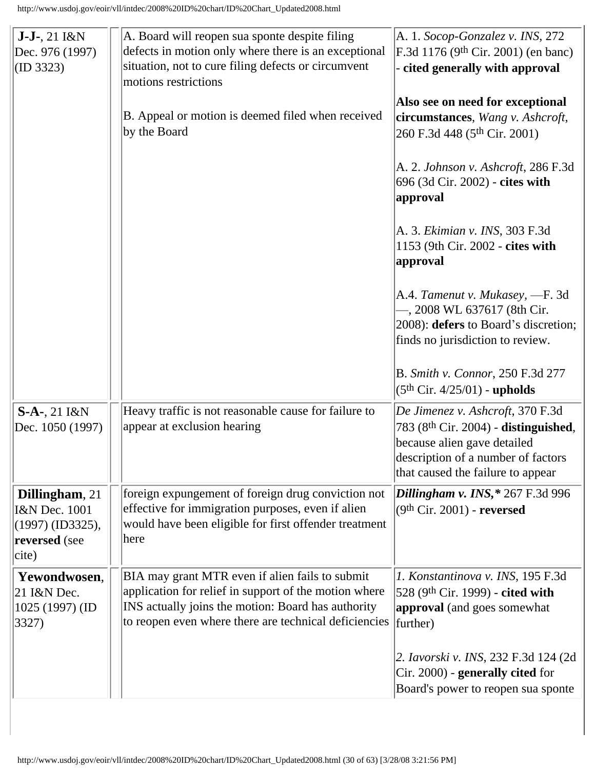| | | | |
|---|---|---|---|
| **J-J-**, 21 I&N Dec. 976 (1997) (ID 3323) | | A. Board will reopen sua sponte despite filing defects in motion only where there is an exceptional situation, not to cure filing defects or circumvent motions restrictions<br><br>B. Appeal or motion is deemed filed when received by the Board | A. 1. *Socop-Gonzalez v. INS*, 272 F.3d 1176 (9th Cir. 2001) (en banc) - **cited generally with approval**<br><br>**Also see on need for exceptional circumstances**, *Wang v. Ashcroft*, 260 F.3d 448 (5th Cir. 2001)<br><br>A. 2. *Johnson v. Ashcroft*, 286 F.3d 696 (3d Cir. 2002) - **cites with approval**<br><br>A. 3. *Ekimian v. INS*, 303 F.3d 1153 (9th Cir. 2002 - **cites with approval**<br><br>A.4. *Tamenut v. Mukasey*, —F. 3d —, 2008 WL 637617 (8th Cir. 2008): **defers** to Board's discretion; finds no jurisdiction to review.<br><br>B. *Smith v. Connor*, 250 F.3d 277 (5th Cir. 4/25/01) - **upholds** |
| **S-A-**, 21 I&N Dec. 1050 (1997) | | Heavy traffic is not reasonable cause for failure to appear at exclusion hearing | *De Jimenez v. Ashcroft*, 370 F.3d 783 (8th Cir. 2004) - **distinguished**, because alien gave detailed description of a number of factors that caused the failure to appear |
| **Dillingham**, 21 I&N Dec. 1001 (1997) (ID3325), **reversed** (see cite) | | foreign expungement of foreign drug conviction not effective for immigration purposes, even if alien would have been eligible for first offender treatment here | ***Dillingham v. INS,**** 267 F.3d 996 (9th Cir. 2001) - **reversed** |
| **Yewondwosen**, 21 I&N Dec. 1025 (1997) (ID 3327) | | BIA may grant MTR even if alien fails to submit application for relief in support of the motion where INS actually joins the motion: Board has authority to reopen even where there are technical deficiencies | *1. Konstantinova v. INS*, 195 F.3d 528 (9th Cir. 1999) - **cited with approval** (and goes somewhat further)<br><br>*2. Iavorski v. INS*, 232 F.3d 124 (2d Cir. 2000) - **generally cited** for Board's power to reopen sua sponte |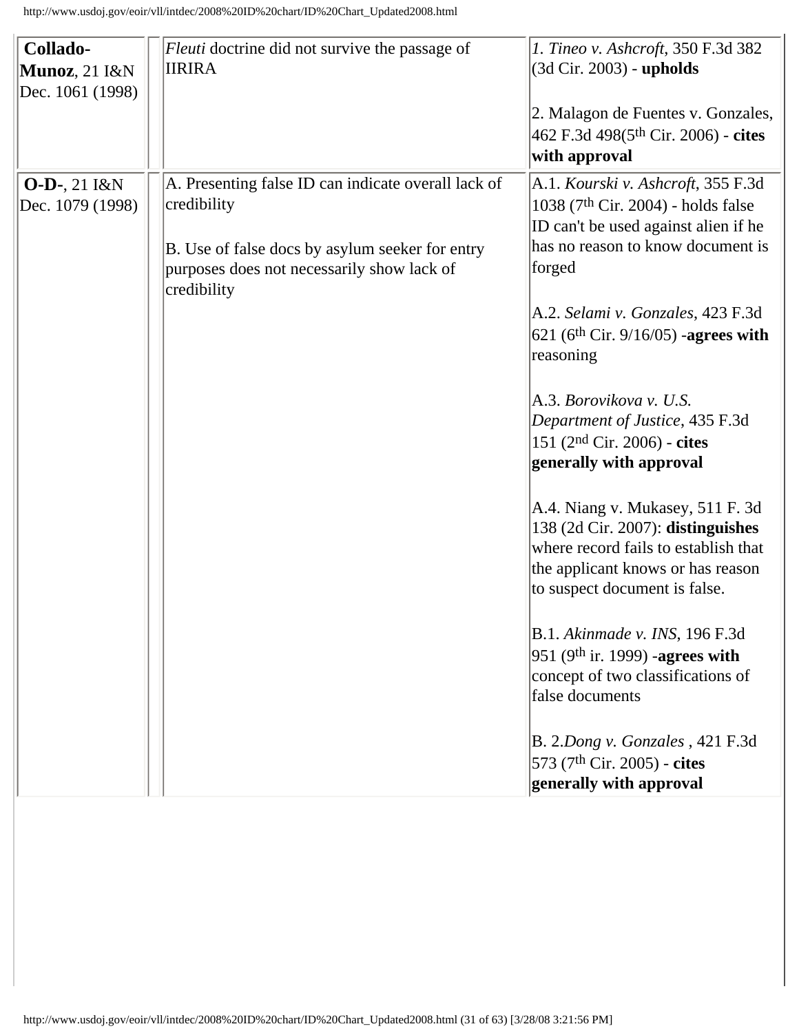| | | | |
|---|---|---|---|
| **Collado-Munoz**, 21 I&N Dec. 1061 (1998) | | *Fleuti* doctrine did not survive the passage of IIRIRA | *1. Tineo v. Ashcroft*, 350 F.3d 382 (3d Cir. 2003) - **upholds**<br><br>2. Malagon de Fuentes v. Gonzales, 462 F.3d 498(5th Cir. 2006) - **cites with approval** |
| **O-D-**, 21 I&N Dec. 1079 (1998) | | A. Presenting false ID can indicate overall lack of credibility<br><br>B. Use of false docs by asylum seeker for entry purposes does not necessarily show lack of credibility | A.1. *Kourski v. Ashcroft*, 355 F.3d 1038 (7th Cir. 2004) - holds false ID can't be used against alien if he has no reason to know document is forged<br><br>A.2. *Selami v. Gonzales*, 423 F.3d 621 (6th Cir. 9/16/05) -**agrees with** reasoning<br><br>A.3. *Borovikova v. U.S. Department of Justice*, 435 F.3d 151 (2nd Cir. 2006) - **cites generally with approval**<br><br>A.4. Niang v. Mukasey, 511 F. 3d 138 (2d Cir. 2007): **distinguishes** where record fails to establish that the applicant knows or has reason to suspect document is false.<br><br>B.1. *Akinmade v. INS*, 196 F.3d 951 (9th ir. 1999) -**agrees with** concept of two classifications of false documents<br><br>B. 2.*Dong v. Gonzales* , 421 F.3d 573 (7th Cir. 2005) - **cites generally with approval** |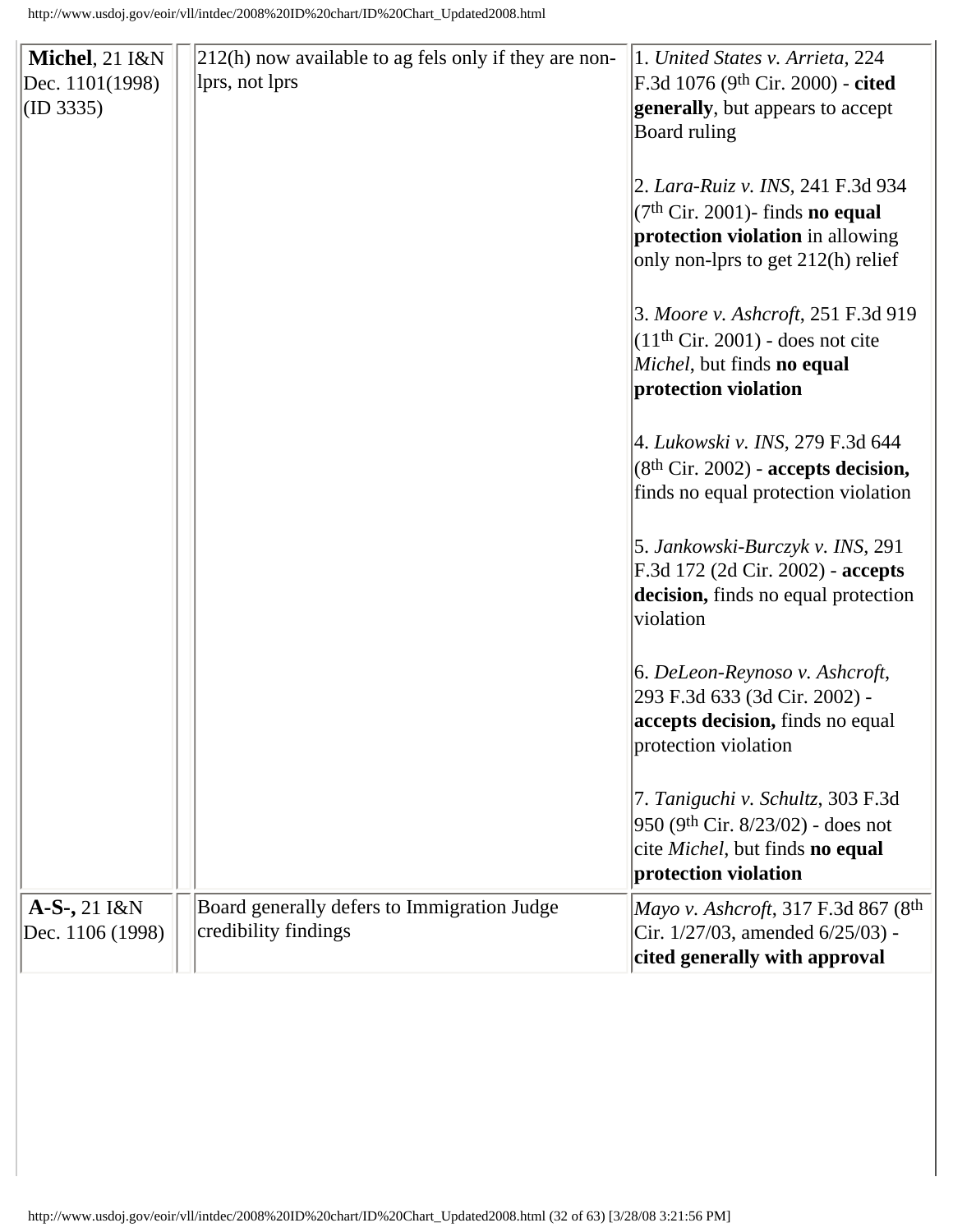| | | | |
|---|---|---|---|
| **Michel**, 21 I&N Dec. 1101(1998) (ID 3335) | | 212(h) now available to ag fels only if they are non-lprs, not lprs | 1. *United States v. Arrieta*, 224 F.3d 1076 (9th Cir. 2000) - **cited generally**, but appears to accept Board ruling<br><br>2. *Lara-Ruiz v. INS*, 241 F.3d 934 (7th Cir. 2001)- finds **no equal protection violation** in allowing only non-lprs to get 212(h) relief<br><br>3. *Moore v. Ashcroft*, 251 F.3d 919 (11th Cir. 2001) - does not cite *Michel*, but finds **no equal protection violation**<br><br>4. *Lukowski v. INS*, 279 F.3d 644 (8th Cir. 2002) - **accepts decision,** finds no equal protection violation<br><br>5. *Jankowski-Burczyk v. INS*, 291 F.3d 172 (2d Cir. 2002) - **accepts decision,** finds no equal protection violation<br><br>6. *DeLeon-Reynoso v. Ashcroft*, 293 F.3d 633 (3d Cir. 2002) - **accepts decision,** finds no equal protection violation<br><br>7. *Taniguchi v. Schultz*, 303 F.3d 950 (9th Cir. 8/23/02) - does not cite *Michel*, but finds **no equal protection violation** |
| **A-S-,** 21 I&N Dec. 1106 (1998) | | Board generally defers to Immigration Judge credibility findings | *Mayo v. Ashcroft*, 317 F.3d 867 (8th Cir. 1/27/03, amended 6/25/03) - **cited generally with approval** |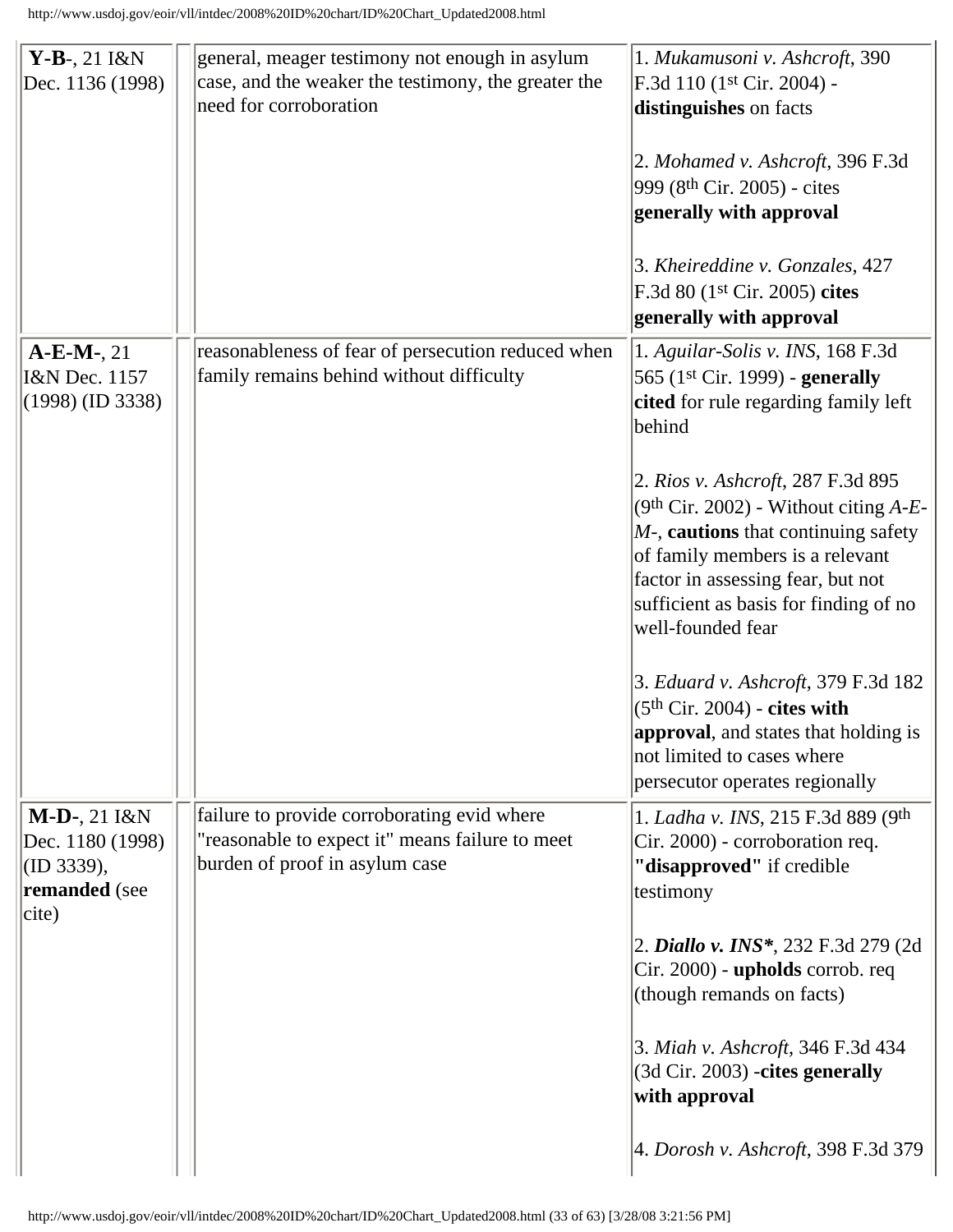| | | | |
|---|---|---|---|
| **Y-B-**, 21 I&N Dec. 1136 (1998) | | general, meager testimony not enough in asylum case, and the weaker the testimony, the greater the need for corroboration | 1. *Mukamusoni v. Ashcroft*, 390 F.3d 110 (1st Cir. 2004) - **distinguishes** on facts<br><br>2. *Mohamed v. Ashcroft*, 396 F.3d 999 (8th Cir. 2005) - cites **generally with approval**<br><br>3. *Kheireddine v. Gonzales*, 427 F.3d 80 (1st Cir. 2005) **cites generally with approval** |
| **A-E-M-**, 21 I&N Dec. 1157 (1998) (ID 3338) | | reasonableness of fear of persecution reduced when family remains behind without difficulty | 1. *Aguilar-Solis v. INS*, 168 F.3d 565 (1st Cir. 1999) - **generally cited** for rule regarding family left behind<br><br>2. *Rios v. Ashcroft*, 287 F.3d 895 (9th Cir. 2002) - Without citing *A-E-M-*, **cautions** that continuing safety of family members is a relevant factor in assessing fear, but not sufficient as basis for finding of no well-founded fear<br><br>3. *Eduard v. Ashcroft*, 379 F.3d 182 (5th Cir. 2004) - **cites with approval**, and states that holding is not limited to cases where persecutor operates regionally |
| **M-D-**, 21 I&N Dec. 1180 (1998) (ID 3339), **remanded** (see cite) | | failure to provide corroborating evid where "reasonable to expect it" means failure to meet burden of proof in asylum case | 1. *Ladha v. INS*, 215 F.3d 889 (9th Cir. 2000) - corroboration req. **"disapproved"** if credible testimony<br><br>2. ***Diallo v. INS****, 232 F.3d 279 (2d Cir. 2000) - **upholds** corrob. req (though remands on facts)<br><br>3. *Miah v. Ashcroft*, 346 F.3d 434 (3d Cir. 2003) -**cites generally with approval**<br><br>4. *Dorosh v. Ashcroft*, 398 F.3d 379 |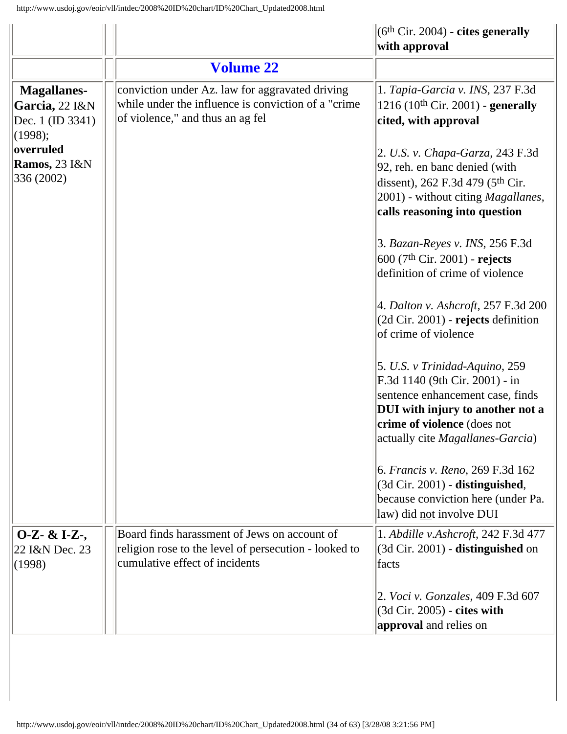| | | | |
|---|---|---|---|
| | | | (6th Cir. 2004) - **cites generally with approval** |
| | | **Volume 22** | |
| **Magallanes-Garcia,** 22 I&N Dec. 1 (ID 3341) (1998); **overruled Ramos,** 23 I&N 336 (2002) | | conviction under Az. law for aggravated driving while under the influence is conviction of a "crime of violence," and thus an ag fel | 1. *Tapia-Garcia v. INS*, 237 F.3d 1216 (10th Cir. 2001) - **generally cited, with approval**<br><br>2. *U.S. v. Chapa-Garza*, 243 F.3d 92, reh. en banc denied (with dissent), 262 F.3d 479 (5th Cir. 2001) - without citing *Magallanes*, **calls reasoning into question**<br><br>3. *Bazan-Reyes v. INS*, 256 F.3d 600 (7th Cir. 2001) - **rejects** definition of crime of violence<br><br>4. *Dalton v. Ashcroft*, 257 F.3d 200 (2d Cir. 2001) - **rejects** definition of crime of violence<br><br>5. *U.S. v Trinidad-Aquino*, 259 F.3d 1140 (9th Cir. 2001) - in sentence enhancement case, finds **DUI with injury to another not a crime of violence** (does not actually cite *Magallanes-Garcia*)<br><br>6. *Francis v. Reno*, 269 F.3d 162 (3d Cir. 2001) - **distinguished**, because conviction here (under Pa. law) did not involve DUI |
| **O-Z- & I-Z-,** 22 I&N Dec. 23 (1998) | | Board finds harassment of Jews on account of religion rose to the level of persecution - looked to cumulative effect of incidents | 1. *Abdille v.Ashcroft*, 242 F.3d 477 (3d Cir. 2001) - **distinguished** on facts<br><br>2. *Voci v. Gonzales*, 409 F.3d 607 (3d Cir. 2005) - **cites with approval** and relies on |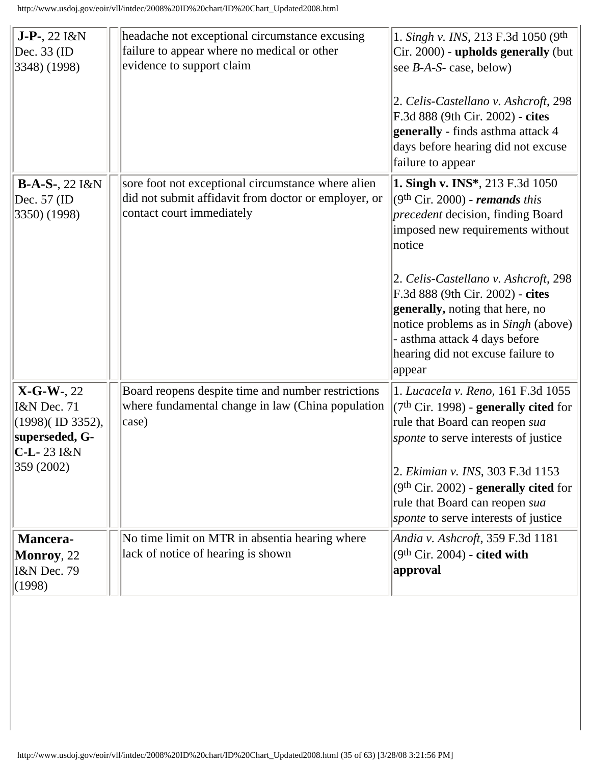| | | | |
|---|---|---|---|
| **J-P-**, 22 I&N Dec. 33 (ID 3348) (1998) | | headache not exceptional circumstance excusing failure to appear where no medical or other evidence to support claim | 1. *Singh v. INS*, 213 F.3d 1050 (9th Cir. 2000) - **upholds generally** (but see *B-A-S-* case, below)<br><br>2. *Celis-Castellano v. Ashcroft*, 298 F.3d 888 (9th Cir. 2002) - **cites generally** - finds asthma attack 4 days before hearing did not excuse failure to appear |
| **B-A-S-**, 22 I&N Dec. 57 (ID 3350) (1998) | | sore foot not exceptional circumstance where alien did not submit affidavit from doctor or employer, or contact court immediately | **1. Singh v. INS***, 213 F.3d 1050 (9th Cir. 2000) - ***remands*** *this precedent* decision, finding Board imposed new requirements without notice<br><br>2. *Celis-Castellano v. Ashcroft*, 298 F.3d 888 (9th Cir. 2002) - **cites generally,** noting that here, no notice problems as in *Singh* (above) - asthma attack 4 days before hearing did not excuse failure to appear |
| **X-G-W-**, 22 I&N Dec. 71 (1998)( ID 3352), **superseded, G-C-L-** 23 I&N 359 (2002) | | Board reopens despite time and number restrictions where fundamental change in law (China population case) | 1. *Lucacela v. Reno*, 161 F.3d 1055 (7th Cir. 1998) - **generally cited** for rule that Board can reopen *sua sponte* to serve interests of justice<br><br>2. *Ekimian v. INS*, 303 F.3d 1153 (9th Cir. 2002) - **generally cited** for rule that Board can reopen *sua sponte* to serve interests of justice |
| **Mancera-Monroy**, 22 I&N Dec. 79 (1998) | | No time limit on MTR in absentia hearing where lack of notice of hearing is shown | *Andia v. Ashcroft*, 359 F.3d 1181 (9th Cir. 2004) - **cited with approval** |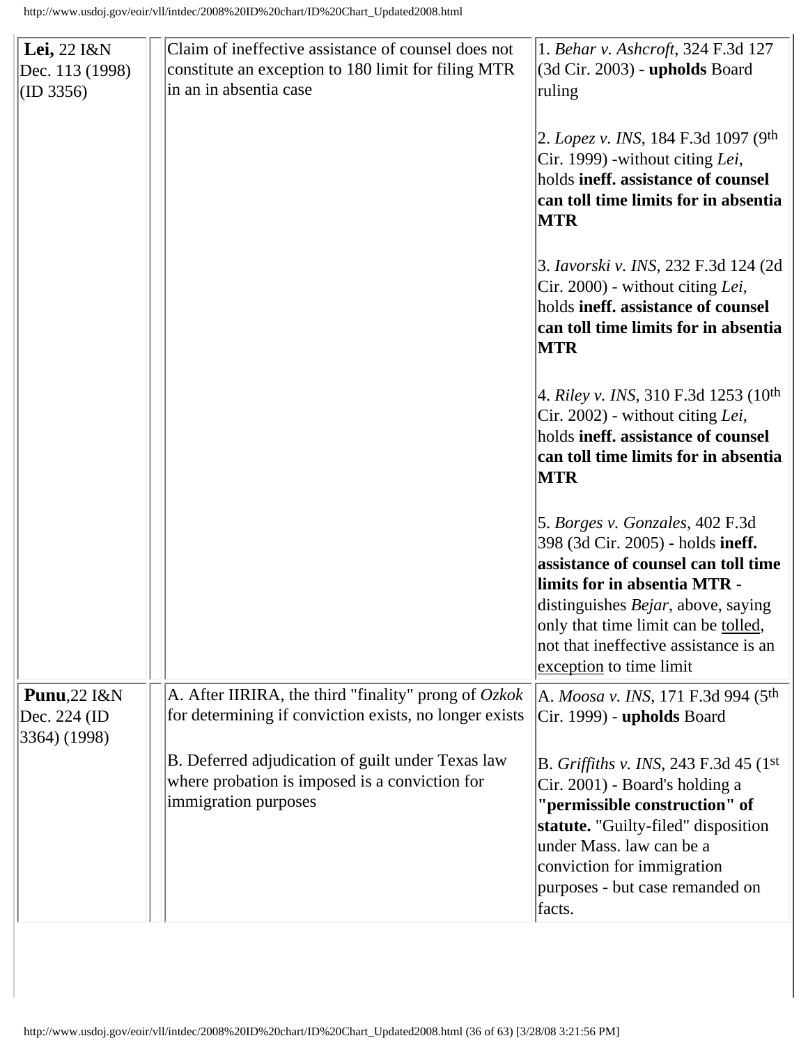| | | | |
|---|---|---|---|
| **Lei,** 22 I&N Dec. 113 (1998) (ID 3356) | | Claim of ineffective assistance of counsel does not constitute an exception to 180 limit for filing MTR in an in absentia case | 1. *Behar v. Ashcroft*, 324 F.3d 127 (3d Cir. 2003) - **upholds** Board ruling<br><br>2. *Lopez v. INS*, 184 F.3d 1097 (9th Cir. 1999) -without citing *Lei*, holds **ineff. assistance of counsel can toll time limits for in absentia MTR**<br><br>3. *Iavorski v. INS*, 232 F.3d 124 (2d Cir. 2000) - without citing *Lei*, holds **ineff. assistance of counsel can toll time limits for in absentia MTR**<br><br>4. *Riley v. INS*, 310 F.3d 1253 (10th Cir. 2002) - without citing *Lei*, holds **ineff. assistance of counsel can toll time limits for in absentia MTR**<br><br>5. *Borges v. Gonzales*, 402 F.3d 398 (3d Cir. 2005) - holds **ineff. assistance of counsel can toll time limits for in absentia MTR** - distinguishes *Bejar*, above, saying only that time limit can be tolled, not that ineffective assistance is an exception to time limit |
| **Punu**,22 I&N Dec. 224 (ID 3364) (1998) | | A. After IIRIRA, the third "finality" prong of *Ozkok* for determining if conviction exists, no longer exists<br><br>B. Deferred adjudication of guilt under Texas law where probation is imposed is a conviction for immigration purposes | A. *Moosa v. INS*, 171 F.3d 994 (5th Cir. 1999) - **upholds** Board<br><br>B. *Griffiths v. INS*, 243 F.3d 45 (1st Cir. 2001) - Board's holding a **"permissible construction" of statute.** "Guilty-filed" disposition under Mass. law can be a conviction for immigration purposes - but case remanded on facts. |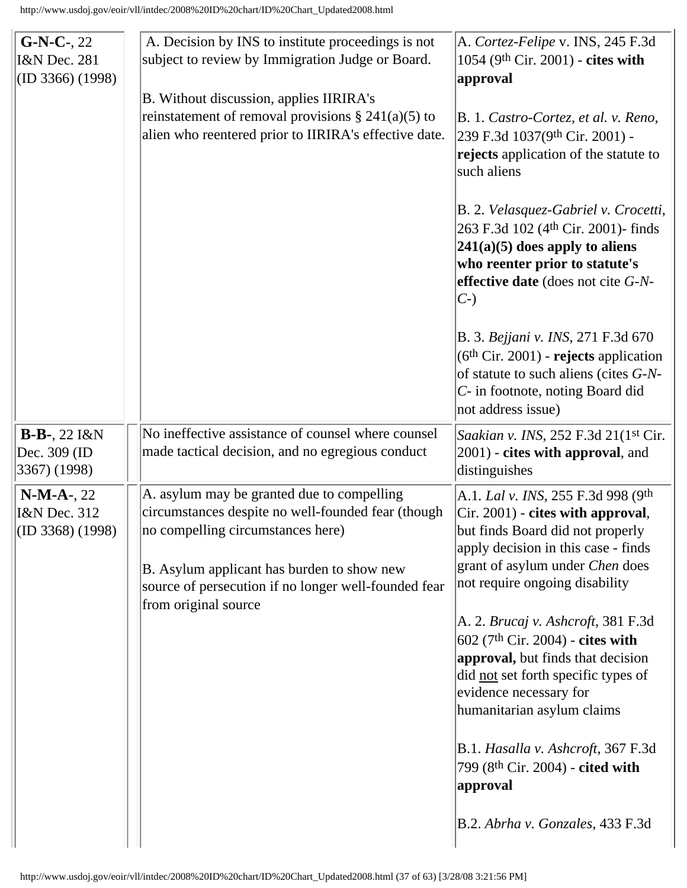| | | |
|---|---|---|
| **G-N-C-**, 22 I&N Dec. 281 (ID 3366) (1998) | A. Decision by INS to institute proceedings is not subject to review by Immigration Judge or Board.<br><br>B. Without discussion, applies IIRIRA's reinstatement of removal provisions § 241(a)(5) to alien who reentered prior to IIRIRA's effective date. | A. *Cortez-Felipe* v. INS, 245 F.3d 1054 (9th Cir. 2001) - **cites with approval**<br><br>B. 1. *Castro-Cortez, et al. v. Reno*, 239 F.3d 1037(9th Cir. 2001) - **rejects** application of the statute to such aliens<br><br>B. 2. *Velasquez-Gabriel v. Crocetti*, 263 F.3d 102 (4th Cir. 2001)- finds **241(a)(5) does apply to aliens who reenter prior to statute's effective date** (does not cite *G-N-C-*)<br><br>B. 3. *Bejjani v. INS*, 271 F.3d 670 (6th Cir. 2001) - **rejects** application of statute to such aliens (cites *G-N-C-* in footnote, noting Board did not address issue) |
| **B-B-**, 22 I&N Dec. 309 (ID 3367) (1998) | No ineffective assistance of counsel where counsel made tactical decision, and no egregious conduct | *Saakian v. INS*, 252 F.3d 21(1st Cir. 2001) - **cites with approval**, and distinguishes |
| **N-M-A-**, 22 I&N Dec. 312 (ID 3368) (1998) | A. asylum may be granted due to compelling circumstances despite no well-founded fear (though no compelling circumstances here)<br><br>B. Asylum applicant has burden to show new source of persecution if no longer well-founded fear from original source | A.1. *Lal v. INS*, 255 F.3d 998 (9th Cir. 2001) - **cites with approval**, but finds Board did not properly apply decision in this case - finds grant of asylum under *Chen* does not require ongoing disability<br><br>A. 2. *Brucaj v. Ashcroft*, 381 F.3d 602 (7th Cir. 2004) - **cites with approval,** but finds that decision did not set forth specific types of evidence necessary for humanitarian asylum claims<br><br>B.1. *Hasalla v. Ashcroft*, 367 F.3d 799 (8th Cir. 2004) - **cited with approval**<br><br>B.2. *Abrha v. Gonzales*, 433 F.3d |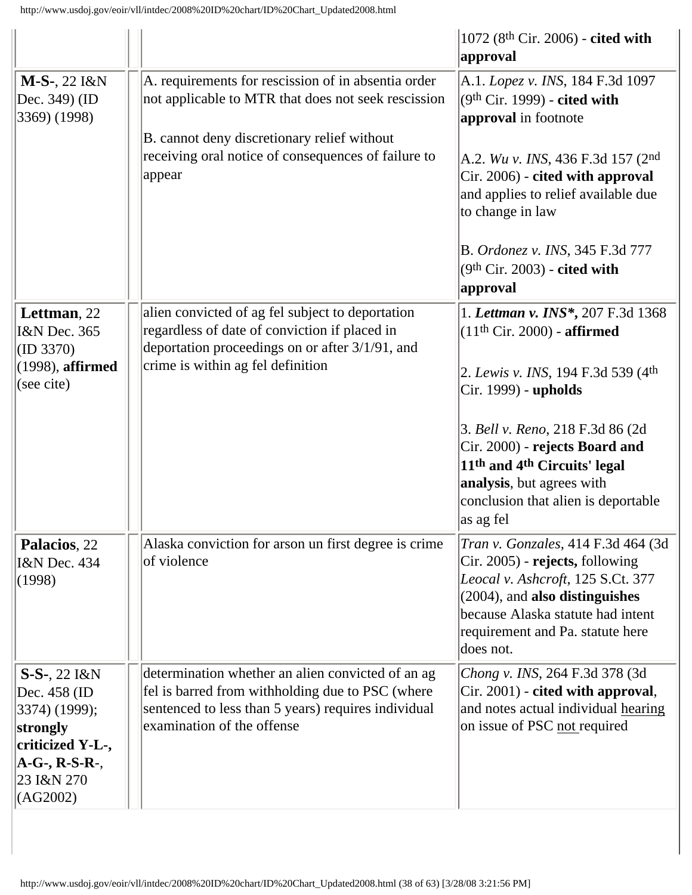| | | | |
|---|---|---|---|
| | | | 1072 (8th Cir. 2006) - **cited with approval** |
| **M-S-**, 22 I&N Dec. 349) (ID 3369) (1998) | | A. requirements for rescission of in absentia order not applicable to MTR that does not seek rescission<br><br>B. cannot deny discretionary relief without receiving oral notice of consequences of failure to appear | A.1. *Lopez v. INS*, 184 F.3d 1097 (9th Cir. 1999) - **cited with approval** in footnote<br><br>A.2. *Wu v. INS*, 436 F.3d 157 (2nd Cir. 2006) - **cited with approval** and applies to relief available due to change in law<br><br>B. *Ordonez v. INS*, 345 F.3d 777 (9th Cir. 2003) - **cited with approval** |
| **Lettman**, 22 I&N Dec. 365 (ID 3370) (1998), **affirmed** (see cite) | | alien convicted of ag fel subject to deportation regardless of date of conviction if placed in deportation proceedings on or after 3/1/91, and crime is within ag fel definition | 1. ***Lettman v. INS\****, 207 F.3d 1368 (11th Cir. 2000) - **affirmed**<br><br>2. *Lewis v. INS*, 194 F.3d 539 (4th Cir. 1999) - **upholds**<br><br>3. *Bell v. Reno*, 218 F.3d 86 (2d Cir. 2000) - **rejects Board and 11th and 4th Circuits' legal analysis**, but agrees with conclusion that alien is deportable as ag fel |
| **Palacios**, 22 I&N Dec. 434 (1998) | | Alaska conviction for arson un first degree is crime of violence | *Tran v. Gonzales*, 414 F.3d 464 (3d Cir. 2005) - **rejects,** following *Leocal v. Ashcroft*, 125 S.Ct. 377 (2004), and **also distinguishes** because Alaska statute had intent requirement and Pa. statute here does not. |
| **S-S-**, 22 I&N Dec. 458 (ID 3374) (1999); **strongly criticized Y-L-, A-G-, R-S-R-**, 23 I&N 270 (AG2002) | | determination whether an alien convicted of an ag fel is barred from withholding due to PSC (where sentenced to less than 5 years) requires individual examination of the offense | *Chong v. INS*, 264 F.3d 378 (3d Cir. 2001) - **cited with approval**, and notes actual individual hearing on issue of PSC not required |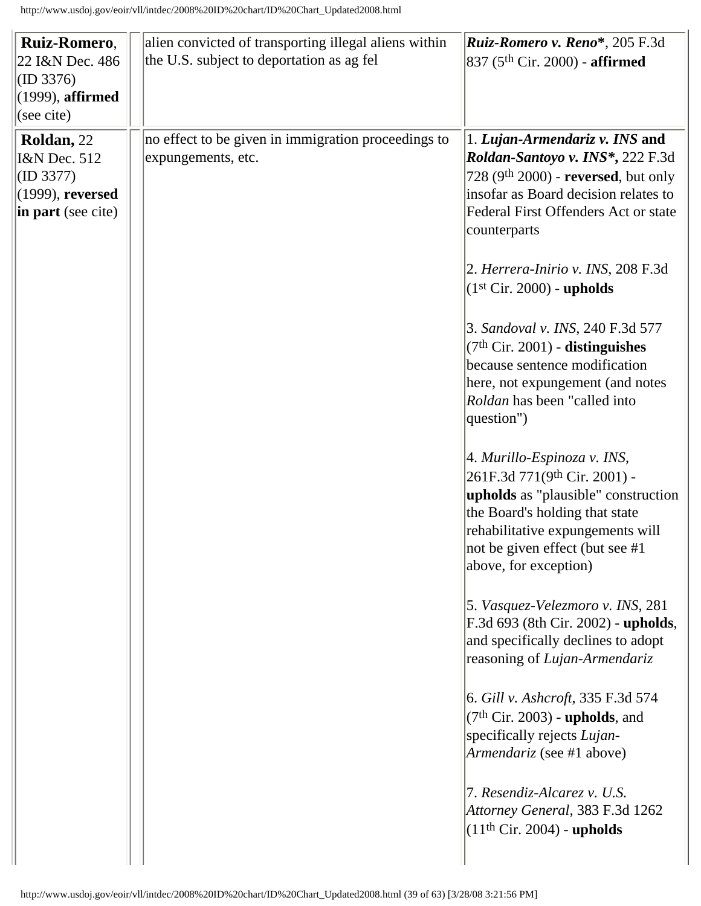| | | | |
|---|---|---|---|
| **Ruiz-Romero**, 22 I&N Dec. 486 (ID 3376) (1999), **affirmed** (see cite) | | alien convicted of transporting illegal aliens within the U.S. subject to deportation as ag fel | ***Ruiz-Romero v. Reno****, 205 F.3d 837 (5th Cir. 2000) - **affirmed** |
| **Roldan,** 22 I&N Dec. 512 (ID 3377) (1999), **reversed in part** (see cite) | | no effect to be given in immigration proceedings to expungements, etc. | 1. ***Lujan-Armendariz v. INS* and *Roldan-Santoyo v. INS*\*,** 222 F.3d 728 (9th 2000) - **reversed**, but only insofar as Board decision relates to Federal First Offenders Act or state counterparts<br><br>2. *Herrera-Inirio v. INS*, 208 F.3d (1st Cir. 2000) - **upholds**<br><br>3. *Sandoval v. INS*, 240 F.3d 577 (7th Cir. 2001) - **distinguishes** because sentence modification here, not expungement (and notes *Roldan* has been "called into question")<br><br>4. *Murillo-Espinoza v. INS*, 261F.3d 771(9th Cir. 2001) - **upholds** as "plausible" construction the Board's holding that state rehabilitative expungements will not be given effect (but see #1 above, for exception)<br><br>5. *Vasquez-Velezmoro v. INS*, 281 F.3d 693 (8th Cir. 2002) - **upholds**, and specifically declines to adopt reasoning of *Lujan-Armendariz*<br><br>6. *Gill v. Ashcroft*, 335 F.3d 574 (7th Cir. 2003) - **upholds**, and specifically rejects *Lujan-Armendariz* (see #1 above)<br><br>7. *Resendiz-Alcarez v. U.S. Attorney General*, 383 F.3d 1262 (11th Cir. 2004) - **upholds** |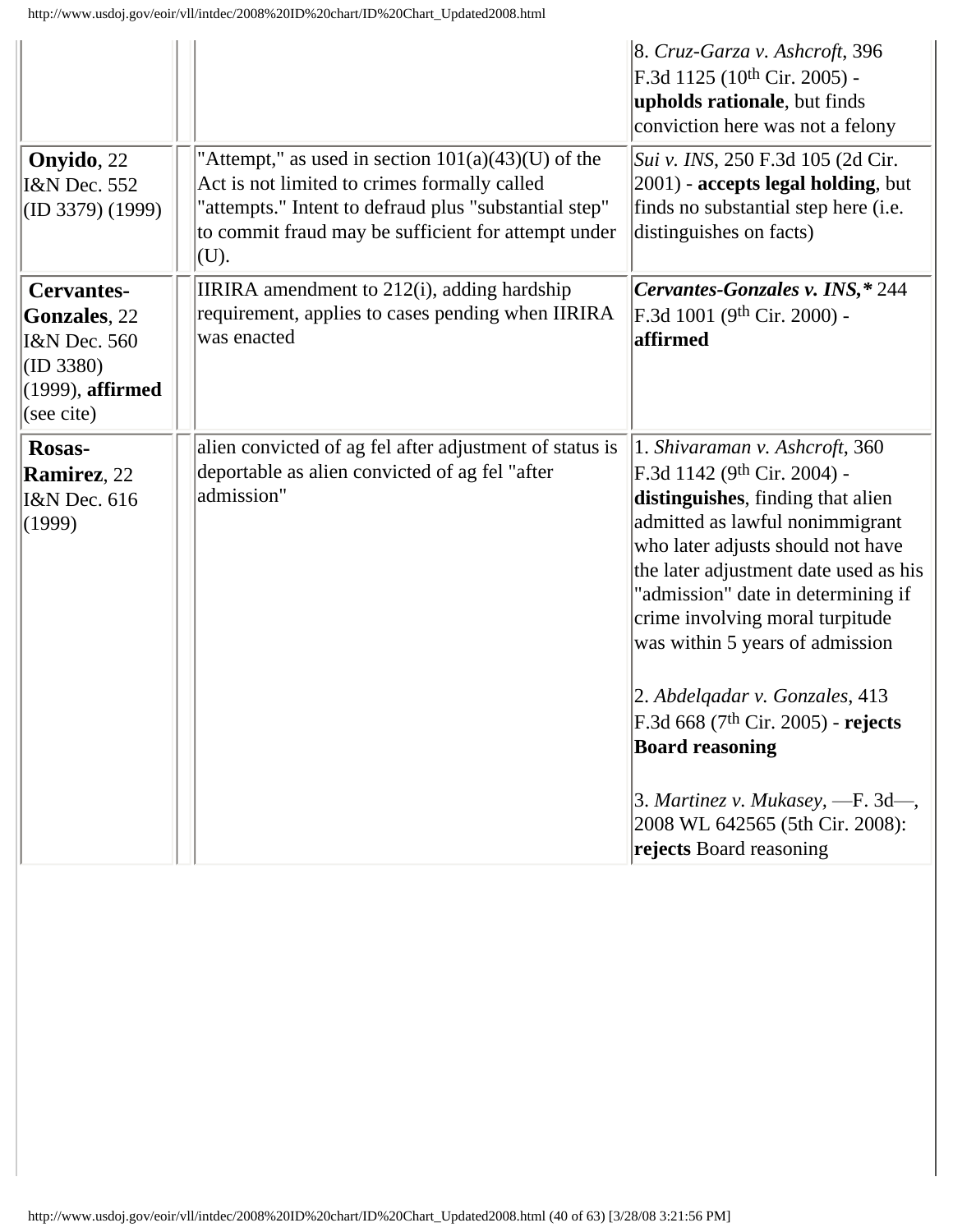| | | | |
|---|---|---|---|
| | | | 8. *Cruz-Garza v. Ashcroft*, 396 F.3d 1125 (10th Cir. 2005) - **upholds rationale**, but finds conviction here was not a felony |
| **Onyido**, 22 I&N Dec. 552 (ID 3379) (1999) | | "Attempt," as used in section 101(a)(43)(U) of the Act is not limited to crimes formally called "attempts." Intent to defraud plus "substantial step" to commit fraud may be sufficient for attempt under (U). | *Sui v. INS*, 250 F.3d 105 (2d Cir. 2001) - **accepts legal holding**, but finds no substantial step here (i.e. distinguishes on facts) |
| **Cervantes-Gonzales**, 22 I&N Dec. 560 (ID 3380) (1999), **affirmed** (see cite) | | IIRIRA amendment to 212(i), adding hardship requirement, applies to cases pending when IIRIRA was enacted | ***Cervantes-Gonzales v. INS,**** 244 F.3d 1001 (9th Cir. 2000) - **affirmed** |
| **Rosas-Ramirez**, 22 I&N Dec. 616 (1999) | | alien convicted of ag fel after adjustment of status is deportable as alien convicted of ag fel "after admission" | 1. *Shivaraman v. Ashcroft*, 360 F.3d 1142 (9th Cir. 2004) - **distinguishes**, finding that alien admitted as lawful nonimmigrant who later adjusts should not have the later adjustment date used as his "admission" date in determining if crime involving moral turpitude was within 5 years of admission<br><br>2. *Abdelqadar v. Gonzales*, 413 F.3d 668 (7th Cir. 2005) - **rejects Board reasoning**<br><br>3. *Martinez v. Mukasey*, —F. 3d—, 2008 WL 642565 (5th Cir. 2008): **rejects** Board reasoning |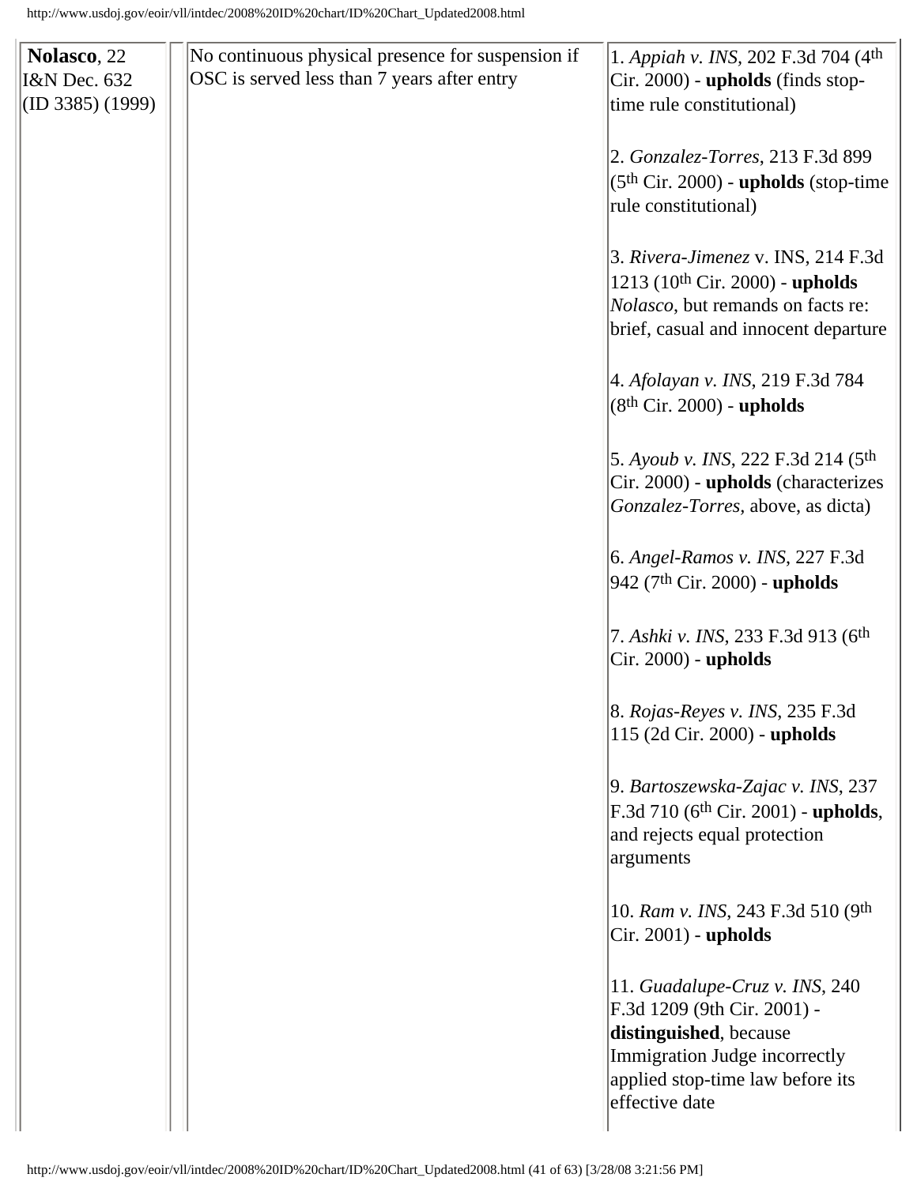| | | | |
|---|---|---|---|
| **Nolasco**, 22 I&N Dec. 632 (ID 3385) (1999) | | No continuous physical presence for suspension if OSC is served less than 7 years after entry | 1. *Appiah v. INS*, 202 F.3d 704 (4th Cir. 2000) - **upholds** (finds stop-time rule constitutional)<br><br>2. *Gonzalez-Torres*, 213 F.3d 899 (5th Cir. 2000) - **upholds** (stop-time rule constitutional)<br><br>3. *Rivera-Jimenez* v. INS, 214 F.3d 1213 (10th Cir. 2000) - **upholds** *Nolasco*, but remands on facts re: brief, casual and innocent departure<br><br>4. *Afolayan v. INS*, 219 F.3d 784 (8th Cir. 2000) - **upholds**<br><br>5. *Ayoub v. INS*, 222 F.3d 214 (5th Cir. 2000) - **upholds** (characterizes *Gonzalez-Torres*, above, as dicta)<br><br>6. *Angel-Ramos v. INS*, 227 F.3d 942 (7th Cir. 2000) - **upholds**<br><br>7. *Ashki v. INS*, 233 F.3d 913 (6th Cir. 2000) - **upholds**<br><br>8. *Rojas-Reyes v. INS*, 235 F.3d 115 (2d Cir. 2000) - **upholds**<br><br>9. *Bartoszewska-Zajac v. INS*, 237 F.3d 710 (6th Cir. 2001) - **upholds**, and rejects equal protection arguments<br><br>10. *Ram v. INS*, 243 F.3d 510 (9th Cir. 2001) - **upholds**<br><br>11. *Guadalupe-Cruz v. INS*, 240 F.3d 1209 (9th Cir. 2001) - **distinguished**, because Immigration Judge incorrectly applied stop-time law before its effective date |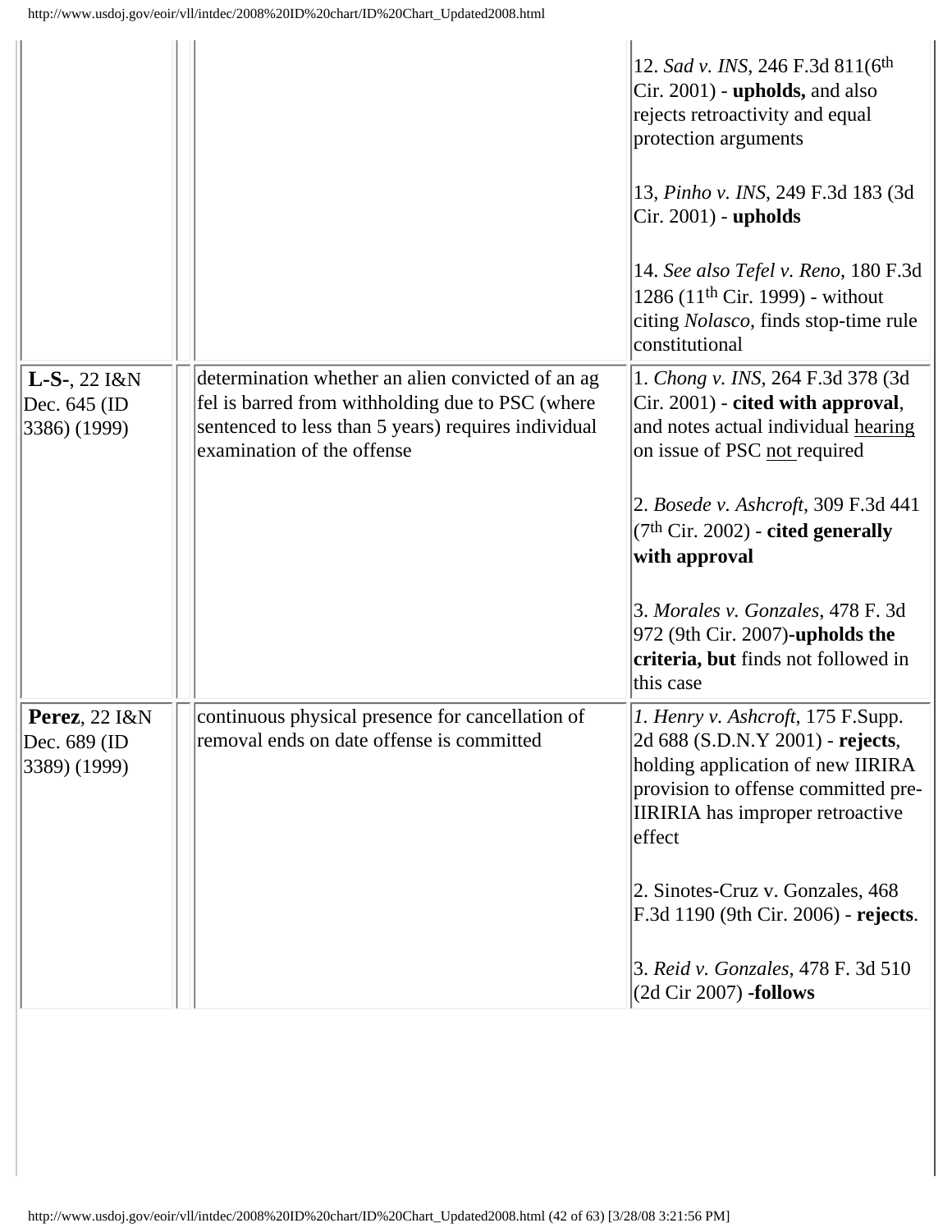| | | |
|---|---|---|
| | | 12. *Sad v. INS*, 246 F.3d 811(6th Cir. 2001) - **upholds,** and also rejects retroactivity and equal protection arguments<br><br>13, *Pinho v. INS*, 249 F.3d 183 (3d Cir. 2001) - **upholds**<br><br>14. *See also Tefel v. Reno*, 180 F.3d 1286 (11th Cir. 1999) - without citing *Nolasco*, finds stop-time rule constitutional |
| **L-S-**, 22 I&N Dec. 645 (ID 3386) (1999) | determination whether an alien convicted of an ag fel is barred from withholding due to PSC (where sentenced to less than 5 years) requires individual examination of the offense | 1. *Chong v. INS*, 264 F.3d 378 (3d Cir. 2001) - **cited with approval**, and notes actual individual hearing on issue of PSC not required<br><br>2. *Bosede v. Ashcroft*, 309 F.3d 441 (7th Cir. 2002) - **cited generally with approval**<br><br>3. *Morales v. Gonzales*, 478 F. 3d 972 (9th Cir. 2007)-**upholds the criteria, but** finds not followed in this case |
| **Perez**, 22 I&N Dec. 689 (ID 3389) (1999) | continuous physical presence for cancellation of removal ends on date offense is committed | *1. Henry v. Ashcroft*, 175 F.Supp. 2d 688 (S.D.N.Y 2001) - **rejects**, holding application of new IIRIRA provision to offense committed pre-IIRIRIA has improper retroactive effect<br><br>2. Sinotes-Cruz v. Gonzales, 468 F.3d 1190 (9th Cir. 2006) - **rejects**.<br><br>3. *Reid v. Gonzales*, 478 F. 3d 510 (2d Cir 2007) **-follows** |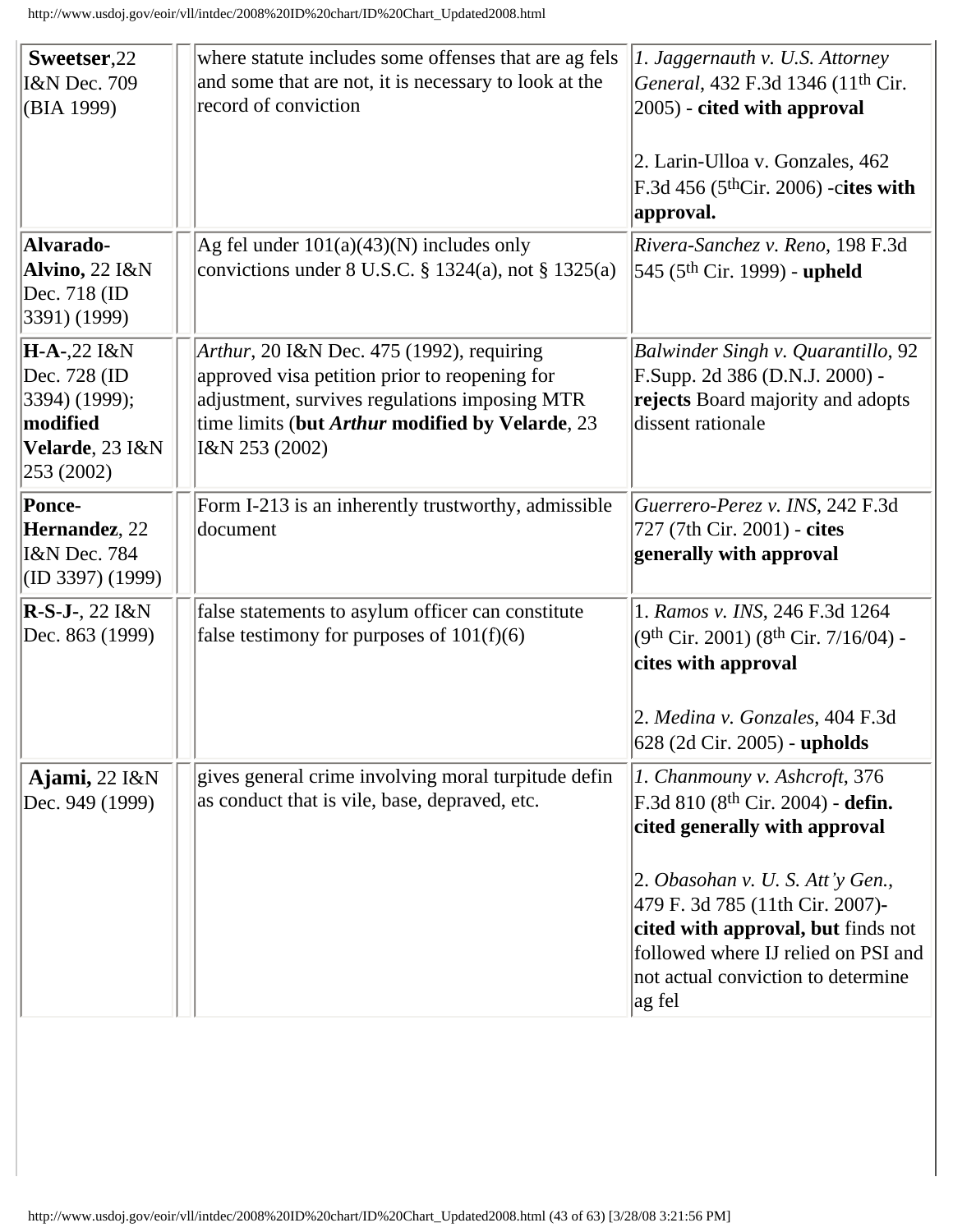| | | | |
|---|---|---|---|
| **Sweetser**,22 I&N Dec. 709 (BIA 1999) | | where statute includes some offenses that are ag fels and some that are not, it is necessary to look at the record of conviction | *1. Jaggernauth v. U.S. Attorney General*, 432 F.3d 1346 (11th Cir. 2005) - **cited with approval**<br><br>2. Larin-Ulloa v. Gonzales, 462 F.3d 456 (5thCir. 2006) -**cites with approval.** |
| **Alvarado-Alvino,** 22 I&N Dec. 718 (ID 3391) (1999) | | Ag fel under 101(a)(43)(N) includes only convictions under 8 U.S.C. § 1324(a), not § 1325(a) | *Rivera-Sanchez v. Reno*, 198 F.3d 545 (5th Cir. 1999) - **upheld** |
| **H-A-**,22 I&N Dec. 728 (ID 3394) (1999); **modified Velarde**, 23 I&N 253 (2002) | | *Arthur*, 20 I&N Dec. 475 (1992), requiring approved visa petition prior to reopening for adjustment, survives regulations imposing MTR time limits (**but *Arthur* modified by Velarde**, 23 I&N 253 (2002) | *Balwinder Singh v. Quarantillo*, 92 F.Supp. 2d 386 (D.N.J. 2000) - **rejects** Board majority and adopts dissent rationale |
| **Ponce-Hernandez**, 22 I&N Dec. 784 (ID 3397) (1999) | | Form I-213 is an inherently trustworthy, admissible document | *Guerrero-Perez v. INS*, 242 F.3d 727 (7th Cir. 2001) - **cites generally with approval** |
| **R-S-J-**, 22 I&N Dec. 863 (1999) | | false statements to asylum officer can constitute false testimony for purposes of 101(f)(6) | 1. *Ramos v. INS*, 246 F.3d 1264 (9th Cir. 2001) (8th Cir. 7/16/04) - **cites with approval**<br><br>2. *Medina v. Gonzales*, 404 F.3d 628 (2d Cir. 2005) - **upholds** |
| **Ajami,** 22 I&N Dec. 949 (1999) | | gives general crime involving moral turpitude defin as conduct that is vile, base, depraved, etc. | *1. Chanmouny v. Ashcroft*, 376 F.3d 810 (8th Cir. 2004) - **defin. cited generally with approval**<br><br>2. *Obasohan v. U. S. Att'y Gen.*, 479 F. 3d 785 (11th Cir. 2007)- **cited with approval, but** finds not followed where IJ relied on PSI and not actual conviction to determine ag fel |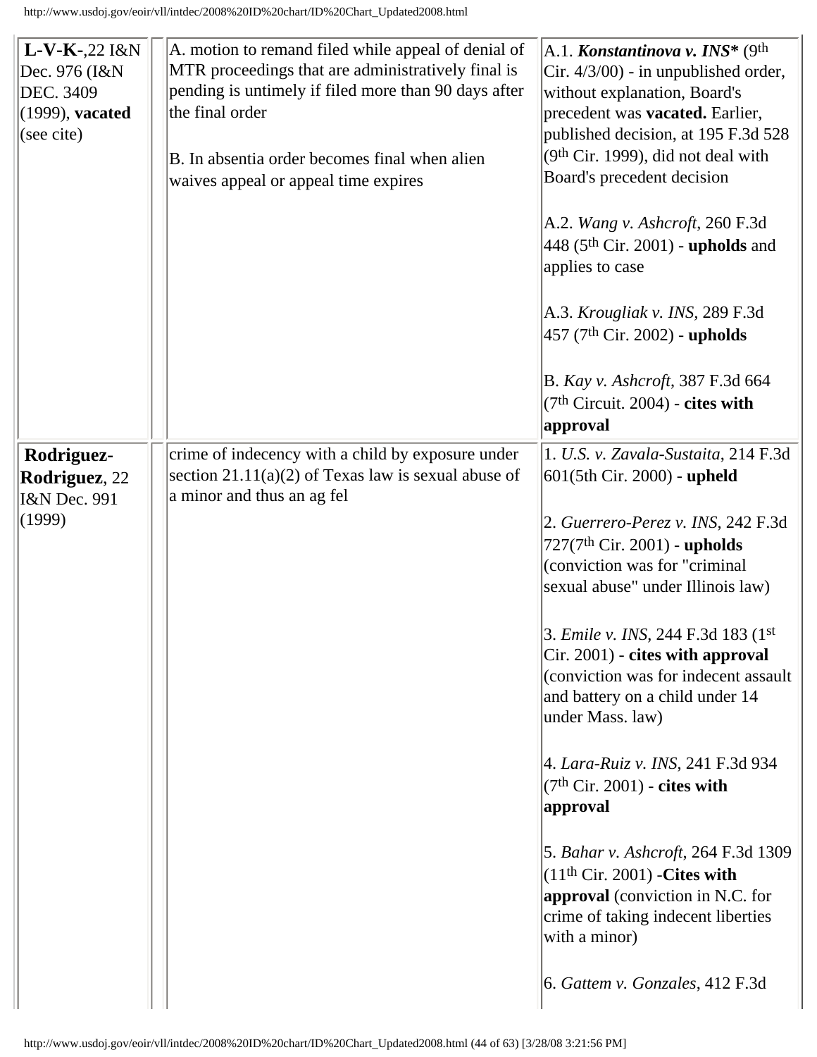| | | | |
|---|---|---|---|
| **L-V-K-**,22 I&N Dec. 976 (I&N DEC. 3409 (1999), **vacated** (see cite) | | A. motion to remand filed while appeal of denial of MTR proceedings that are administratively final is pending is untimely if filed more than 90 days after the final order<br><br>B. In absentia order becomes final when alien waives appeal or appeal time expires | A.1. ***Konstantinova v. INS**** (9th Cir. 4/3/00) - in unpublished order, without explanation, Board's precedent was **vacated.** Earlier, published decision, at 195 F.3d 528 (9th Cir. 1999), did not deal with Board's precedent decision<br><br>A.2. *Wang v. Ashcroft*, 260 F.3d 448 (5th Cir. 2001) - **upholds** and applies to case<br><br>A.3. *Krougliak v. INS*, 289 F.3d 457 (7th Cir. 2002) - **upholds**<br><br>B. *Kay v. Ashcroft*, 387 F.3d 664 (7th Circuit. 2004) - **cites with approval** |
| **Rodriguez-Rodriguez**, 22 I&N Dec. 991 (1999) | | crime of indecency with a child by exposure under section 21.11(a)(2) of Texas law is sexual abuse of a minor and thus an ag fel | 1. *U.S. v. Zavala-Sustaita*, 214 F.3d 601(5th Cir. 2000) - **upheld**<br><br>2. *Guerrero-Perez v. INS*, 242 F.3d 727(7th Cir. 2001) - **upholds** (conviction was for "criminal sexual abuse" under Illinois law)<br><br>3. *Emile v. INS*, 244 F.3d 183 (1st Cir. 2001) - **cites with approval** (conviction was for indecent assault and battery on a child under 14 under Mass. law)<br><br>4. *Lara-Ruiz v. INS*, 241 F.3d 934 (7th Cir. 2001) - **cites with approval**<br><br>5. *Bahar v. Ashcroft*, 264 F.3d 1309 (11th Cir. 2001) -**Cites with approval** (conviction in N.C. for crime of taking indecent liberties with a minor)<br><br>6. *Gattem v. Gonzales*, 412 F.3d |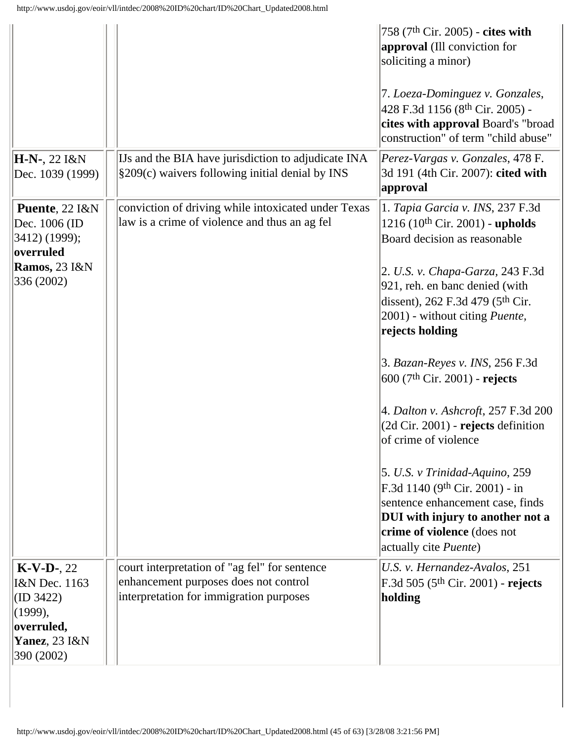| | | |
|---|---|---|
| | | 758 (7th Cir. 2005) - **cites with approval** (Ill conviction for soliciting a minor)<br><br>7. *Loeza-Dominguez v. Gonzales*, 428 F.3d 1156 (8th Cir. 2005) - **cites with approval** Board's "broad construction" of term "child abuse" |
| **H-N-**, 22 I&N Dec. 1039 (1999) | IJs and the BIA have jurisdiction to adjudicate INA §209(c) waivers following initial denial by INS | *Perez-Vargas v. Gonzales*, 478 F. 3d 191 (4th Cir. 2007): **cited with approval** |
| **Puente**, 22 I&N Dec. 1006 (ID 3412) (1999); **overruled Ramos,** 23 I&N 336 (2002) | conviction of driving while intoxicated under Texas law is a crime of violence and thus an ag fel | 1. *Tapia Garcia v. INS*, 237 F.3d 1216 (10th Cir. 2001) - **upholds** Board decision as reasonable<br><br>2. *U.S. v. Chapa-Garza,* 243 F.3d 921, reh. en banc denied (with dissent), 262 F.3d 479 (5th Cir. 2001) - without citing *Puente,* **rejects holding**<br><br>3. *Bazan-Reyes v. INS*, 256 F.3d 600 (7th Cir. 2001) - **rejects**<br><br>4. *Dalton v. Ashcroft*, 257 F.3d 200 (2d Cir. 2001) - **rejects** definition of crime of violence<br><br>5. *U.S. v Trinidad-Aquino*, 259 F.3d 1140 (9th Cir. 2001) - in sentence enhancement case, finds **DUI with injury to another not a crime of violence** (does not actually cite *Puente*) |
| **K-V-D-**, 22 I&N Dec. 1163 (ID 3422) (1999), **overruled, Yanez**, 23 I&N 390 (2002) | court interpretation of "ag fel" for sentence enhancement purposes does not control interpretation for immigration purposes | *U.S. v. Hernandez-Avalos*, 251 F.3d 505 (5th Cir. 2001) - **rejects holding** |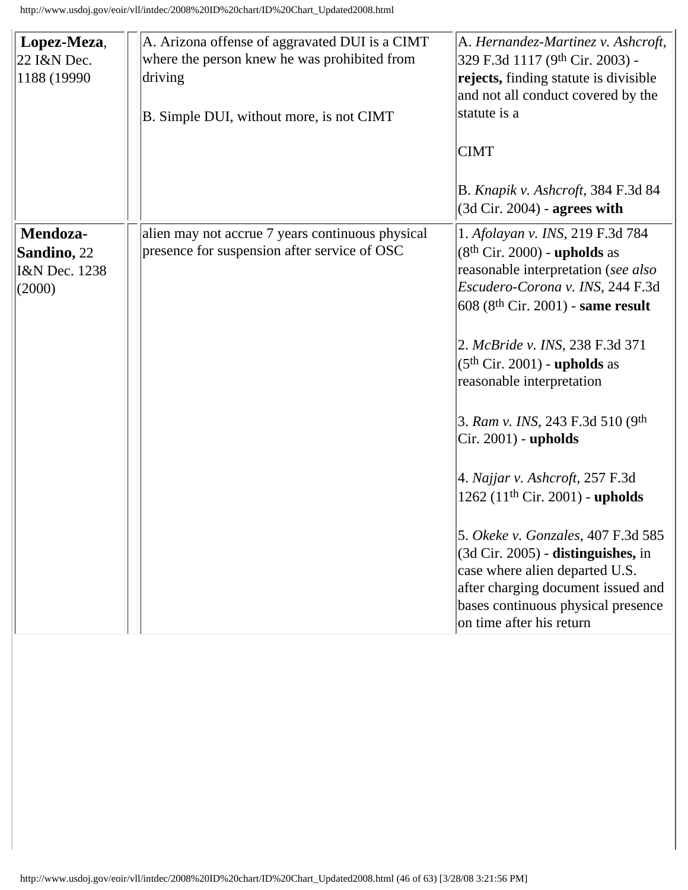| | | | |
|---|---|---|---|
| **Lopez-Meza**, 22 I&N Dec. 1188 (19990 | | A. Arizona offense of aggravated DUI is a CIMT where the person knew he was prohibited from driving<br><br>B. Simple DUI, without more, is not CIMT | A. *Hernandez-Martinez v. Ashcroft*, 329 F.3d 1117 (9th Cir. 2003) - **rejects,** finding statute is divisible and not all conduct covered by the statute is a<br><br>CIMT<br><br>B. *Knapik v. Ashcroft*, 384 F.3d 84 (3d Cir. 2004) - **agrees with** |
| **Mendoza-Sandino,** 22 I&N Dec. 1238 (2000) | | alien may not accrue 7 years continuous physical presence for suspension after service of OSC | 1. *Afolayan v. INS*, 219 F.3d 784 (8th Cir. 2000) - **upholds** as reasonable interpretation (*see also Escudero-Corona v. INS*, 244 F.3d 608 (8th Cir. 2001) - **same result**<br><br>2. *McBride v. INS*, 238 F.3d 371 (5th Cir. 2001) - **upholds** as reasonable interpretation<br><br>3. *Ram v. INS*, 243 F.3d 510 (9th Cir. 2001) - **upholds**<br><br>4. *Najjar v. Ashcroft*, 257 F.3d 1262 (11th Cir. 2001) - **upholds**<br><br>5. *Okeke v. Gonzales*, 407 F.3d 585 (3d Cir. 2005) - **distinguishes,** in case where alien departed U.S. after charging document issued and bases continuous physical presence on time after his return |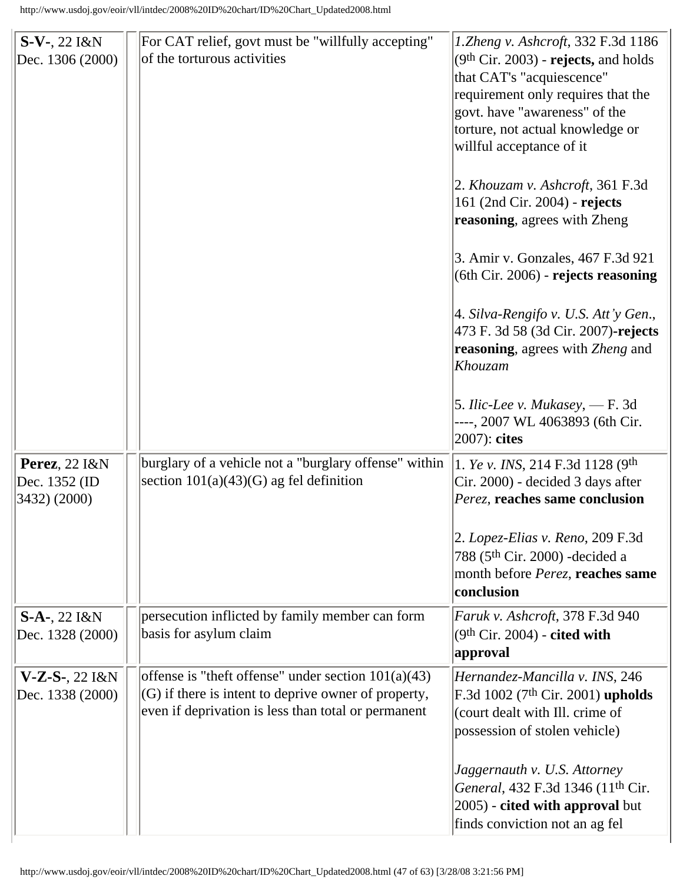| | | | |
|---|---|---|---|
| **S-V-**, 22 I&N Dec. 1306 (2000) | | For CAT relief, govt must be "willfully accepting" of the torturous activities | *1.Zheng v. Ashcroft*, 332 F.3d 1186 (9th Cir. 2003) - **rejects,** and holds that CAT's "acquiescence" requirement only requires that the govt. have "awareness" of the torture, not actual knowledge or willful acceptance of it<br><br>2. *Khouzam v. Ashcroft*, 361 F.3d 161 (2nd Cir. 2004) - **rejects reasoning**, agrees with Zheng<br><br>3. Amir v. Gonzales, 467 F.3d 921 (6th Cir. 2006) - **rejects reasoning**<br><br>4. *Silva-Rengifo v. U.S. Att'y Gen*., 473 F. 3d 58 (3d Cir. 2007)-**rejects reasoning**, agrees with *Zheng* and *Khouzam*<br><br>5. *Ilic-Lee v. Mukasey*, — F. 3d ----, 2007 WL 4063893 (6th Cir. 2007): **cites** |
| **Perez**, 22 I&N Dec. 1352 (ID 3432) (2000) | | burglary of a vehicle not a "burglary offense" within section 101(a)(43)(G) ag fel definition | 1. *Ye v. INS*, 214 F.3d 1128 (9th Cir. 2000) - decided 3 days after *Perez*, **reaches same conclusion**<br><br>2. *Lopez-Elias v. Reno*, 209 F.3d 788 (5th Cir. 2000) -decided a month before *Perez*, **reaches same conclusion** |
| **S-A-**, 22 I&N Dec. 1328 (2000) | | persecution inflicted by family member can form basis for asylum claim | *Faruk v. Ashcroft*, 378 F.3d 940 (9th Cir. 2004) - **cited with approval** |
| **V-Z-S-**, 22 I&N Dec. 1338 (2000) | | offense is "theft offense" under section 101(a)(43)(G) if there is intent to deprive owner of property, even if deprivation is less than total or permanent | *Hernandez-Mancilla v. INS*, 246 F.3d 1002 (7th Cir. 2001) **upholds** (court dealt with Ill. crime of possession of stolen vehicle)<br><br>*Jaggernauth v. U.S. Attorney General*, 432 F.3d 1346 (11th Cir. 2005) - **cited with approval** but finds conviction not an ag fel |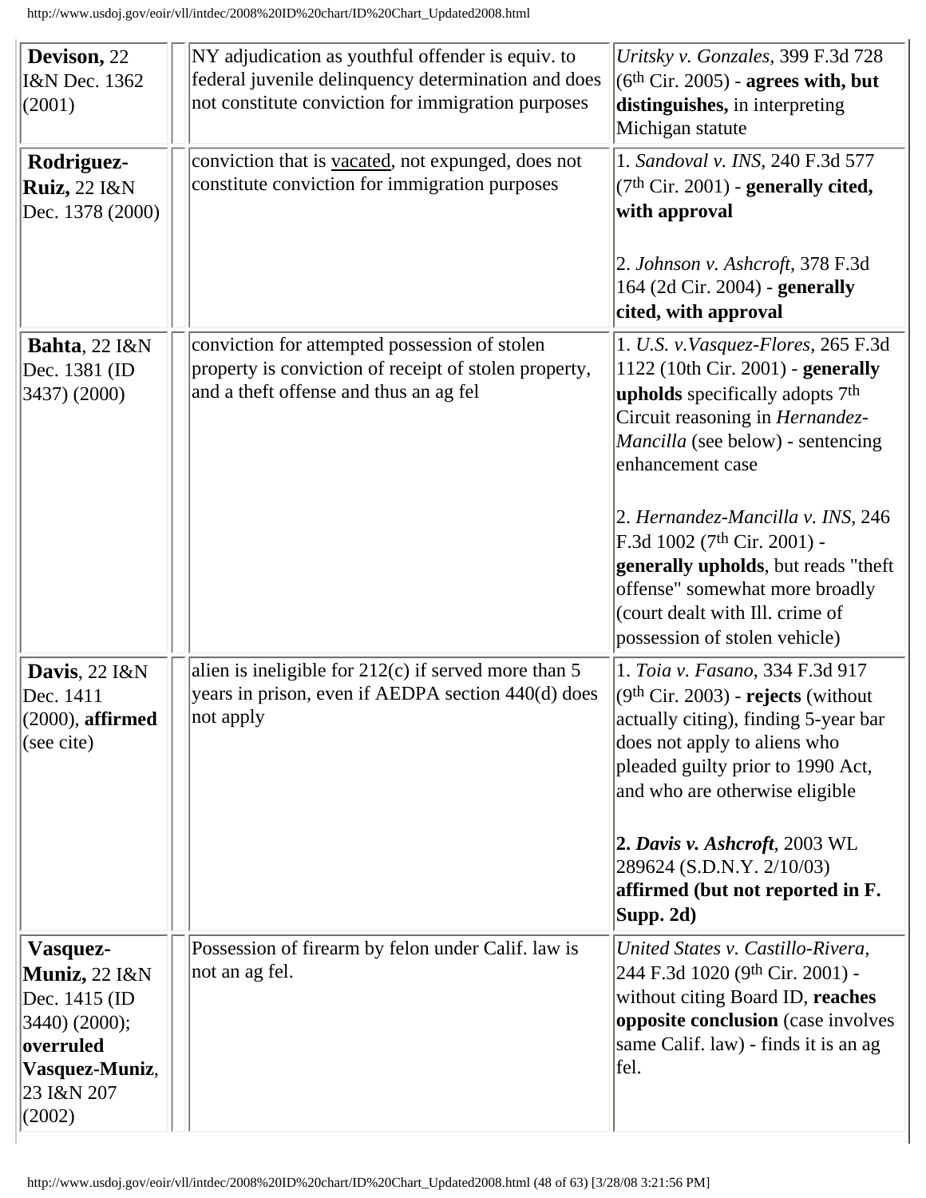| | | | |
|---|---|---|---|
| **Devison,** 22 I&N Dec. 1362 (2001) | | NY adjudication as youthful offender is equiv. to federal juvenile delinquency determination and does not constitute conviction for immigration purposes | *Uritsky v. Gonzales*, 399 F.3d 728 (6th Cir. 2005) - **agrees with, but distinguishes,** in interpreting Michigan statute |
| **Rodriguez-Ruiz,** 22 I&N Dec. 1378 (2000) | | conviction that is vacated, not expunged, does not constitute conviction for immigration purposes | 1. *Sandoval v. INS*, 240 F.3d 577 (7th Cir. 2001) - **generally cited, with approval**<br><br>2. *Johnson v. Ashcroft*, 378 F.3d 164 (2d Cir. 2004) - **generally cited, with approval** |
| **Bahta**, 22 I&N Dec. 1381 (ID 3437) (2000) | | conviction for attempted possession of stolen property is conviction of receipt of stolen property, and a theft offense and thus an ag fel | 1. *U.S. v.Vasquez-Flores,* 265 F.3d 1122 (10th Cir. 2001) - **generally upholds** specifically adopts 7th Circuit reasoning in *Hernandez-Mancilla* (see below) - sentencing enhancement case<br><br>2. *Hernandez-Mancilla v. INS*, 246 F.3d 1002 (7th Cir. 2001) - **generally upholds**, but reads "theft offense" somewhat more broadly (court dealt with Ill. crime of possession of stolen vehicle) |
| **Davis**, 22 I&N Dec. 1411 (2000), **affirmed** (see cite) | | alien is ineligible for 212(c) if served more than 5 years in prison, even if AEDPA section 440(d) does not apply | 1. *Toia v. Fasano*, 334 F.3d 917 (9th Cir. 2003) - **rejects** (without actually citing), finding 5-year bar does not apply to aliens who pleaded guilty prior to 1990 Act, and who are otherwise eligible<br><br>**2. *Davis v. Ashcroft*,** 2003 WL 289624 (S.D.N.Y. 2/10/03) **affirmed (but not reported in F. Supp. 2d)** |
| **Vasquez-Muniz,** 22 I&N Dec. 1415 (ID 3440) (2000); **overruled Vasquez-Muniz**, 23 I&N 207 (2002) | | Possession of firearm by felon under Calif. law is not an ag fel. | *United States v. Castillo-Rivera*, 244 F.3d 1020 (9th Cir. 2001) - without citing Board ID, **reaches opposite conclusion** (case involves same Calif. law) - finds it is an ag fel. |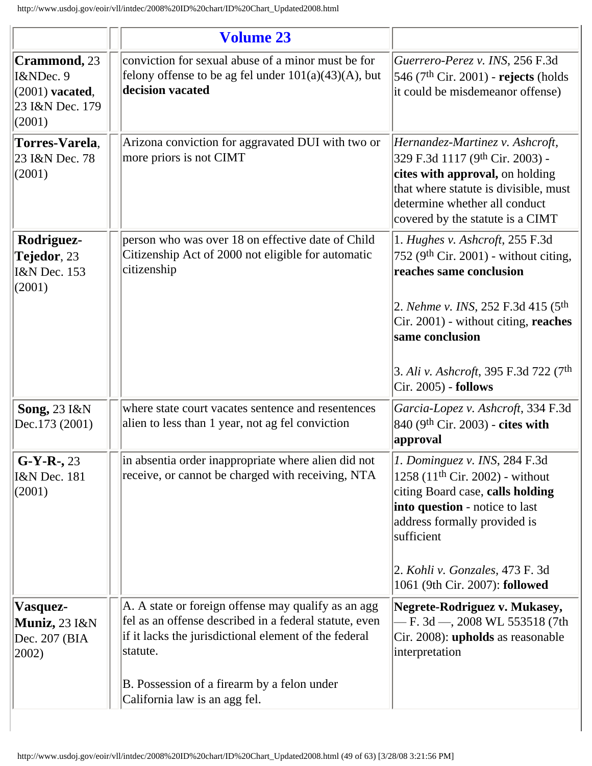| | | Volume 23 | |
|---|---|---|---|
| **Crammond**, 23 I&NDec. 9 (2001) **vacated**, 23 I&N Dec. 179 (2001) | | conviction for sexual abuse of a minor must be for felony offense to be ag fel under 101(a)(43)(A), but **decision vacated** | *Guerrero-Perez v. INS*, 256 F.3d 546 (7th Cir. 2001) - **rejects** (holds it could be misdemeanor offense) |
| **Torres-Varela**, 23 I&N Dec. 78 (2001) | | Arizona conviction for aggravated DUI with two or more priors is not CIMT | *Hernandez-Martinez v. Ashcroft*, 329 F.3d 1117 (9th Cir. 2003) - **cites with approval,** on holding that where statute is divisible, must determine whether all conduct covered by the statute is a CIMT |
| **Rodriguez-Tejedor**, 23 I&N Dec. 153 (2001) | | person who was over 18 on effective date of Child Citizenship Act of 2000 not eligible for automatic citizenship | 1. *Hughes v. Ashcroft*, 255 F.3d 752 (9th Cir. 2001) - without citing, **reaches same conclusion**<br><br>2. *Nehme v. INS*, 252 F.3d 415 (5th Cir. 2001) - without citing, **reaches same conclusion**<br><br>3. *Ali v. Ashcroft*, 395 F.3d 722 (7th Cir. 2005) - **follows** |
| **Song,** 23 I&N Dec.173 (2001) | | where state court vacates sentence and resentences alien to less than 1 year, not ag fel conviction | *Garcia-Lopez v. Ashcroft*, 334 F.3d 840 (9th Cir. 2003) - **cites with approval** |
| **G-Y-R-,** 23 I&N Dec. 181 (2001) | | in absentia order inappropriate where alien did not receive, or cannot be charged with receiving, NTA | *1. Dominguez v. INS*, 284 F.3d 1258 (11th Cir. 2002) - without citing Board case, **calls holding into question** - notice to last address formally provided is sufficient<br><br>2. *Kohli v. Gonzales,* 473 F. 3d 1061 (9th Cir. 2007): **followed** |
| **Vasquez-Muniz,** 23 I&N Dec. 207 (BIA 2002) | | A. A state or foreign offense may qualify as an agg fel as an offense described in a federal statute, even if it lacks the jurisdictional element of the federal statute.<br><br>B. Possession of a firearm by a felon under California law is an agg fel. | **Negrete-Rodriguez v. Mukasey,** — F. 3d —, 2008 WL 553518 (7th Cir. 2008): **upholds** as reasonable interpretation |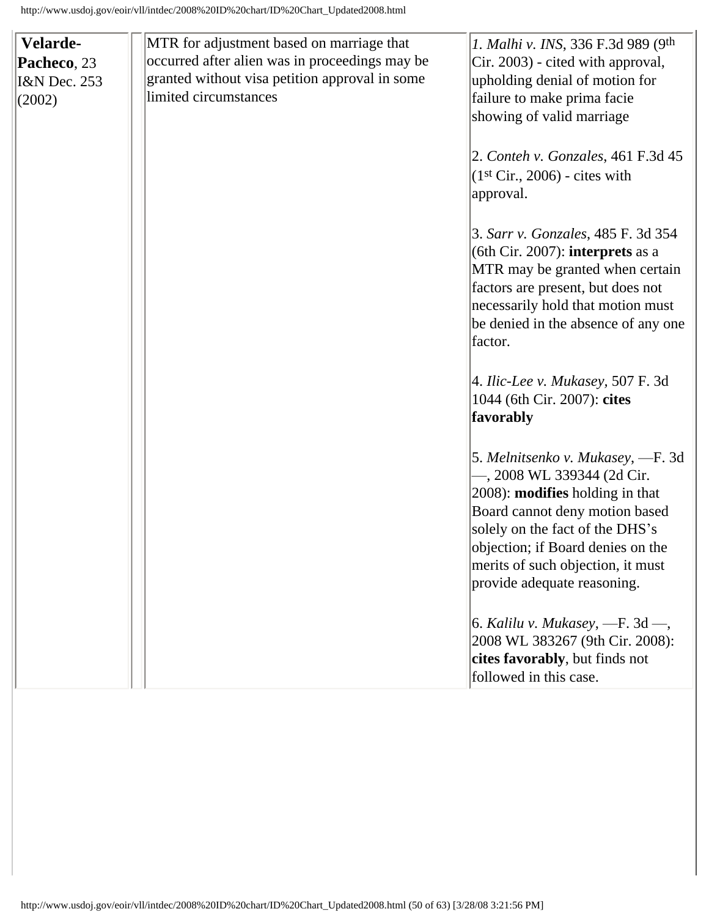| | | | |
|---|---|---|---|
| **Velarde-Pacheco**, 23 I&N Dec. 253 (2002) | | MTR for adjustment based on marriage that occurred after alien was in proceedings may be granted without visa petition approval in some limited circumstances | *1. Malhi v. INS*, 336 F.3d 989 (9th Cir. 2003) - cited with approval, upholding denial of motion for failure to make prima facie showing of valid marriage<br><br>2. *Conteh v. Gonzales*, 461 F.3d 45 (1st Cir., 2006) - cites with approval.<br><br>3. *Sarr v. Gonzales*, 485 F. 3d 354 (6th Cir. 2007): **interprets** as a MTR may be granted when certain factors are present, but does not necessarily hold that motion must be denied in the absence of any one factor.<br><br>4. *Ilic-Lee v. Mukasey*, 507 F. 3d 1044 (6th Cir. 2007): **cites favorably**<br><br>5. *Melnitsenko v. Mukasey*, —F. 3d —, 2008 WL 339344 (2d Cir. 2008): **modifies** holding in that Board cannot deny motion based solely on the fact of the DHS's objection; if Board denies on the merits of such objection, it must provide adequate reasoning.<br><br>6. *Kalilu v. Mukasey*, —F. 3d —, 2008 WL 383267 (9th Cir. 2008): **cites favorably**, but finds not followed in this case. |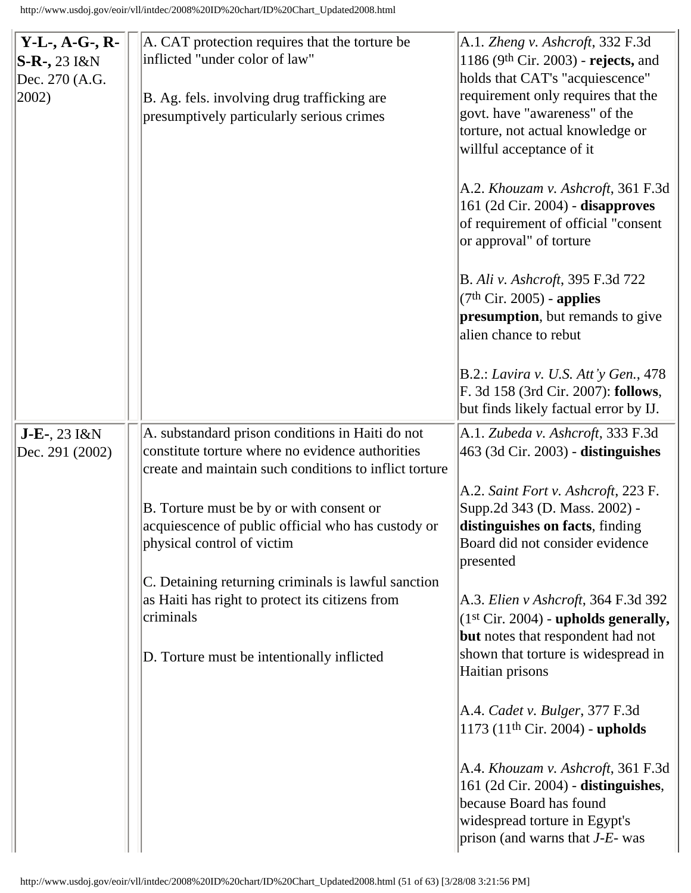| | | |
|---|---|---|
| **Y-L-, A-G-, R-S-R-,** 23 I&N Dec. 270 (A.G. 2002) | A. CAT protection requires that the torture be inflicted "under color of law"<br><br>B. Ag. fels. involving drug trafficking are presumptively particularly serious crimes | A.1. *Zheng v. Ashcroft*, 332 F.3d 1186 (9th Cir. 2003) - **rejects,** and holds that CAT's "acquiescence" requirement only requires that the govt. have "awareness" of the torture, not actual knowledge or willful acceptance of it<br><br>A.2. *Khouzam v. Ashcroft*, 361 F.3d 161 (2d Cir. 2004) - **disapproves** of requirement of official "consent or approval" of torture<br><br>B. *Ali v. Ashcroft*, 395 F.3d 722 (7th Cir. 2005) - **applies presumption**, but remands to give alien chance to rebut<br><br>B.2.: *Lavira v. U.S. Att'y Gen.*, 478 F. 3d 158 (3rd Cir. 2007): **follows**, but finds likely factual error by IJ. |
| **J-E-**, 23 I&N Dec. 291 (2002) | A. substandard prison conditions in Haiti do not constitute torture where no evidence authorities create and maintain such conditions to inflict torture<br><br>B. Torture must be by or with consent or acquiescence of public official who has custody or physical control of victim<br><br>C. Detaining returning criminals is lawful sanction as Haiti has right to protect its citizens from criminals<br><br>D. Torture must be intentionally inflicted | A.1. *Zubeda v. Ashcroft*, 333 F.3d 463 (3d Cir. 2003) - **distinguishes**<br><br>A.2. *Saint Fort v. Ashcroft*, 223 F. Supp.2d 343 (D. Mass. 2002) - **distinguishes on facts**, finding Board did not consider evidence presented<br><br>A.3. *Elien v Ashcroft*, 364 F.3d 392 (1st Cir. 2004) - **upholds generally, but** notes that respondent had not shown that torture is widespread in Haitian prisons<br><br>A.4. *Cadet v. Bulger*, 377 F.3d 1173 (11th Cir. 2004) - **upholds**<br><br>A.4. *Khouzam v. Ashcroft*, 361 F.3d 161 (2d Cir. 2004) - **distinguishes**, because Board has found widespread torture in Egypt's prison (and warns that *J-E-* was |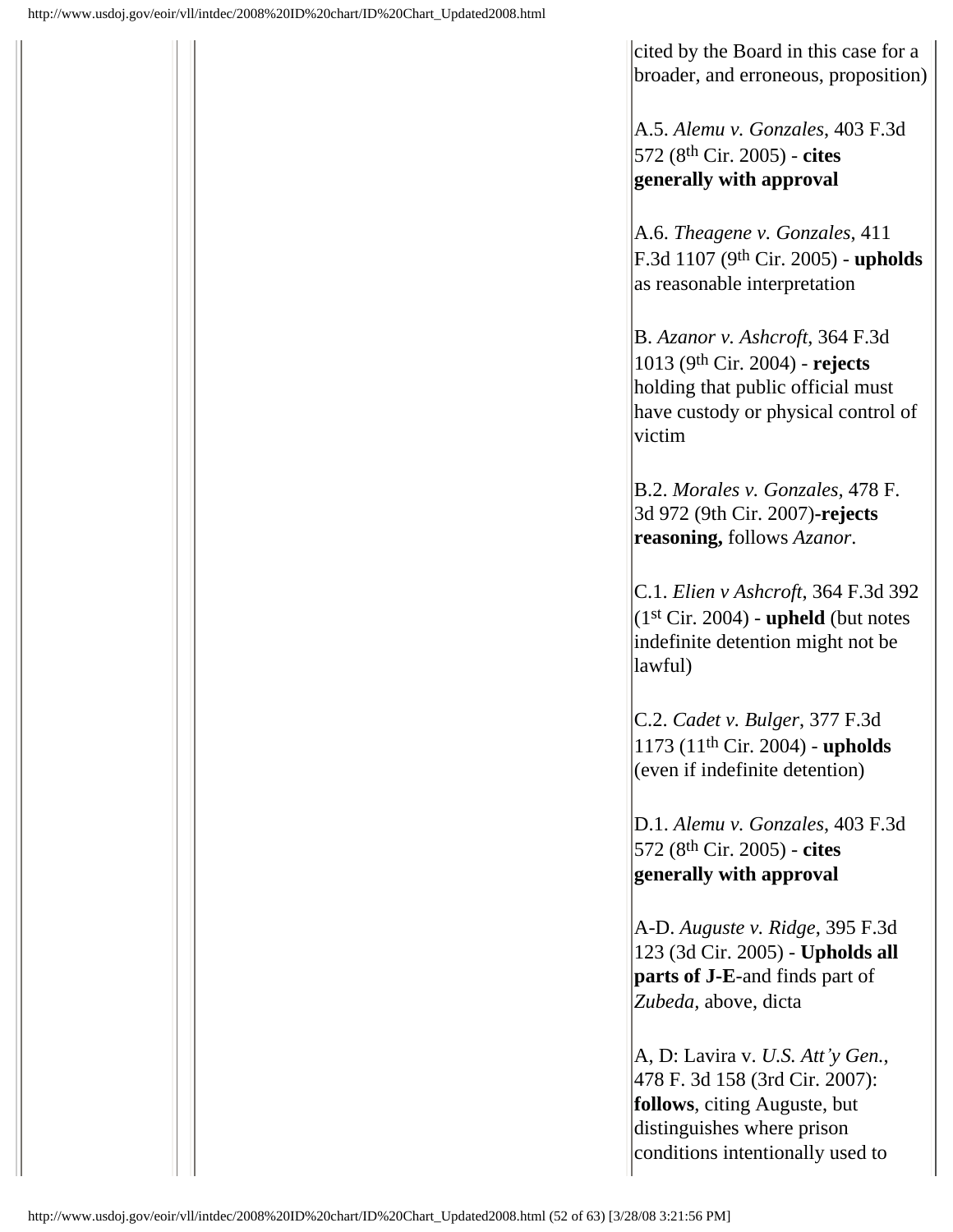| | | | |
|---|---|---|---|
| | | | cited by the Board in this case for a broader, and erroneous, proposition)<br><br>A.5. *Alemu v. Gonzales*, 403 F.3d 572 (8th Cir. 2005) - **cites generally with approval**<br><br>A.6. *Theagene v. Gonzales*, 411 F.3d 1107 (9th Cir. 2005) - **upholds** as reasonable interpretation<br><br>B. *Azanor v. Ashcroft*, 364 F.3d 1013 (9th Cir. 2004) - **rejects** holding that public official must have custody or physical control of victim<br><br>B.2. *Morales v. Gonzales*, 478 F. 3d 972 (9th Cir. 2007)-**rejects reasoning,** follows *Azanor*.<br><br>C.1. *Elien v Ashcroft*, 364 F.3d 392 (1st Cir. 2004) - **upheld** (but notes indefinite detention might not be lawful)<br><br>C.2. *Cadet v. Bulger*, 377 F.3d 1173 (11th Cir. 2004) - **upholds** (even if indefinite detention)<br><br>D.1. *Alemu v. Gonzales*, 403 F.3d 572 (8th Cir. 2005) - **cites generally with approval**<br><br>A-D. *Auguste v. Ridge*, 395 F.3d 123 (3d Cir. 2005) - **Upholds all parts of J-E**-and finds part of *Zubeda*, above, dicta<br><br>A, D: Lavira v. *U.S. Att'y Gen.*, 478 F. 3d 158 (3rd Cir. 2007): **follows**, citing Auguste, but distinguishes where prison conditions intentionally used to |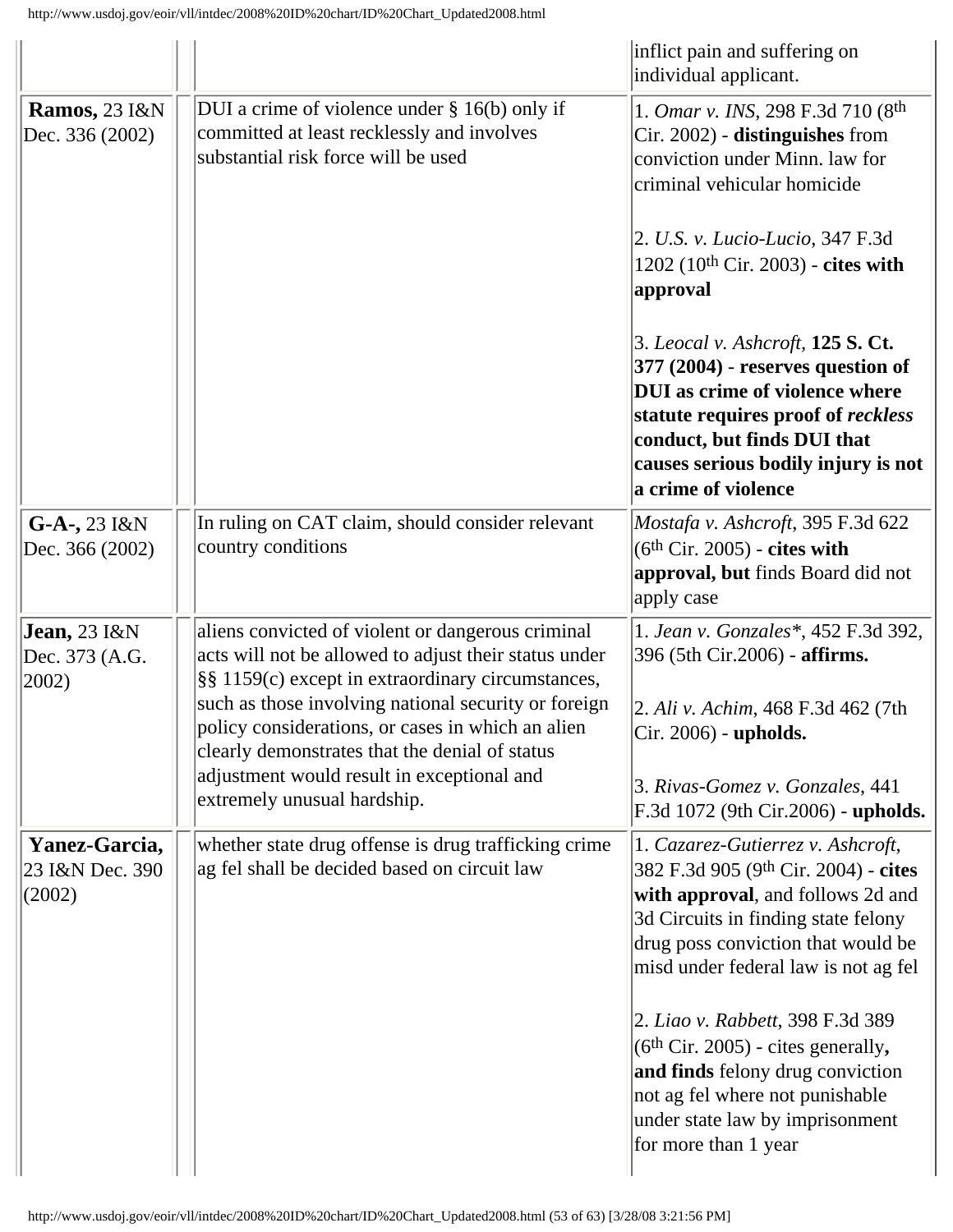| | | |
|---|---|---|
| | | inflict pain and suffering on individual applicant. |
| **Ramos,** 23 I&N Dec. 336 (2002) | DUI a crime of violence under § 16(b) only if committed at least recklessly and involves substantial risk force will be used | 1. *Omar v. INS*, 298 F.3d 710 (8th Cir. 2002) - **distinguishes** from conviction under Minn. law for criminal vehicular homicide<br><br>2. *U.S. v. Lucio-Lucio*, 347 F.3d 1202 (10th Cir. 2003) - **cites with approval**<br><br>3. *Leocal v. Ashcroft*, **125 S. Ct. 377 (2004)** - **reserves question of DUI as crime of violence where statute requires proof of *reckless* conduct, but finds DUI that causes serious bodily injury is not a crime of violence** |
| **G-A-,** 23 I&N Dec. 366 (2002) | In ruling on CAT claim, should consider relevant country conditions | *Mostafa v. Ashcroft*, 395 F.3d 622 (6th Cir. 2005) - **cites with approval, but** finds Board did not apply case |
| **Jean,** 23 I&N Dec. 373 (A.G. 2002) | aliens convicted of violent or dangerous criminal acts will not be allowed to adjust their status under §§ 1159(c) except in extraordinary circumstances, such as those involving national security or foreign policy considerations, or cases in which an alien clearly demonstrates that the denial of status adjustment would result in exceptional and extremely unusual hardship. | 1. *Jean v. Gonzales**, 452 F.3d 392, 396 (5th Cir.2006) - **affirms.**<br><br>2. *Ali v. Achim*, 468 F.3d 462 (7th Cir. 2006) - **upholds.**<br><br>3. *Rivas-Gomez v. Gonzales*, 441 F.3d 1072 (9th Cir.2006) - **upholds.** |
| **Yanez-Garcia,** 23 I&N Dec. 390 (2002) | whether state drug offense is drug trafficking crime ag fel shall be decided based on circuit law | 1. *Cazarez-Gutierrez v. Ashcroft*, 382 F.3d 905 (9th Cir. 2004) - **cites with approval**, and follows 2d and 3d Circuits in finding state felony drug poss conviction that would be misd under federal law is not ag fel<br><br>2. *Liao v. Rabbett*, 398 F.3d 389 (6th Cir. 2005) - cites generally**, and finds** felony drug conviction not ag fel where not punishable under state law by imprisonment for more than 1 year |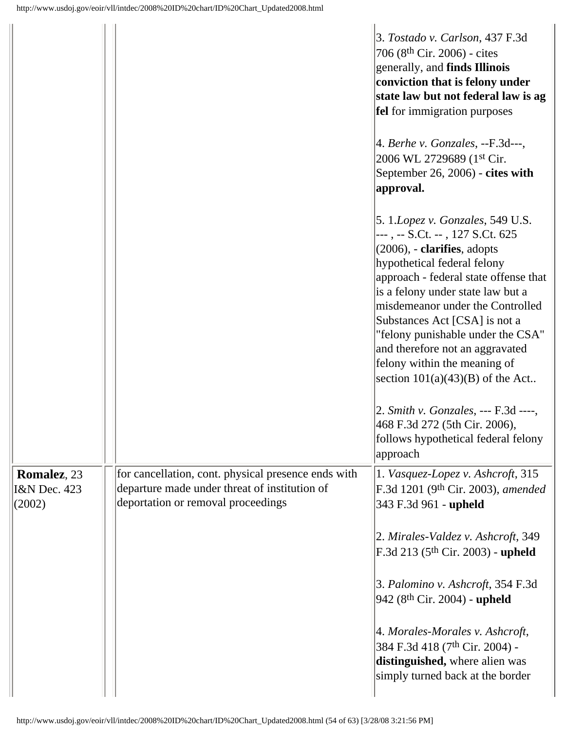| | | | |
|---|---|---|---|
| | | | 3. *Tostado v. Carlson*, 437 F.3d 706 (8th Cir. 2006) - cites generally, and **finds Illinois conviction that is felony under state law but not federal law is ag fel** for immigration purposes<br><br>4. *Berhe v. Gonzales*, --F.3d---, 2006 WL 2729689 (1st Cir. September 26, 2006) - **cites with approval.**<br><br>5. 1.*Lopez v. Gonzales*, 549 U.S. --- , -- S.Ct. -- , 127 S.Ct. 625 (2006), - **clarifies**, adopts hypothetical federal felony approach - federal state offense that is a felony under state law but a misdemeanor under the Controlled Substances Act [CSA] is not a "felony punishable under the CSA" and therefore not an aggravated felony within the meaning of section 101(a)(43)(B) of the Act..<br><br>2. *Smith v. Gonzales*, --- F.3d ----, 468 F.3d 272 (5th Cir. 2006), follows hypothetical federal felony approach |
| **Romalez**, 23 I&N Dec. 423 (2002) | | for cancellation, cont. physical presence ends with departure made under threat of institution of deportation or removal proceedings | 1. *Vasquez-Lopez v. Ashcroft*, 315 F.3d 1201 (9th Cir. 2003), *amended* 343 F.3d 961 - **upheld**<br><br>2. *Mirales-Valdez v. Ashcroft*, 349 F.3d 213 (5th Cir. 2003) - **upheld**<br><br>3. *Palomino v. Ashcroft*, 354 F.3d 942 (8th Cir. 2004) - **upheld**<br><br>4. *Morales-Morales v. Ashcroft*, 384 F.3d 418 (7th Cir. 2004) - **distinguished,** where alien was simply turned back at the border |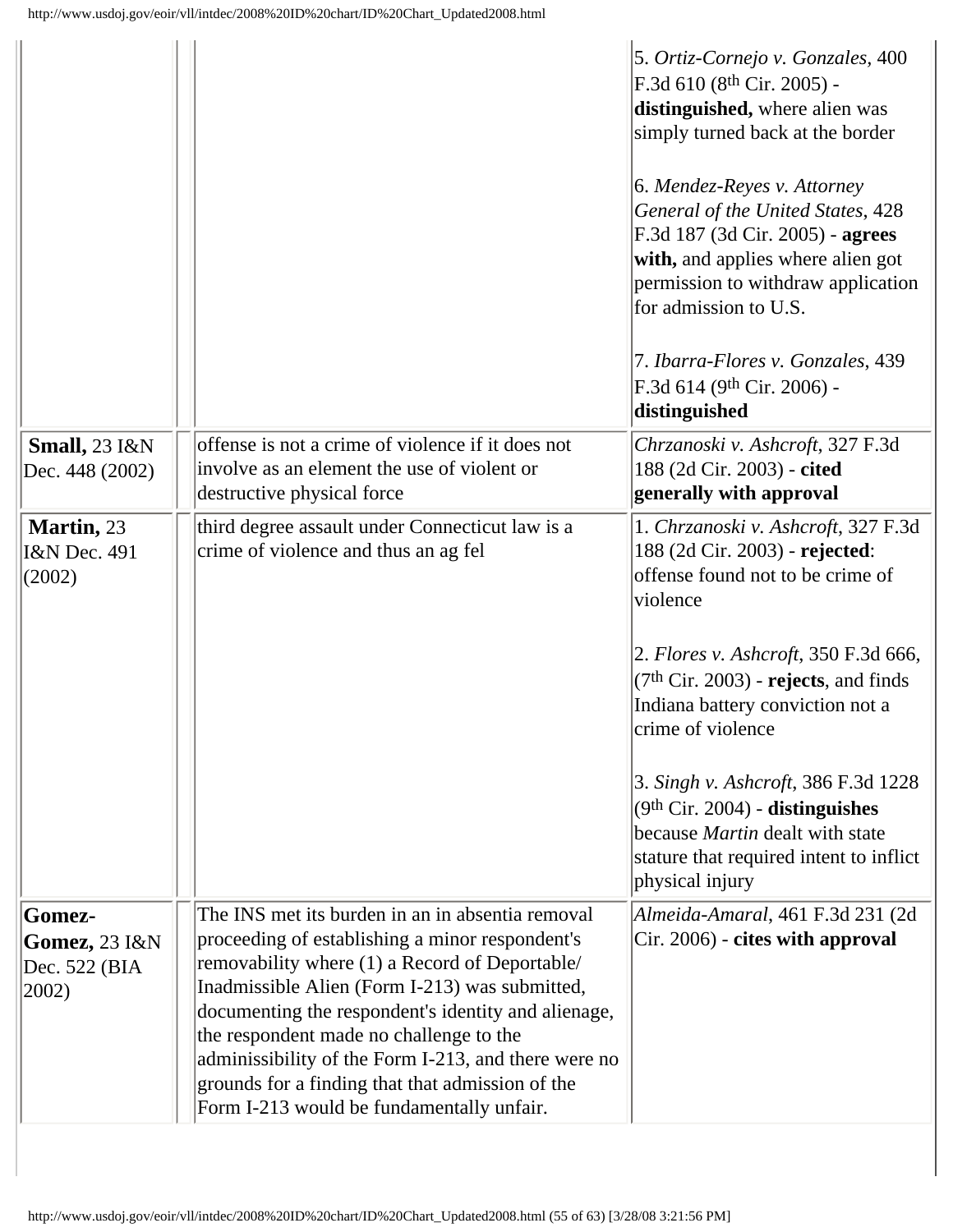| | | | |
|---|---|---|---|
| | | | 5. *Ortiz-Cornejo v. Gonzales*, 400 F.3d 610 (8th Cir. 2005) - **distinguished,** where alien was simply turned back at the border<br><br>6. *Mendez-Reyes v. Attorney General of the United States*, 428 F.3d 187 (3d Cir. 2005) - **agrees with,** and applies where alien got permission to withdraw application for admission to U.S.<br><br>7. *Ibarra-Flores v. Gonzales*, 439 F.3d 614 (9th Cir. 2006) - **distinguished** |
| **Small,** 23 I&N Dec. 448 (2002) | | offense is not a crime of violence if it does not involve as an element the use of violent or destructive physical force | *Chrzanoski v. Ashcroft*, 327 F.3d 188 (2d Cir. 2003) - **cited generally with approval** |
| **Martin,** 23 I&N Dec. 491 (2002) | | third degree assault under Connecticut law is a crime of violence and thus an ag fel | 1. *Chrzanoski v. Ashcroft*, 327 F.3d 188 (2d Cir. 2003) - **rejected**: offense found not to be crime of violence<br><br>2. *Flores v. Ashcroft*, 350 F.3d 666, (7th Cir. 2003) - **rejects**, and finds Indiana battery conviction not a crime of violence<br><br>3. *Singh v. Ashcroft*, 386 F.3d 1228 (9th Cir. 2004) - **distinguishes** because *Martin* dealt with state stature that required intent to inflict physical injury |
| **Gomez-Gomez,** 23 I&N Dec. 522 (BIA 2002) | | The INS met its burden in an in absentia removal proceeding of establishing a minor respondent's removability where (1) a Record of Deportable/ Inadmissible Alien (Form I-213) was submitted, documenting the respondent's identity and alienage, the respondent made no challenge to the admissibility of the Form I-213, and there were no grounds for a finding that that admission of the Form I-213 would be fundamentally unfair. | *Almeida-Amaral*, 461 F.3d 231 (2d Cir. 2006) - **cites with approval** |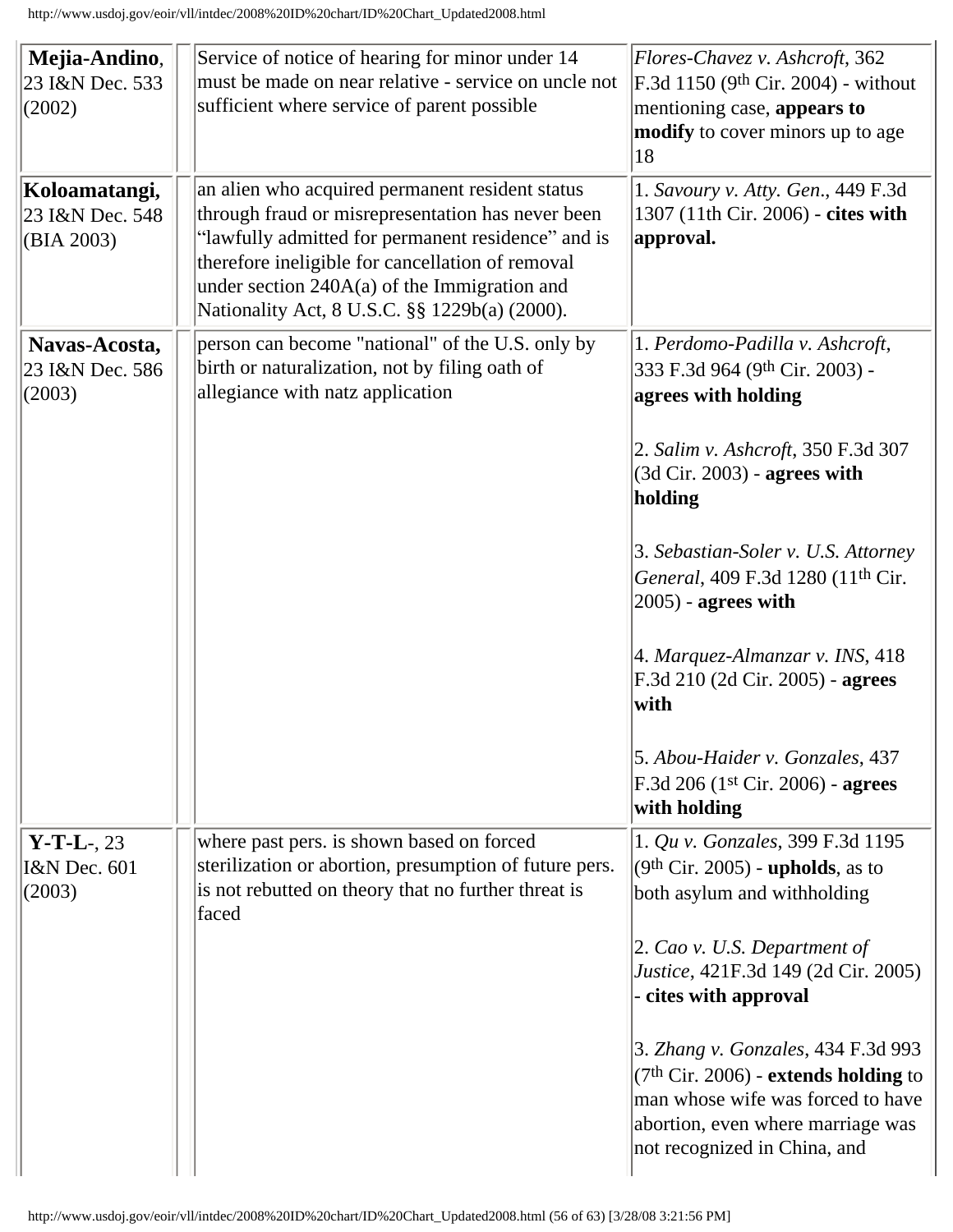| | | | |
|---|---|---|---|
| **Mejia-Andino**, 23 I&N Dec. 533 (2002) | | Service of notice of hearing for minor under 14 must be made on near relative - service on uncle not sufficient where service of parent possible | *Flores-Chavez v. Ashcroft*, 362 F.3d 1150 (9th Cir. 2004) - without mentioning case, **appears to modify** to cover minors up to age 18 |
| **Koloamatangi,** 23 I&N Dec. 548 (BIA 2003) | | an alien who acquired permanent resident status through fraud or misrepresentation has never been "lawfully admitted for permanent residence" and is therefore ineligible for cancellation of removal under section 240A(a) of the Immigration and Nationality Act, 8 U.S.C. §§ 1229b(a) (2000). | 1. *Savoury v. Atty. Gen*., 449 F.3d 1307 (11th Cir. 2006) - **cites with approval.** |
| **Navas-Acosta,** 23 I&N Dec. 586 (2003) | | person can become "national" of the U.S. only by birth or naturalization, not by filing oath of allegiance with natz application | 1. *Perdomo-Padilla v. Ashcroft*, 333 F.3d 964 (9th Cir. 2003) - **agrees with holding**<br><br>2. *Salim v. Ashcroft*, 350 F.3d 307 (3d Cir. 2003) - **agrees with holding**<br><br>3. *Sebastian-Soler v. U.S. Attorney General*, 409 F.3d 1280 (11th Cir. 2005) - **agrees with**<br><br>4. *Marquez-Almanzar v. INS*, 418 F.3d 210 (2d Cir. 2005) - **agrees with**<br><br>5. *Abou-Haider v. Gonzales*, 437 F.3d 206 (1st Cir. 2006) - **agrees with holding** |
| **Y-T-L-**, 23 I&N Dec. 601 (2003) | | where past pers. is shown based on forced sterilization or abortion, presumption of future pers. is not rebutted on theory that no further threat is faced | 1. *Qu v. Gonzales*, 399 F.3d 1195 (9th Cir. 2005) - **upholds**, as to both asylum and withholding<br><br>2. *Cao v. U.S. Department of Justice*, 421F.3d 149 (2d Cir. 2005) - **cites with approval**<br><br>3. *Zhang v. Gonzales*, 434 F.3d 993 (7th Cir. 2006) - **extends holding** to man whose wife was forced to have abortion, even where marriage was not recognized in China, and |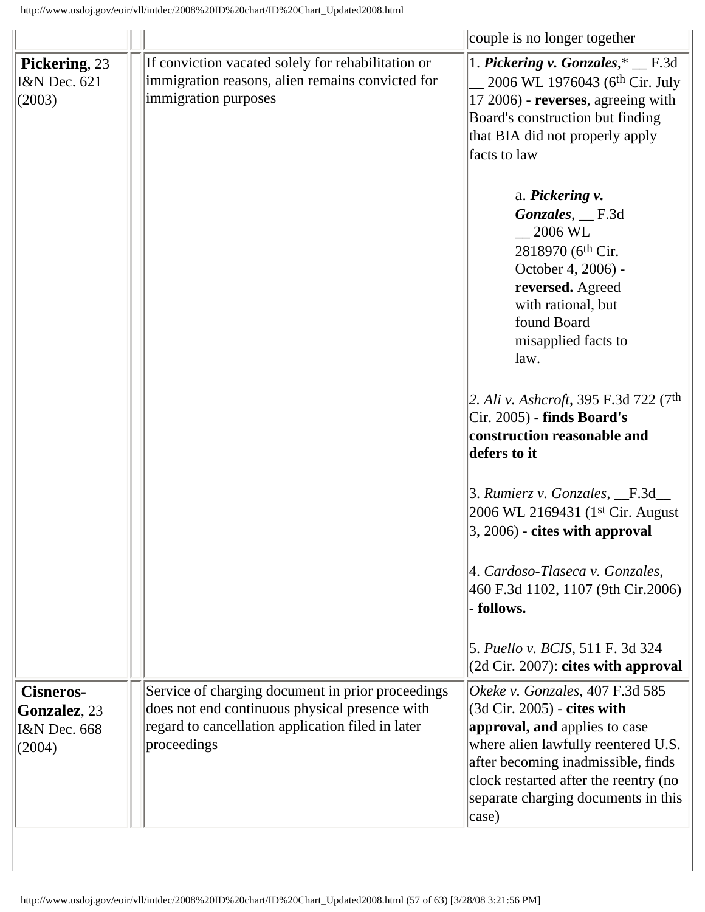| | | | |
|---|---|---|---|
| | | | couple is no longer together |
| **Pickering**, 23 I&N Dec. 621 (2003) | | If conviction vacated solely for rehabilitation or immigration reasons, alien remains convicted for immigration purposes | 1. ***Pickering v. Gonzales***,* __ F.3d __ 2006 WL 1976043 (6th Cir. July 17 2006) - **reverses**, agreeing with Board's construction but finding that BIA did not properly apply facts to law<br><br>a. ***Pickering v. Gonzales***, __ F.3d __ 2006 WL 2818970 (6th Cir. October 4, 2006) - **reversed.** Agreed with rational, but found Board misapplied facts to law.<br><br>*2. Ali v. Ashcroft*, 395 F.3d 722 (7th Cir. 2005) - **finds Board's construction reasonable and defers to it**<br><br>3. *Rumierz v. Gonzales*, __F.3d__ 2006 WL 2169431 (1st Cir. August 3, 2006) - **cites with approval**<br><br>4. *Cardoso-Tlaseca v. Gonzales*, 460 F.3d 1102, 1107 (9th Cir.2006) - **follows.**<br><br>5. *Puello v. BCIS*, 511 F. 3d 324 (2d Cir. 2007): **cites with approval** |
| **Cisneros-Gonzalez**, 23 I&N Dec. 668 (2004) | | Service of charging document in prior proceedings does not end continuous physical presence with regard to cancellation application filed in later proceedings | *Okeke v. Gonzales*, 407 F.3d 585 (3d Cir. 2005) - **cites with approval, and** applies to case where alien lawfully reentered U.S. after becoming inadmissible, finds clock restarted after the reentry (no separate charging documents in this case) |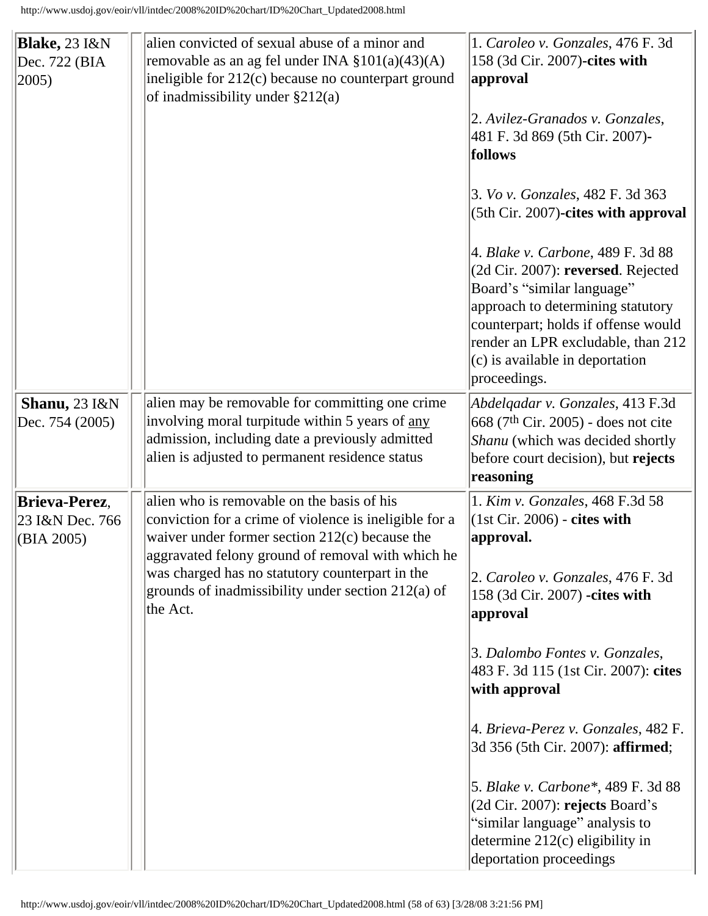| | | | |
|---|---|---|---|
| **Blake,** 23 I&N Dec. 722 (BIA 2005) | | alien convicted of sexual abuse of a minor and removable as an ag fel under INA §101(a)(43)(A) ineligible for 212(c) because no counterpart ground of inadmissibility under §212(a) | 1. *Caroleo v. Gonzales*, 476 F. 3d 158 (3d Cir. 2007)-**cites with approval**<br><br>2. *Avilez-Granados v. Gonzales*, 481 F. 3d 869 (5th Cir. 2007)-**follows**<br><br>3. *Vo v. Gonzales*, 482 F. 3d 363 (5th Cir. 2007)-**cites with approval**<br><br>4. *Blake v. Carbone*, 489 F. 3d 88 (2d Cir. 2007): **reversed**. Rejected Board's "similar language" approach to determining statutory counterpart; holds if offense would render an LPR excludable, than 212 (c) is available in deportation proceedings. |
| **Shanu,** 23 I&N Dec. 754 (2005) | | alien may be removable for committing one crime involving moral turpitude within 5 years of any admission, including date a previously admitted alien is adjusted to permanent residence status | *Abdelqadar v. Gonzales*, 413 F.3d 668 (7th Cir. 2005) - does not cite *Shanu* (which was decided shortly before court decision), but **rejects reasoning** |
| **Brieva-Perez**, 23 I&N Dec. 766 (BIA 2005) | | alien who is removable on the basis of his conviction for a crime of violence is ineligible for a waiver under former section 212(c) because the aggravated felony ground of removal with which he was charged has no statutory counterpart in the grounds of inadmissibility under section 212(a) of the Act. | 1. *Kim v. Gonzales*, 468 F.3d 58 (1st Cir. 2006) - **cites with approval.**<br><br>2. *Caroleo v. Gonzales*, 476 F. 3d 158 (3d Cir. 2007) -**cites with approval**<br><br>3. *Dalombo Fontes v. Gonzales*, 483 F. 3d 115 (1st Cir. 2007): **cites with approval**<br><br>4. *Brieva-Perez v. Gonzales*, 482 F. 3d 356 (5th Cir. 2007): **affirmed**;<br><br>5. *Blake v. Carbone\**, 489 F. 3d 88 (2d Cir. 2007): **rejects** Board's "similar language" analysis to determine 212(c) eligibility in deportation proceedings |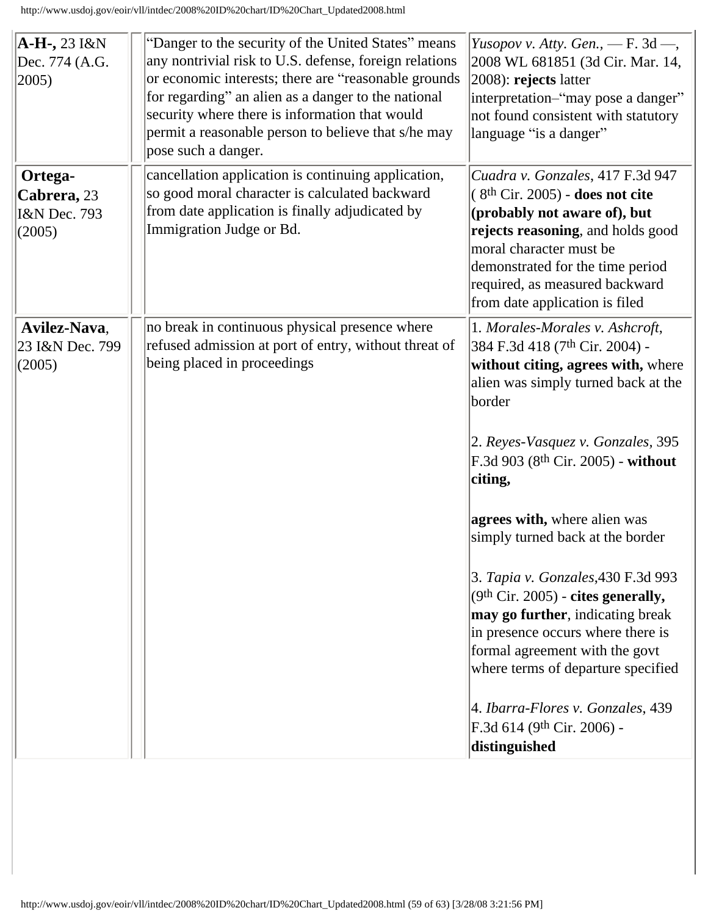| | | | |
|---|---|---|---|
| **A-H-,** 23 I&N Dec. 774 (A.G. 2005) | | "Danger to the security of the United States" means any nontrivial risk to U.S. defense, foreign relations or economic interests; there are "reasonable grounds for regarding" an alien as a danger to the national security where there is information that would permit a reasonable person to believe that s/he may pose such a danger. | *Yusopov v. Atty. Gen.*, — F. 3d —, 2008 WL 681851 (3d Cir. Mar. 14, 2008): **rejects** latter interpretation–"may pose a danger" not found consistent with statutory language "is a danger" |
| **Ortega-Cabrera,** 23 I&N Dec. 793 (2005) | | cancellation application is continuing application, so good moral character is calculated backward from date application is finally adjudicated by Immigration Judge or Bd. | *Cuadra v. Gonzales*, 417 F.3d 947 ( 8th Cir. 2005) - **does not cite (probably not aware of), but rejects reasoning**, and holds good moral character must be demonstrated for the time period required, as measured backward from date application is filed |
| **Avilez-Nava**, 23 I&N Dec. 799 (2005) | | no break in continuous physical presence where refused admission at port of entry, without threat of being placed in proceedings | 1. *Morales-Morales v. Ashcroft*, 384 F.3d 418 (7th Cir. 2004) - **without citing, agrees with,** where alien was simply turned back at the border<br><br>2. *Reyes-Vasquez v. Gonzales*, 395 F.3d 903 (8th Cir. 2005) - **without citing,**<br><br>**agrees with,** where alien was simply turned back at the border<br><br>3. *Tapia v. Gonzales*,430 F.3d 993 (9th Cir. 2005) - **cites generally, may go further**, indicating break in presence occurs where there is formal agreement with the govt where terms of departure specified<br><br>4. *Ibarra-Flores v. Gonzales*, 439 F.3d 614 (9th Cir. 2006) - **distinguished** |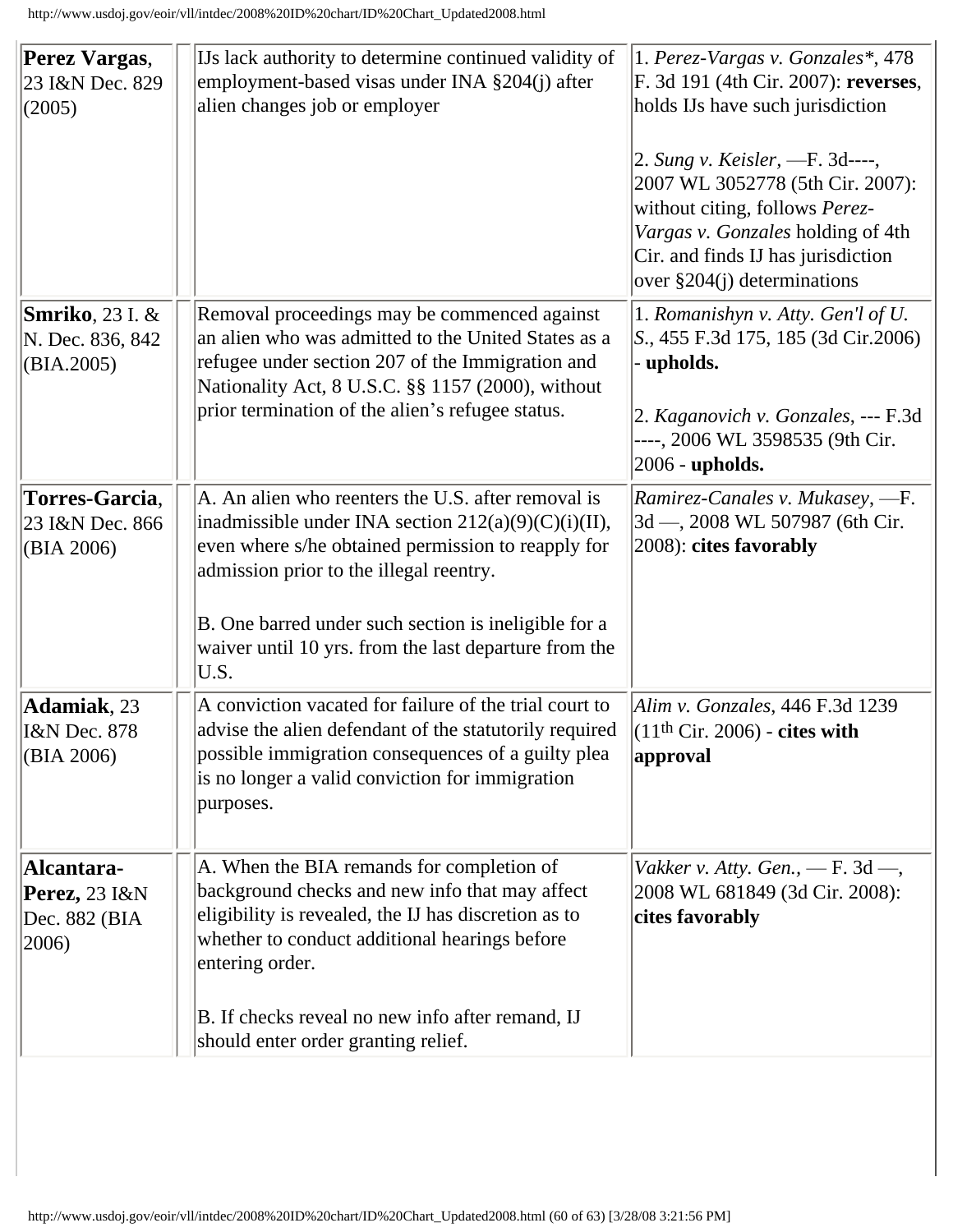| | | | |
|---|---|---|---|
| **Perez Vargas**, 23 I&N Dec. 829 (2005) | | IJs lack authority to determine continued validity of employment-based visas under INA §204(j) after alien changes job or employer | 1. *Perez-Vargas v. Gonzales**, 478 F. 3d 191 (4th Cir. 2007): **reverses**, holds IJs have such jurisdiction<br><br>2. *Sung v. Keisler*, —F. 3d----, 2007 WL 3052778 (5th Cir. 2007): without citing, follows *Perez-Vargas v. Gonzales* holding of 4th Cir. and finds IJ has jurisdiction over §204(j) determinations |
| **Smriko**, 23 I. & N. Dec. 836, 842 (BIA.2005) | | Removal proceedings may be commenced against an alien who was admitted to the United States as a refugee under section 207 of the Immigration and Nationality Act, 8 U.S.C. §§ 1157 (2000), without prior termination of the alien's refugee status. | 1. *Romanishyn v. Atty. Gen'l of U. S.*, 455 F.3d 175, 185 (3d Cir.2006) - **upholds.**<br><br>2. *Kaganovich v. Gonzales*, --- F.3d ----, 2006 WL 3598535 (9th Cir. 2006 - **upholds.** |
| **Torres-Garcia**, 23 I&N Dec. 866 (BIA 2006) | | A. An alien who reenters the U.S. after removal is inadmissible under INA section 212(a)(9)(C)(i)(II), even where s/he obtained permission to reapply for admission prior to the illegal reentry.<br><br>B. One barred under such section is ineligible for a waiver until 10 yrs. from the last departure from the U.S. | *Ramirez-Canales v. Mukasey*, —F. 3d —, 2008 WL 507987 (6th Cir. 2008): **cites favorably** |
| **Adamiak**, 23 I&N Dec. 878 (BIA 2006) | | A conviction vacated for failure of the trial court to advise the alien defendant of the statutorily required possible immigration consequences of a guilty plea is no longer a valid conviction for immigration purposes. | *Alim v. Gonzales*, 446 F.3d 1239 (11th Cir. 2006) - **cites with approval** |
| **Alcantara-Perez,** 23 I&N Dec. 882 (BIA 2006) | | A. When the BIA remands for completion of background checks and new info that may affect eligibility is revealed, the IJ has discretion as to whether to conduct additional hearings before entering order.<br><br>B. If checks reveal no new info after remand, IJ should enter order granting relief. | *Vakker v. Atty. Gen.*, — F. 3d —, 2008 WL 681849 (3d Cir. 2008): **cites favorably** |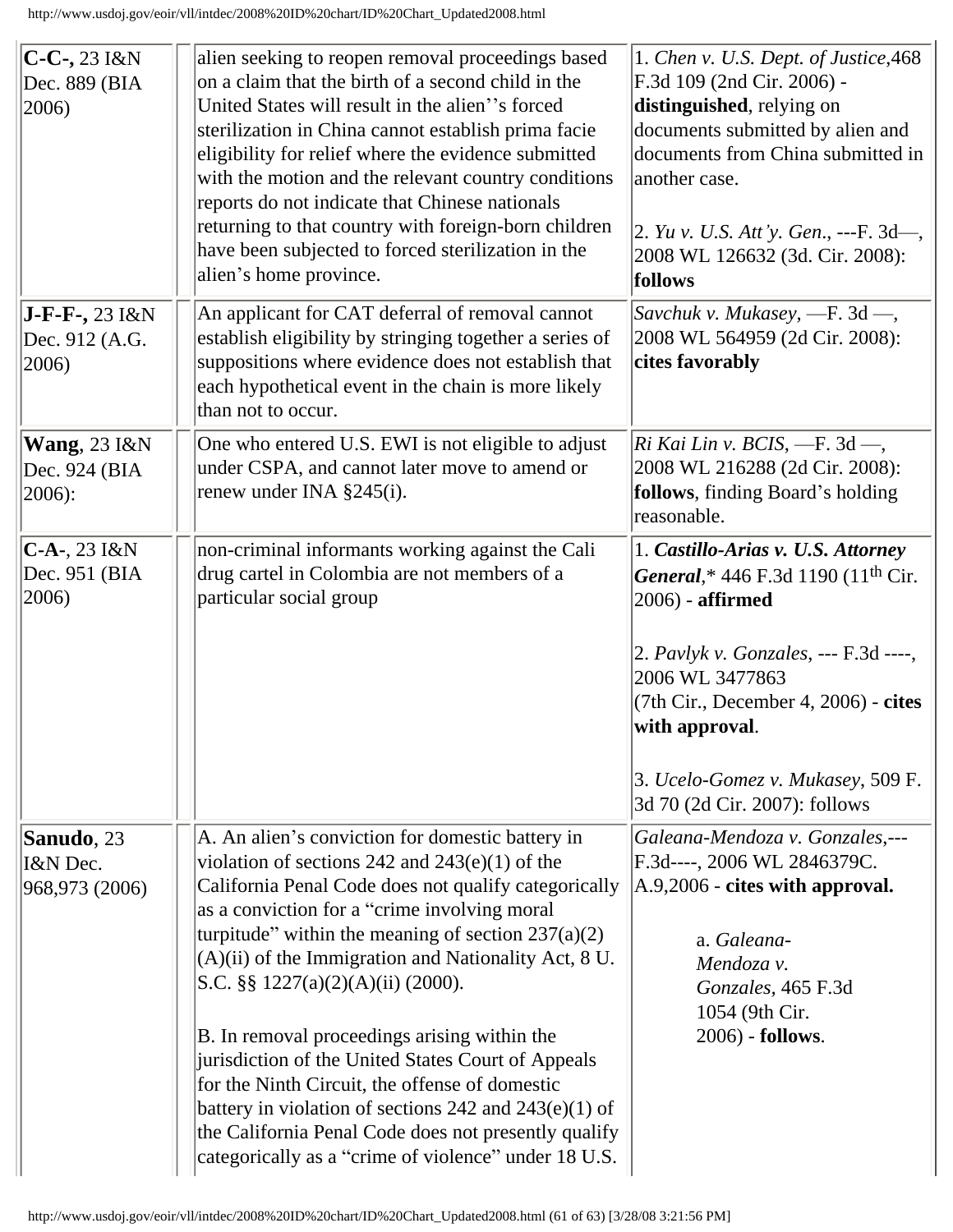| | | | |
|---|---|---|---|
| **C-C-,** 23 I&N Dec. 889 (BIA 2006) | | alien seeking to reopen removal proceedings based on a claim that the birth of a second child in the United States will result in the alien''s forced sterilization in China cannot establish prima facie eligibility for relief where the evidence submitted with the motion and the relevant country conditions reports do not indicate that Chinese nationals returning to that country with foreign-born children have been subjected to forced sterilization in the alien's home province. | 1. *Chen v. U.S. Dept. of Justice*,468 F.3d 109 (2nd Cir. 2006) - **distinguished**, relying on documents submitted by alien and documents from China submitted in another case.<br><br>2. *Yu v. U.S. Att'y. Gen*., ---F. 3d—, 2008 WL 126632 (3d. Cir. 2008): **follows** |
| **J-F-F-,** 23 I&N Dec. 912 (A.G. 2006) | | An applicant for CAT deferral of removal cannot establish eligibility by stringing together a series of suppositions where evidence does not establish that each hypothetical event in the chain is more likely than not to occur. | *Savchuk v. Mukasey*, —F. 3d —, 2008 WL 564959 (2d Cir. 2008): **cites favorably** |
| **Wang**, 23 I&N Dec. 924 (BIA 2006): | | One who entered U.S. EWI is not eligible to adjust under CSPA, and cannot later move to amend or renew under INA §245(i). | *Ri Kai Lin v. BCIS*, —F. 3d —, 2008 WL 216288 (2d Cir. 2008): **follows**, finding Board's holding reasonable. |
| **C-A-**, 23 I&N Dec. 951 (BIA 2006) | | non-criminal informants working against the Cali drug cartel in Colombia are not members of a particular social group | 1. ***Castillo-Arias v. U.S. Attorney General***,* 446 F.3d 1190 (11th Cir. 2006) - **affirmed**<br><br>2. *Pavlyk v. Gonzales*, --- F.3d ----, 2006 WL 3477863 (7th Cir., December 4, 2006) - **cites with approval**.<br><br>3. *Ucelo-Gomez v. Mukasey*, 509 F. 3d 70 (2d Cir. 2007): follows |
| **Sanudo**, 23 I&N Dec. 968,973 (2006) | | A. An alien's conviction for domestic battery in violation of sections 242 and 243(e)(1) of the California Penal Code does not qualify categorically as a conviction for a "crime involving moral turpitude" within the meaning of section 237(a)(2)(A)(ii) of the Immigration and Nationality Act, 8 U.S.C. §§ 1227(a)(2)(A)(ii) (2000).<br><br>B. In removal proceedings arising within the jurisdiction of the United States Court of Appeals for the Ninth Circuit, the offense of domestic battery in violation of sections 242 and 243(e)(1) of the California Penal Code does not presently qualify categorically as a "crime of violence" under 18 U.S. | *Galeana-Mendoza v. Gonzales*,---F.3d----, 2006 WL 2846379C. A.9,2006 - **cites with approval.**<br><br>a. *Galeana-Mendoza v. Gonzales*, 465 F.3d 1054 (9th Cir. 2006) - **follows**. |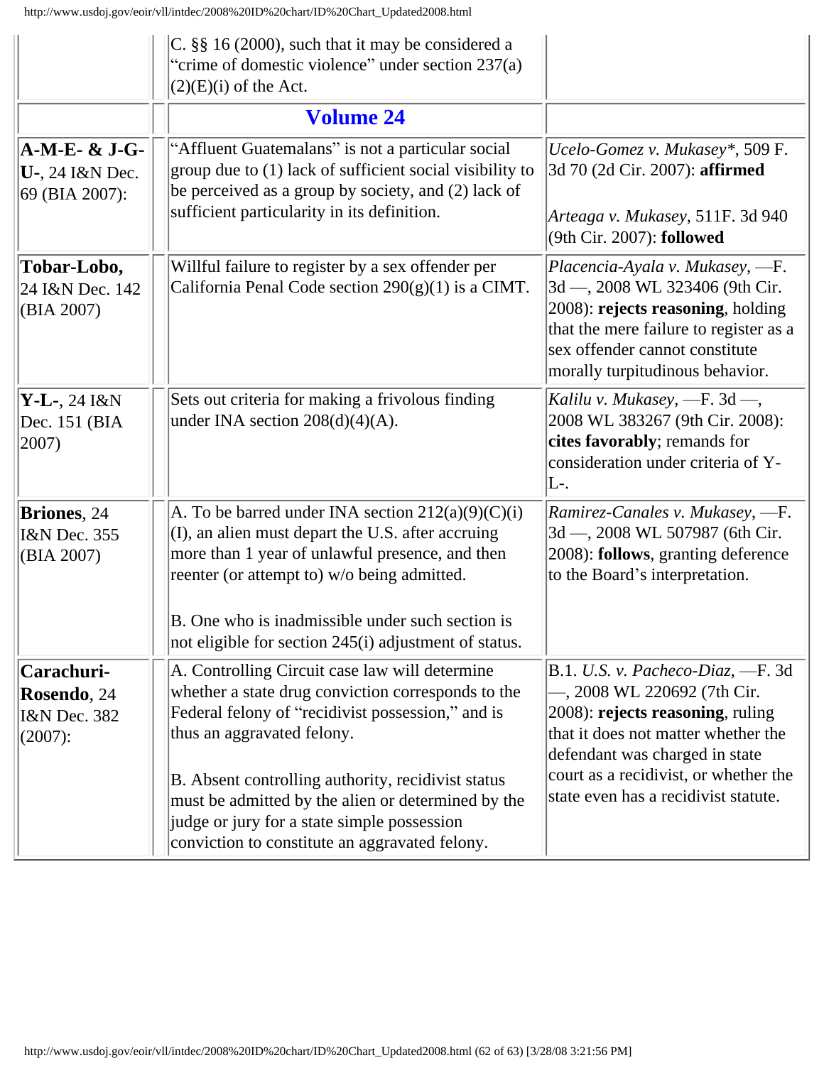| | | | |
|---|---|---|---|
| | | C. §§ 16 (2000), such that it may be considered a "crime of domestic violence" under section 237(a)(2)(E)(i) of the Act. | |
| | | **Volume 24** | |
| **A-M-E- & J-G-U-**, 24 I&N Dec. 69 (BIA 2007): | | "Affluent Guatemalans" is not a particular social group due to (1) lack of sufficient social visibility to be perceived as a group by society, and (2) lack of sufficient particularity in its definition. | *Ucelo-Gomez v. Mukasey*\*, 509 F. 3d 70 (2d Cir. 2007): **affirmed**<br><br>*Arteaga v. Mukasey*, 511F. 3d 940 (9th Cir. 2007): **followed** |
| **Tobar-Lobo,** 24 I&N Dec. 142 (BIA 2007) | | Willful failure to register by a sex offender per California Penal Code section 290(g)(1) is a CIMT. | *Placencia-Ayala v. Mukasey*, —F. 3d —, 2008 WL 323406 (9th Cir. 2008): **rejects reasoning**, holding that the mere failure to register as a sex offender cannot constitute morally turpitudinous behavior. |
| **Y-L-**, 24 I&N Dec. 151 (BIA 2007) | | Sets out criteria for making a frivolous finding under INA section 208(d)(4)(A). | *Kalilu v. Mukasey*, —F. 3d —, 2008 WL 383267 (9th Cir. 2008): **cites favorably**; remands for consideration under criteria of Y-L-. |
| **Briones**, 24 I&N Dec. 355 (BIA 2007) | | A. To be barred under INA section 212(a)(9)(C)(i)(I), an alien must depart the U.S. after accruing more than 1 year of unlawful presence, and then reenter (or attempt to) w/o being admitted.<br><br>B. One who is inadmissible under such section is not eligible for section 245(i) adjustment of status. | *Ramirez-Canales v. Mukasey*, —F. 3d —, 2008 WL 507987 (6th Cir. 2008): **follows**, granting deference to the Board's interpretation. |
| **Carachuri-Rosendo**, 24 I&N Dec. 382 (2007): | | A. Controlling Circuit case law will determine whether a state drug conviction corresponds to the Federal felony of "recidivist possession," and is thus an aggravated felony.<br><br>B. Absent controlling authority, recidivist status must be admitted by the alien or determined by the judge or jury for a state simple possession conviction to constitute an aggravated felony. | B.1. *U.S. v. Pacheco-Diaz*, —F. 3d —, 2008 WL 220692 (7th Cir. 2008): **rejects reasoning**, ruling that it does not matter whether the defendant was charged in state court as a recidivist, or whether the state even has a recidivist statute. |